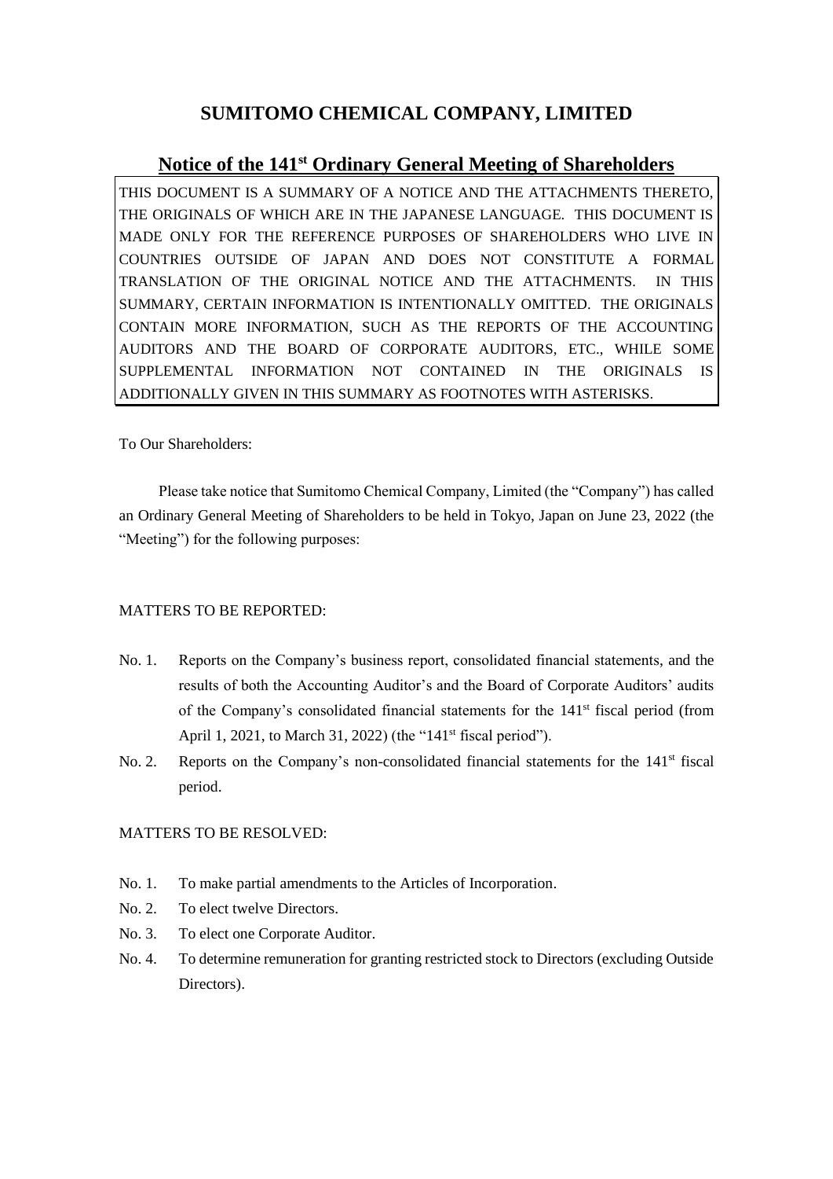# SUMITOMO CHEMICAL COMPANY, LIMITED

## Notice of the 141st Ordinary General Meeting of Shareholders

THIS DOCUMENT IS A SUMMARY OF A NOTICE AND THE ATTACHMENTS THERETO, THE ORIGINALS OF WHICH ARE IN THE JAPANESE LANGUAGE. THIS DOCUMENT IS MADE ONLY FOR THE REFERENCE PURPOSES OF SHAREHOLDERS WHO LIVE IN COUNTRIES OUTSIDE OF JAPAN AND DOES NOT CONSTITUTE A FORMAL TRANSLATION OF THE ORIGINAL NOTICE AND THE ATTACHMENTS. IN THIS SUMMARY, CERTAIN INFORMATION IS INTENTIONALLY OMITTED. THE ORIGINALS CONTAIN MORE INFORMATION, SUCH AS THE REPORTS OF THE ACCOUNTING AUDITORS AND THE BOARD OF CORPORATE AUDITORS, ETC., WHILE SOME SUPPLEMENTAL INFORMATION NOT CONTAINED IN THE ORIGINALS IS ADDITIONALLY GIVEN IN THIS SUMMARY AS FOOTNOTES WITH ASTERISKS.

To Our Shareholders:

Please take notice that Sumitomo Chemical Company, Limited (the "Company") has called an Ordinary General Meeting of Shareholders to be held in Tokyo, Japan on June 23, 2022 (the "Meeting") for the following purposes:

MATTERS TO BE REPORTED:

- No. 1. Reports on the Company's business report, consolidated financial statements, and the results of both the Accounting Auditor's and the Board of Corporate Auditors' audits of the Company's consolidated financial statements for the 141st fiscal period (from April 1, 2021, to March 31, 2022) (the "141st fiscal period").
- No. 2. Reports on the Company's non-consolidated financial statements for the 141st fiscal period.

MATTERS TO BE RESOLVED:

- No. 1. To make partial amendments to the Articles of Incorporation.
- No. 2. To elect twelve Directors.
- No. 3. To elect one Corporate Auditor.
- No. 4. To determine remuneration for granting restricted stock to Directors (excluding Outside Directors).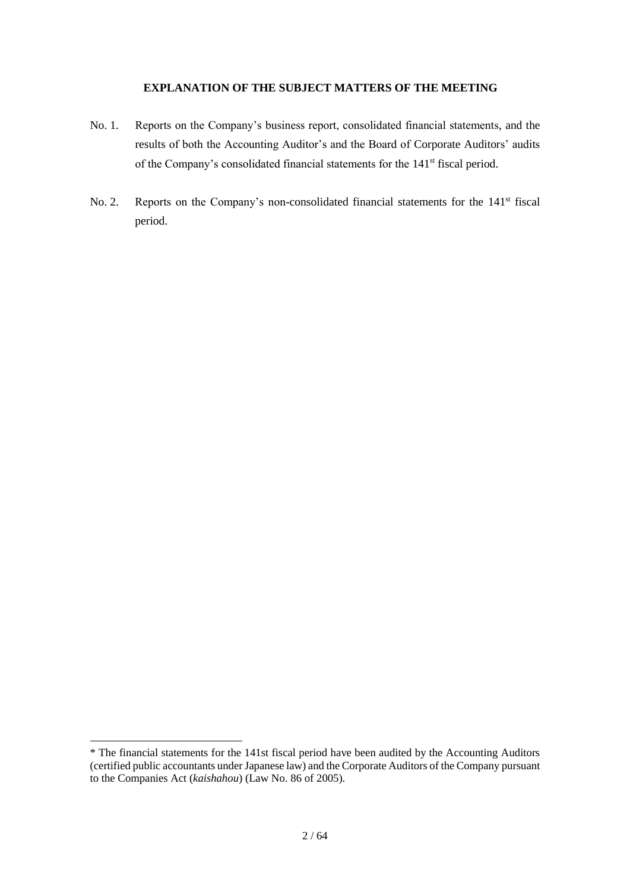## EXPLANATION OF THE SUBJECT MATTERS OF THE MEETING

No. 1. Reports on the Company's business report, consolidated financial statements, and the results of both the Accounting Auditor's and the Board of Corporate Auditors' audits of the Company's consolidated financial statements for the 141st fiscal period.

No. 2. Reports on the Company's non-consolidated financial statements for the 141st fiscal period.

---

* The financial statements for the 141st fiscal period have been audited by the Accounting Auditors (certified public accountants under Japanese law) and the Corporate Auditors of the Company pursuant to the Companies Act (*kaishahou*) (Law No. 86 of 2005).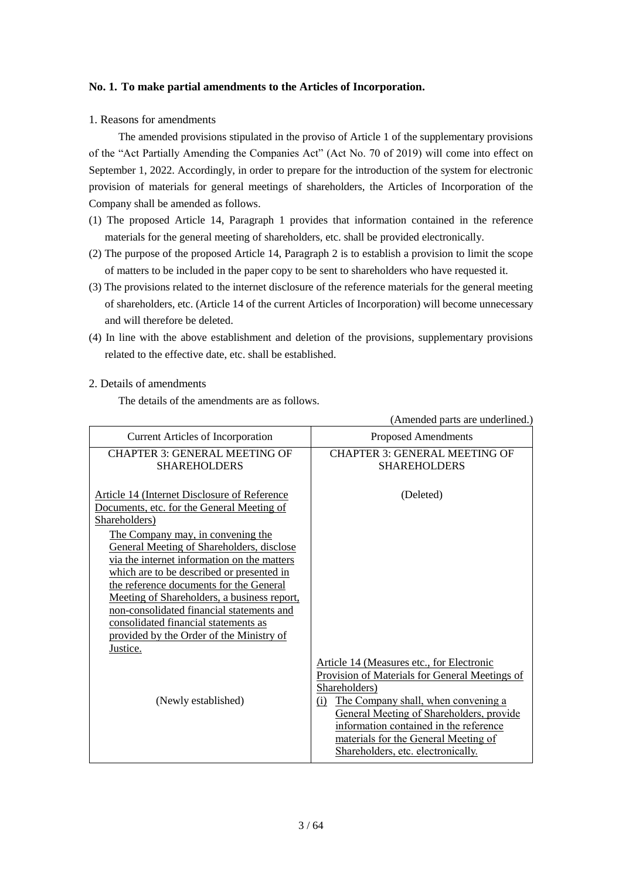**No. 1. To make partial amendments to the Articles of Incorporation.**

1. Reasons for amendments

The amended provisions stipulated in the proviso of Article 1 of the supplementary provisions of the "Act Partially Amending the Companies Act" (Act No. 70 of 2019) will come into effect on September 1, 2022. Accordingly, in order to prepare for the introduction of the system for electronic provision of materials for general meetings of shareholders, the Articles of Incorporation of the Company shall be amended as follows.

(1) The proposed Article 14, Paragraph 1 provides that information contained in the reference materials for the general meeting of shareholders, etc. shall be provided electronically.
(2) The purpose of the proposed Article 14, Paragraph 2 is to establish a provision to limit the scope of matters to be included in the paper copy to be sent to shareholders who have requested it.
(3) The provisions related to the internet disclosure of the reference materials for the general meeting of shareholders, etc. (Article 14 of the current Articles of Incorporation) will become unnecessary and will therefore be deleted.
(4) In line with the above establishment and deletion of the provisions, supplementary provisions related to the effective date, etc. shall be established.

2. Details of amendments

The details of the amendments are as follows.

(Amended parts are underlined.)

| Current Articles of Incorporation | Proposed Amendments |
|---|---|
| CHAPTER 3: GENERAL MEETING OF SHAREHOLDERS | CHAPTER 3: GENERAL MEETING OF SHAREHOLDERS |
| Article 14 (Internet Disclosure of Reference Documents, etc. for the General Meeting of Shareholders)<br>The Company may, in convening the General Meeting of Shareholders, disclose via the internet information on the matters which are to be described or presented in the reference documents for the General Meeting of Shareholders, a business report, non-consolidated financial statements and consolidated financial statements as provided by the Order of the Ministry of Justice. | (Deleted) |
| (Newly established) | Article 14 (Measures etc., for Electronic Provision of Materials for General Meetings of Shareholders)<br>(i) The Company shall, when convening a General Meeting of Shareholders, provide information contained in the reference materials for the General Meeting of Shareholders, etc. electronically. |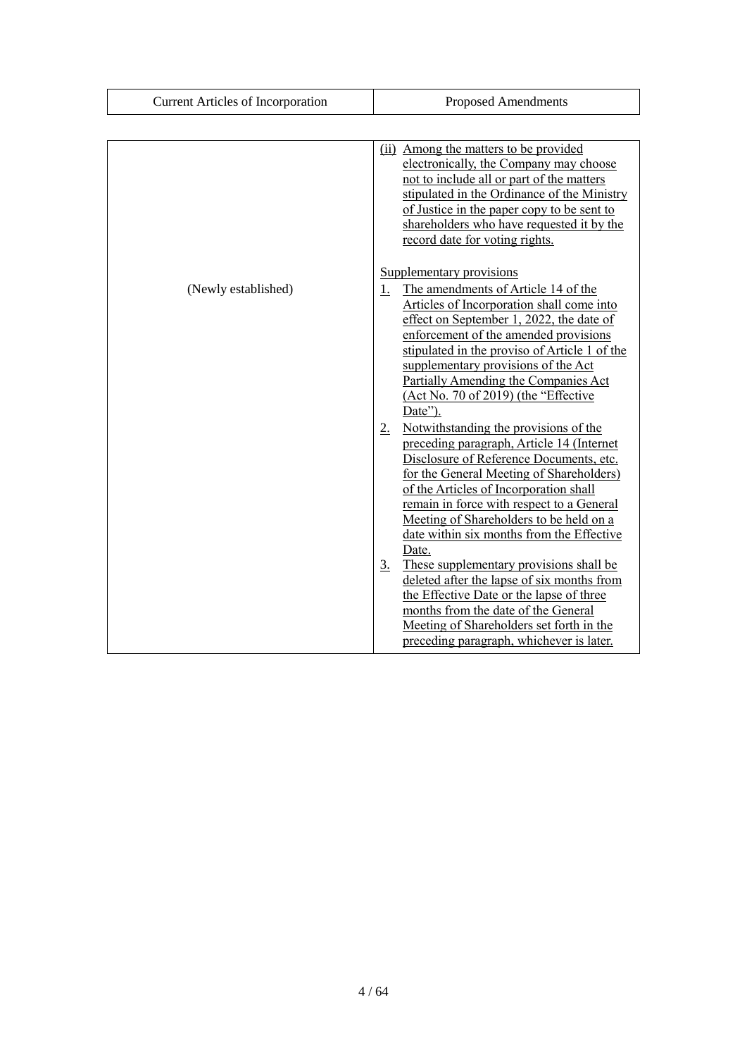| Current Articles of Incorporation | Proposed Amendments |
|---|---|
| | (ii) Among the matters to be provided electronically, the Company may choose not to include all or part of the matters stipulated in the Ordinance of the Ministry of Justice in the paper copy to be sent to shareholders who have requested it by the record date for voting rights. |
| (Newly established) | Supplementary provisions<br>1. The amendments of Article 14 of the Articles of Incorporation shall come into effect on September 1, 2022, the date of enforcement of the amended provisions stipulated in the proviso of Article 1 of the supplementary provisions of the Act Partially Amending the Companies Act (Act No. 70 of 2019) (the "Effective Date").<br>2. Notwithstanding the provisions of the preceding paragraph, Article 14 (Internet Disclosure of Reference Documents, etc. for the General Meeting of Shareholders) of the Articles of Incorporation shall remain in force with respect to a General Meeting of Shareholders to be held on a date within six months from the Effective Date.<br>3. These supplementary provisions shall be deleted after the lapse of six months from the Effective Date or the lapse of three months from the date of the General Meeting of Shareholders set forth in the preceding paragraph, whichever is later. |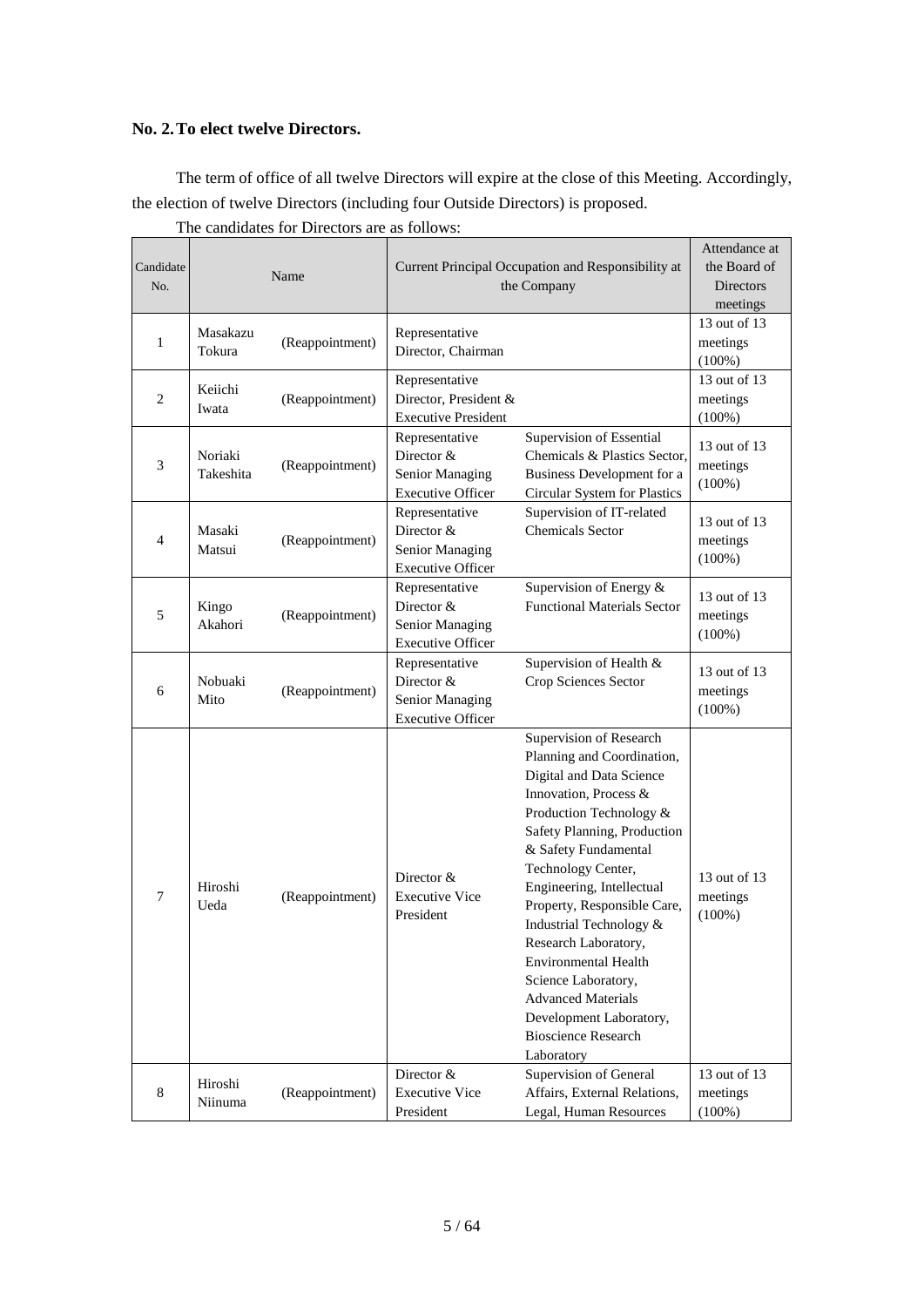**No. 2. To elect twelve Directors.**

The term of office of all twelve Directors will expire at the close of this Meeting. Accordingly, the election of twelve Directors (including four Outside Directors) is proposed.

The candidates for Directors are as follows:

| Candidate No. | Name | | Current Principal Occupation and Responsibility at the Company | | Attendance at the Board of Directors meetings |
|---|---|---|---|---|---|
| 1 | Masakazu Tokura | (Reappointment) | Representative Director, Chairman | | 13 out of 13 meetings (100%) |
| 2 | Keiichi Iwata | (Reappointment) | Representative Director, President & Executive President | | 13 out of 13 meetings (100%) |
| 3 | Noriaki Takeshita | (Reappointment) | Representative Director & Senior Managing Executive Officer | Supervision of Essential Chemicals & Plastics Sector, Business Development for a Circular System for Plastics | 13 out of 13 meetings (100%) |
| 4 | Masaki Matsui | (Reappointment) | Representative Director & Senior Managing Executive Officer | Supervision of IT-related Chemicals Sector | 13 out of 13 meetings (100%) |
| 5 | Kingo Akahori | (Reappointment) | Representative Director & Senior Managing Executive Officer | Supervision of Energy & Functional Materials Sector | 13 out of 13 meetings (100%) |
| 6 | Nobuaki Mito | (Reappointment) | Representative Director & Senior Managing Executive Officer | Supervision of Health & Crop Sciences Sector | 13 out of 13 meetings (100%) |
| 7 | Hiroshi Ueda | (Reappointment) | Director & Executive Vice President | Supervision of Research Planning and Coordination, Digital and Data Science Innovation, Process & Production Technology & Safety Planning, Production & Safety Fundamental Technology Center, Engineering, Intellectual Property, Responsible Care, Industrial Technology & Research Laboratory, Environmental Health Science Laboratory, Advanced Materials Development Laboratory, Bioscience Research Laboratory | 13 out of 13 meetings (100%) |
| 8 | Hiroshi Niinuma | (Reappointment) | Director & Executive Vice President | Supervision of General Affairs, External Relations, Legal, Human Resources | 13 out of 13 meetings (100%) |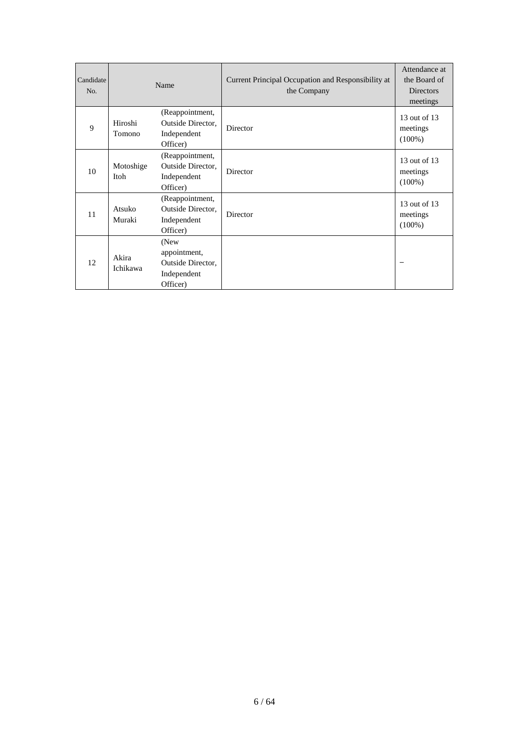| Candidate No. | Name | | Current Principal Occupation and Responsibility at the Company | Attendance at the Board of Directors meetings |
|---|---|---|---|---|
| 9 | Hiroshi Tomono | (Reappointment, Outside Director, Independent Officer) | Director | 13 out of 13 meetings (100%) |
| 10 | Motoshige Itoh | (Reappointment, Outside Director, Independent Officer) | Director | 13 out of 13 meetings (100%) |
| 11 | Atsuko Muraki | (Reappointment, Outside Director, Independent Officer) | Director | 13 out of 13 meetings (100%) |
| 12 | Akira Ichikawa | (New appointment, Outside Director, Independent Officer) | | – |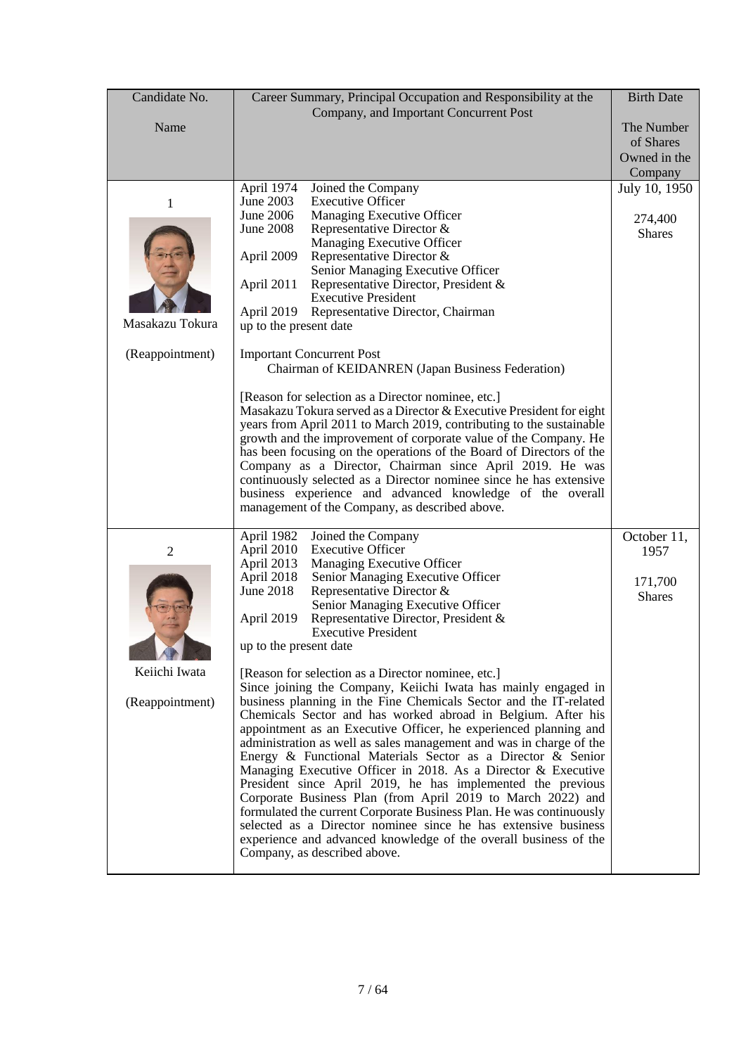| Candidate No.<br><br>Name | Career Summary, Principal Occupation and Responsibility at the Company, and Important Concurrent Post | Birth Date<br><br>The Number of Shares Owned in the Company |
|---|---|---|
| 1<br><br>Masakazu Tokura<br><br>(Reappointment) | April 1974 Joined the Company<br>June 2003 Executive Officer<br>June 2006 Managing Executive Officer<br>June 2008 Representative Director & Managing Executive Officer<br>April 2009 Representative Director & Senior Managing Executive Officer<br>April 2011 Representative Director, President & Executive President<br>April 2019 Representative Director, Chairman<br>up to the present date<br><br>Important Concurrent Post<br>Chairman of KEIDANREN (Japan Business Federation)<br><br>[Reason for selection as a Director nominee, etc.]<br>Masakazu Tokura served as a Director & Executive President for eight years from April 2011 to March 2019, contributing to the sustainable growth and the improvement of corporate value of the Company. He has been focusing on the operations of the Board of Directors of the Company as a Director, Chairman since April 2019. He was continuously selected as a Director nominee since he has extensive business experience and advanced knowledge of the overall management of the Company, as described above. | July 10, 1950<br><br>274,400 Shares |
| 2<br><br>Keiichi Iwata<br><br>(Reappointment) | April 1982 Joined the Company<br>April 2010 Executive Officer<br>April 2013 Managing Executive Officer<br>April 2018 Senior Managing Executive Officer<br>June 2018 Representative Director & Senior Managing Executive Officer<br>April 2019 Representative Director, President & Executive President<br>up to the present date<br><br>[Reason for selection as a Director nominee, etc.]<br>Since joining the Company, Keiichi Iwata has mainly engaged in business planning in the Fine Chemicals Sector and the IT-related Chemicals Sector and has worked abroad in Belgium. After his appointment as an Executive Officer, he experienced planning and administration as well as sales management and was in charge of the Energy & Functional Materials Sector as a Director & Senior Managing Executive Officer in 2018. As a Director & Executive President since April 2019, he has implemented the previous Corporate Business Plan (from April 2019 to March 2022) and formulated the current Corporate Business Plan. He was continuously selected as a Director nominee since he has extensive business experience and advanced knowledge of the overall business of the Company, as described above. | October 11, 1957<br><br>171,700 Shares |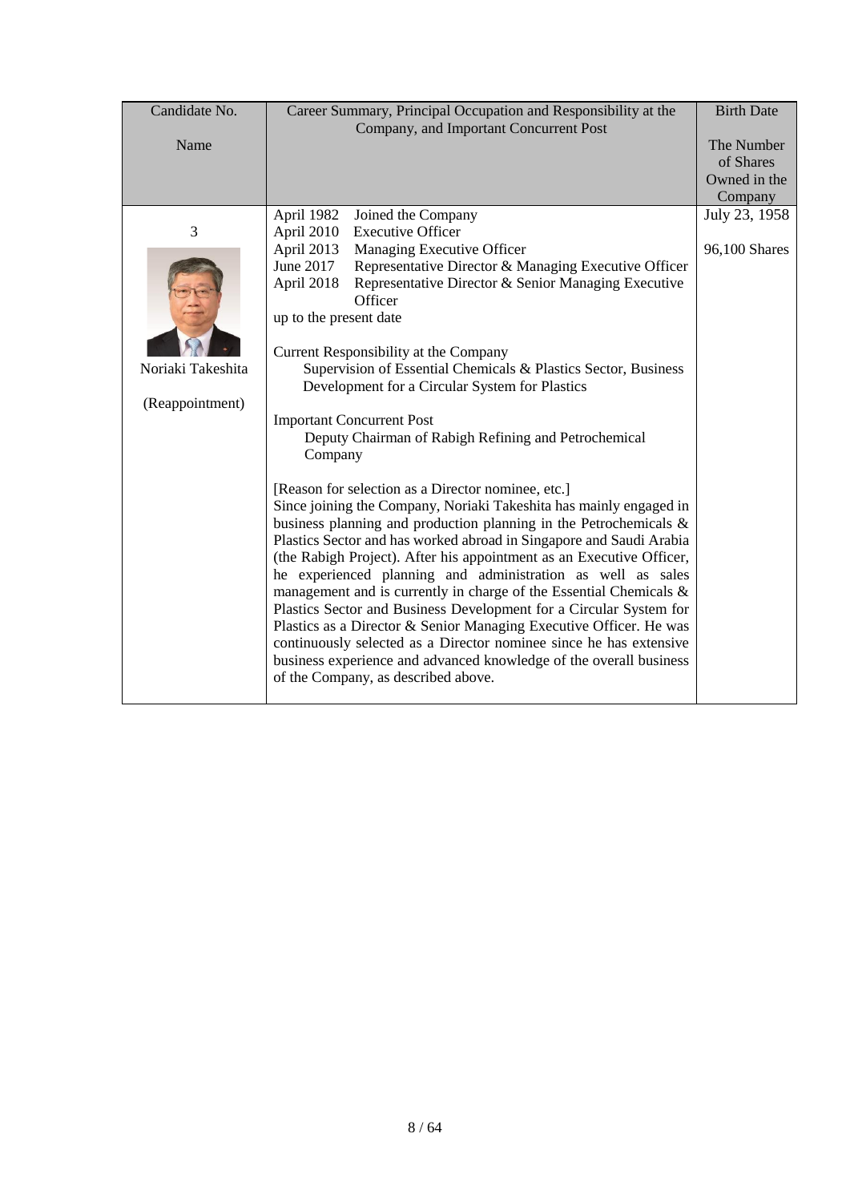| Candidate No.<br><br>Name | Career Summary, Principal Occupation and Responsibility at the Company, and Important Concurrent Post | Birth Date<br><br>The Number of Shares Owned in the Company |
|---|---|---|
| 3<br><br>Noriaki Takeshita<br><br>(Reappointment) | April 1982 Joined the Company<br>April 2010 Executive Officer<br>April 2013 Managing Executive Officer<br>June 2017 Representative Director & Managing Executive Officer<br>April 2018 Representative Director & Senior Managing Executive Officer<br>up to the present date<br><br>Current Responsibility at the Company<br>Supervision of Essential Chemicals & Plastics Sector, Business Development for a Circular System for Plastics<br><br>Important Concurrent Post<br>Deputy Chairman of Rabigh Refining and Petrochemical Company<br><br>[Reason for selection as a Director nominee, etc.]<br>Since joining the Company, Noriaki Takeshita has mainly engaged in business planning and production planning in the Petrochemicals & Plastics Sector and has worked abroad in Singapore and Saudi Arabia (the Rabigh Project). After his appointment as an Executive Officer, he experienced planning and administration as well as sales management and is currently in charge of the Essential Chemicals & Plastics Sector and Business Development for a Circular System for Plastics as a Director & Senior Managing Executive Officer. He was continuously selected as a Director nominee since he has extensive business experience and advanced knowledge of the overall business of the Company, as described above. | July 23, 1958<br><br>96,100 Shares |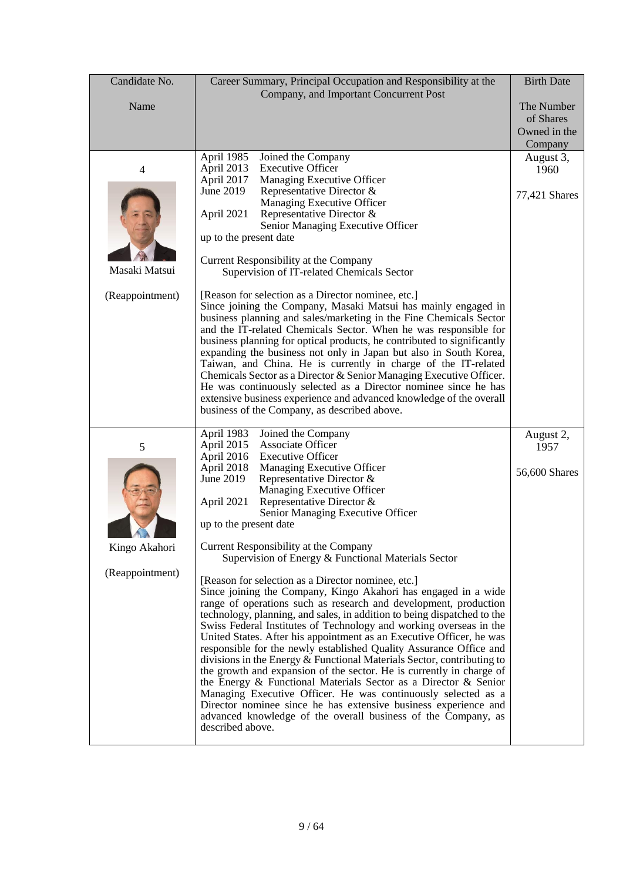| Candidate No.<br><br>Name | Career Summary, Principal Occupation and Responsibility at the Company, and Important Concurrent Post | Birth Date<br><br>The Number of Shares Owned in the Company |
|---|---|---|
| 4<br><br>Masaki Matsui<br><br>(Reappointment) | April 1985 Joined the Company<br>April 2013 Executive Officer<br>April 2017 Managing Executive Officer<br>June 2019 Representative Director & Managing Executive Officer<br>April 2021 Representative Director & Senior Managing Executive Officer<br>up to the present date<br><br>Current Responsibility at the Company<br>Supervision of IT-related Chemicals Sector<br><br>[Reason for selection as a Director nominee, etc.]<br>Since joining the Company, Masaki Matsui has mainly engaged in business planning and sales/marketing in the Fine Chemicals Sector and the IT-related Chemicals Sector. When he was responsible for business planning for optical products, he contributed to significantly expanding the business not only in Japan but also in South Korea, Taiwan, and China. He is currently in charge of the IT-related Chemicals Sector as a Director & Senior Managing Executive Officer. He was continuously selected as a Director nominee since he has extensive business experience and advanced knowledge of the overall business of the Company, as described above. | August 3, 1960<br><br>77,421 Shares |
| 5<br><br>Kingo Akahori<br><br>(Reappointment) | April 1983 Joined the Company<br>April 2015 Associate Officer<br>April 2016 Executive Officer<br>April 2018 Managing Executive Officer<br>June 2019 Representative Director & Managing Executive Officer<br>April 2021 Representative Director & Senior Managing Executive Officer<br>up to the present date<br><br>Current Responsibility at the Company<br>Supervision of Energy & Functional Materials Sector<br><br>[Reason for selection as a Director nominee, etc.]<br>Since joining the Company, Kingo Akahori has engaged in a wide range of operations such as research and development, production technology, planning, and sales, in addition to being dispatched to the Swiss Federal Institutes of Technology and working overseas in the United States. After his appointment as an Executive Officer, he was responsible for the newly established Quality Assurance Office and divisions in the Energy & Functional Materials Sector, contributing to the growth and expansion of the sector. He is currently in charge of the Energy & Functional Materials Sector as a Director & Senior Managing Executive Officer. He was continuously selected as a Director nominee since he has extensive business experience and advanced knowledge of the overall business of the Company, as described above. | August 2, 1957<br><br>56,600 Shares |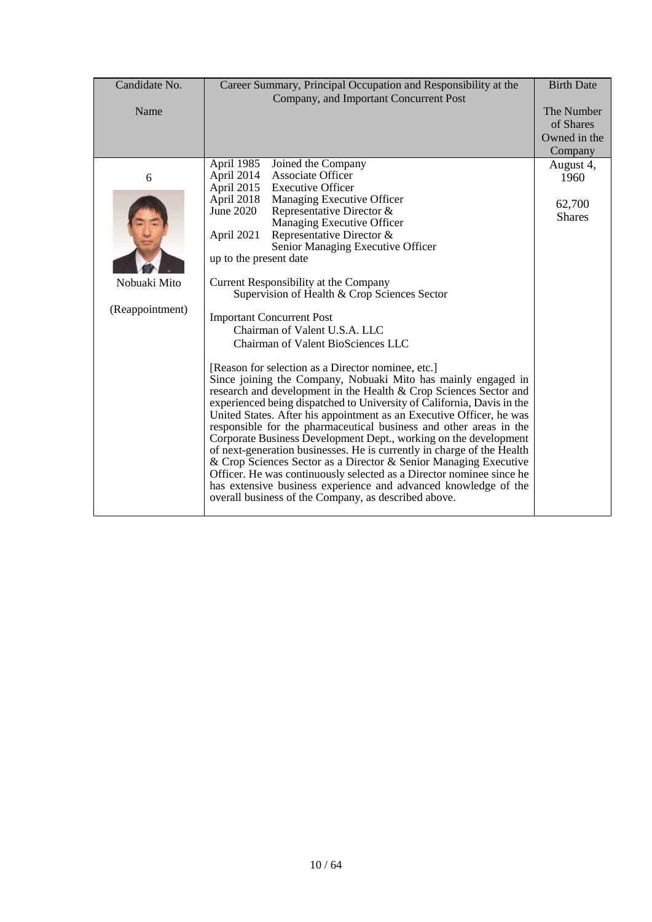| Candidate No.<br><br>Name | Career Summary, Principal Occupation and Responsibility at the Company, and Important Concurrent Post | Birth Date<br><br>The Number of Shares Owned in the Company |
|---|---|---|
| 6<br><br>Nobuaki Mito<br><br>(Reappointment) | April 1985 Joined the Company<br>April 2014 Associate Officer<br>April 2015 Executive Officer<br>April 2018 Managing Executive Officer<br>June 2020 Representative Director & Managing Executive Officer<br>April 2021 Representative Director & Senior Managing Executive Officer<br>up to the present date<br><br>Current Responsibility at the Company<br>Supervision of Health & Crop Sciences Sector<br><br>Important Concurrent Post<br>Chairman of Valent U.S.A. LLC<br>Chairman of Valent BioSciences LLC<br><br>[Reason for selection as a Director nominee, etc.]<br>Since joining the Company, Nobuaki Mito has mainly engaged in research and development in the Health & Crop Sciences Sector and experienced being dispatched to University of California, Davis in the United States. After his appointment as an Executive Officer, he was responsible for the pharmaceutical business and other areas in the Corporate Business Development Dept., working on the development of next-generation businesses. He is currently in charge of the Health & Crop Sciences Sector as a Director & Senior Managing Executive Officer. He was continuously selected as a Director nominee since he has extensive business experience and advanced knowledge of the overall business of the Company, as described above. | August 4, 1960<br><br>62,700 Shares |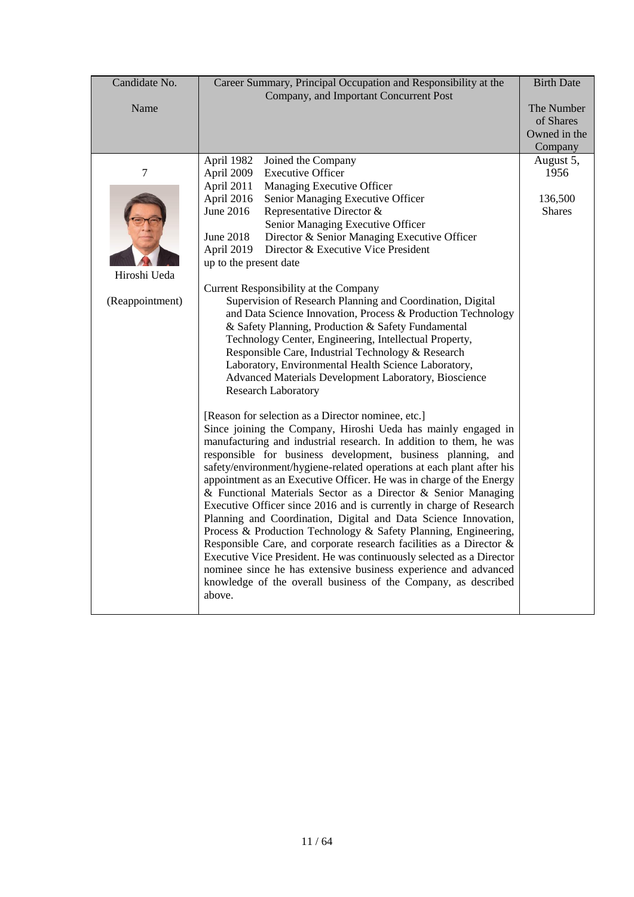| Candidate No.<br><br>Name | Career Summary, Principal Occupation and Responsibility at the Company, and Important Concurrent Post | Birth Date<br><br>The Number of Shares Owned in the Company |
|---|---|---|
| 7<br><br>Hiroshi Ueda<br><br>(Reappointment) | April 1982 Joined the Company<br>April 2009 Executive Officer<br>April 2011 Managing Executive Officer<br>April 2016 Senior Managing Executive Officer<br>June 2016 Representative Director & Senior Managing Executive Officer<br>June 2018 Director & Senior Managing Executive Officer<br>April 2019 Director & Executive Vice President<br>up to the present date<br><br>Current Responsibility at the Company<br>Supervision of Research Planning and Coordination, Digital and Data Science Innovation, Process & Production Technology & Safety Planning, Production & Safety Fundamental Technology Center, Engineering, Intellectual Property, Responsible Care, Industrial Technology & Research Laboratory, Environmental Health Science Laboratory, Advanced Materials Development Laboratory, Bioscience Research Laboratory<br><br>[Reason for selection as a Director nominee, etc.]<br>Since joining the Company, Hiroshi Ueda has mainly engaged in manufacturing and industrial research. In addition to them, he was responsible for business development, business planning, and safety/environment/hygiene-related operations at each plant after his appointment as an Executive Officer. He was in charge of the Energy & Functional Materials Sector as a Director & Senior Managing Executive Officer since 2016 and is currently in charge of Research Planning and Coordination, Digital and Data Science Innovation, Process & Production Technology & Safety Planning, Engineering, Responsible Care, and corporate research facilities as a Director & Executive Vice President. He was continuously selected as a Director nominee since he has extensive business experience and advanced knowledge of the overall business of the Company, as described above. | August 5, 1956<br><br>136,500 Shares |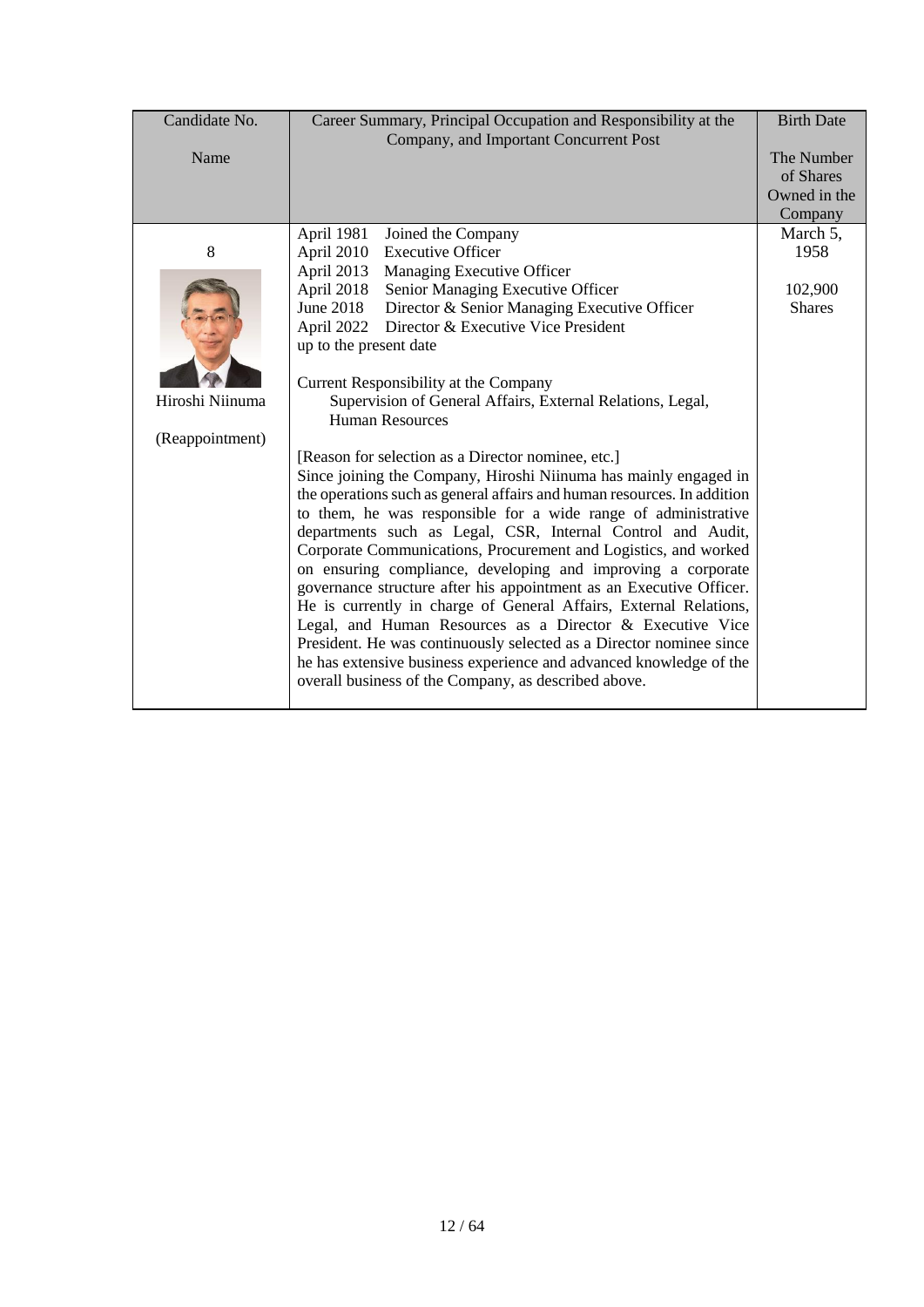| Candidate No.<br><br>Name | Career Summary, Principal Occupation and Responsibility at the Company, and Important Concurrent Post | Birth Date<br><br>The Number of Shares Owned in the Company |
|---|---|---|
| 8<br><br>Hiroshi Niinuma<br><br>(Reappointment) | April 1981 Joined the Company<br>April 2010 Executive Officer<br>April 2013 Managing Executive Officer<br>April 2018 Senior Managing Executive Officer<br>June 2018 Director & Senior Managing Executive Officer<br>April 2022 Director & Executive Vice President<br>up to the present date<br><br>Current Responsibility at the Company<br>Supervision of General Affairs, External Relations, Legal, Human Resources<br><br>[Reason for selection as a Director nominee, etc.]<br>Since joining the Company, Hiroshi Niinuma has mainly engaged in the operations such as general affairs and human resources. In addition to them, he was responsible for a wide range of administrative departments such as Legal, CSR, Internal Control and Audit, Corporate Communications, Procurement and Logistics, and worked on ensuring compliance, developing and improving a corporate governance structure after his appointment as an Executive Officer. He is currently in charge of General Affairs, External Relations, Legal, and Human Resources as a Director & Executive Vice President. He was continuously selected as a Director nominee since he has extensive business experience and advanced knowledge of the overall business of the Company, as described above. | March 5, 1958<br><br>102,900 Shares |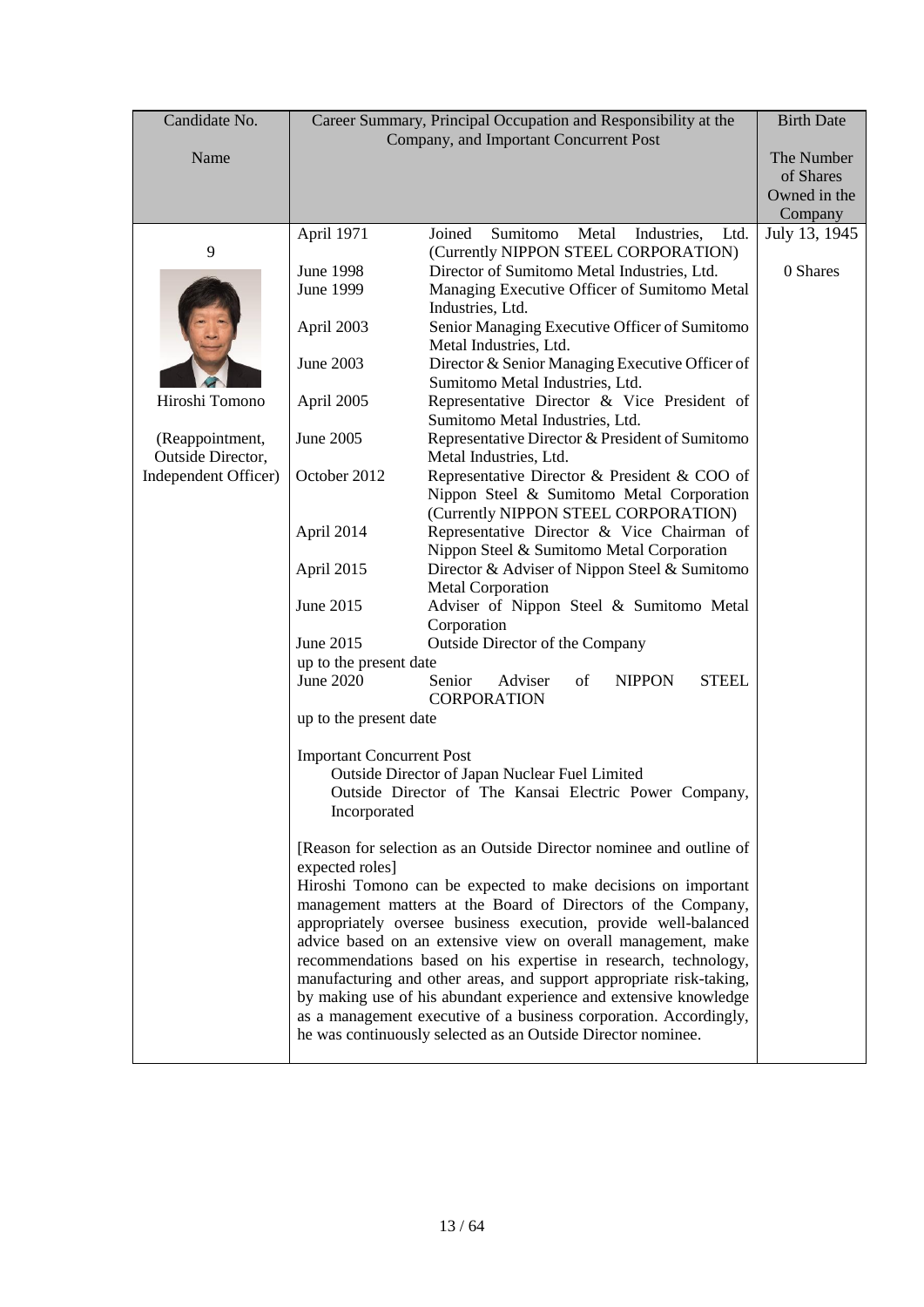| Candidate No.<br><br>Name | Career Summary, Principal Occupation and Responsibility at the Company, and Important Concurrent Post | | Birth Date<br><br>The Number of Shares Owned in the Company |
|---|---|---|---|
| 9<br><br>Hiroshi Tomono<br><br>(Reappointment, Outside Director, Independent Officer) | April 1971 | Joined Sumitomo Metal Industries, Ltd. (Currently NIPPON STEEL CORPORATION) | July 13, 1945<br><br>0 Shares |
| | June 1998 | Director of Sumitomo Metal Industries, Ltd. | |
| | June 1999 | Managing Executive Officer of Sumitomo Metal Industries, Ltd. | |
| | April 2003 | Senior Managing Executive Officer of Sumitomo Metal Industries, Ltd. | |
| | June 2003 | Director & Senior Managing Executive Officer of Sumitomo Metal Industries, Ltd. | |
| | April 2005 | Representative Director & Vice President of Sumitomo Metal Industries, Ltd. | |
| | June 2005 | Representative Director & President of Sumitomo Metal Industries, Ltd. | |
| | October 2012 | Representative Director & President & COO of Nippon Steel & Sumitomo Metal Corporation (Currently NIPPON STEEL CORPORATION) | |
| | April 2014 | Representative Director & Vice Chairman of Nippon Steel & Sumitomo Metal Corporation | |
| | April 2015 | Director & Adviser of Nippon Steel & Sumitomo Metal Corporation | |
| | June 2015 | Adviser of Nippon Steel & Sumitomo Metal Corporation | |
| | June 2015<br>up to the present date | Outside Director of the Company | |
| | June 2020<br>up to the present date | Senior Adviser of NIPPON STEEL CORPORATION | |
| | Important Concurrent Post<br>Outside Director of Japan Nuclear Fuel Limited<br>Outside Director of The Kansai Electric Power Company, Incorporated | | |
| | [Reason for selection as an Outside Director nominee and outline of expected roles]<br>Hiroshi Tomono can be expected to make decisions on important management matters at the Board of Directors of the Company, appropriately oversee business execution, provide well-balanced advice based on an extensive view on overall management, make recommendations based on his expertise in research, technology, manufacturing and other areas, and support appropriate risk-taking, by making use of his abundant experience and extensive knowledge as a management executive of a business corporation. Accordingly, he was continuously selected as an Outside Director nominee. | | |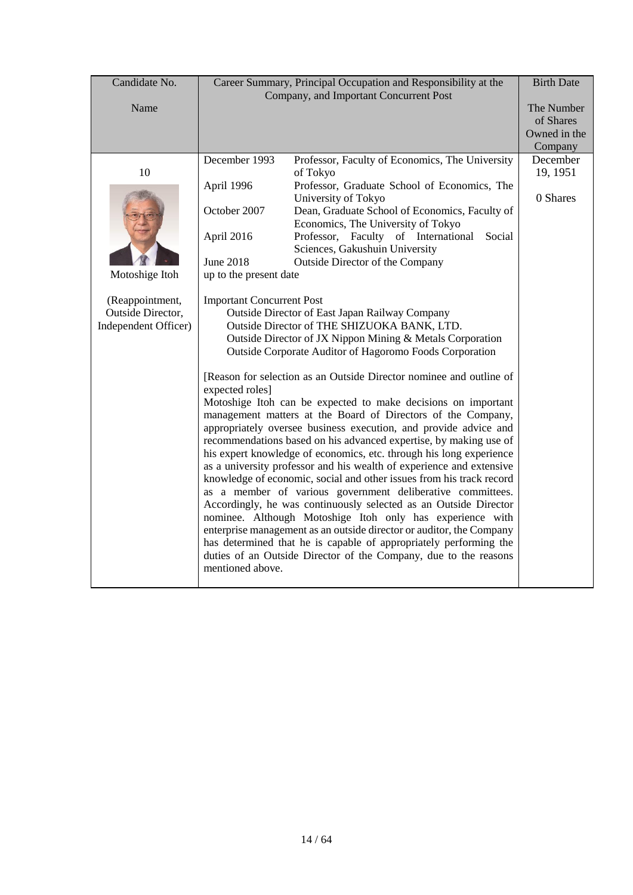| Candidate No.<br><br>Name | Career Summary, Principal Occupation and Responsibility at the Company, and Important Concurrent Post | Birth Date<br><br>The Number of Shares Owned in the Company |
| --- | --- | --- |
| 10<br><br>Motoshige Itoh<br><br>(Reappointment, Outside Director, Independent Officer) | December 1993 Professor, Faculty of Economics, The University of Tokyo<br>April 1996 Professor, Graduate School of Economics, The University of Tokyo<br>October 2007 Dean, Graduate School of Economics, Faculty of Economics, The University of Tokyo<br>April 2016 Professor, Faculty of International Social Sciences, Gakushuin University<br>June 2018 Outside Director of the Company<br>up to the present date<br><br>Important Concurrent Post<br>Outside Director of East Japan Railway Company<br>Outside Director of THE SHIZUOKA BANK, LTD.<br>Outside Director of JX Nippon Mining & Metals Corporation<br>Outside Corporate Auditor of Hagoromo Foods Corporation<br><br>[Reason for selection as an Outside Director nominee and outline of expected roles]<br>Motoshige Itoh can be expected to make decisions on important management matters at the Board of Directors of the Company, appropriately oversee business execution, and provide advice and recommendations based on his advanced expertise, by making use of his expert knowledge of economics, etc. through his long experience as a university professor and his wealth of experience and extensive knowledge of economic, social and other issues from his track record as a member of various government deliberative committees. Accordingly, he was continuously selected as an Outside Director nominee. Although Motoshige Itoh only has experience with enterprise management as an outside director or auditor, the Company has determined that he is capable of appropriately performing the duties of an Outside Director of the Company, due to the reasons mentioned above. | December 19, 1951<br><br>0 Shares |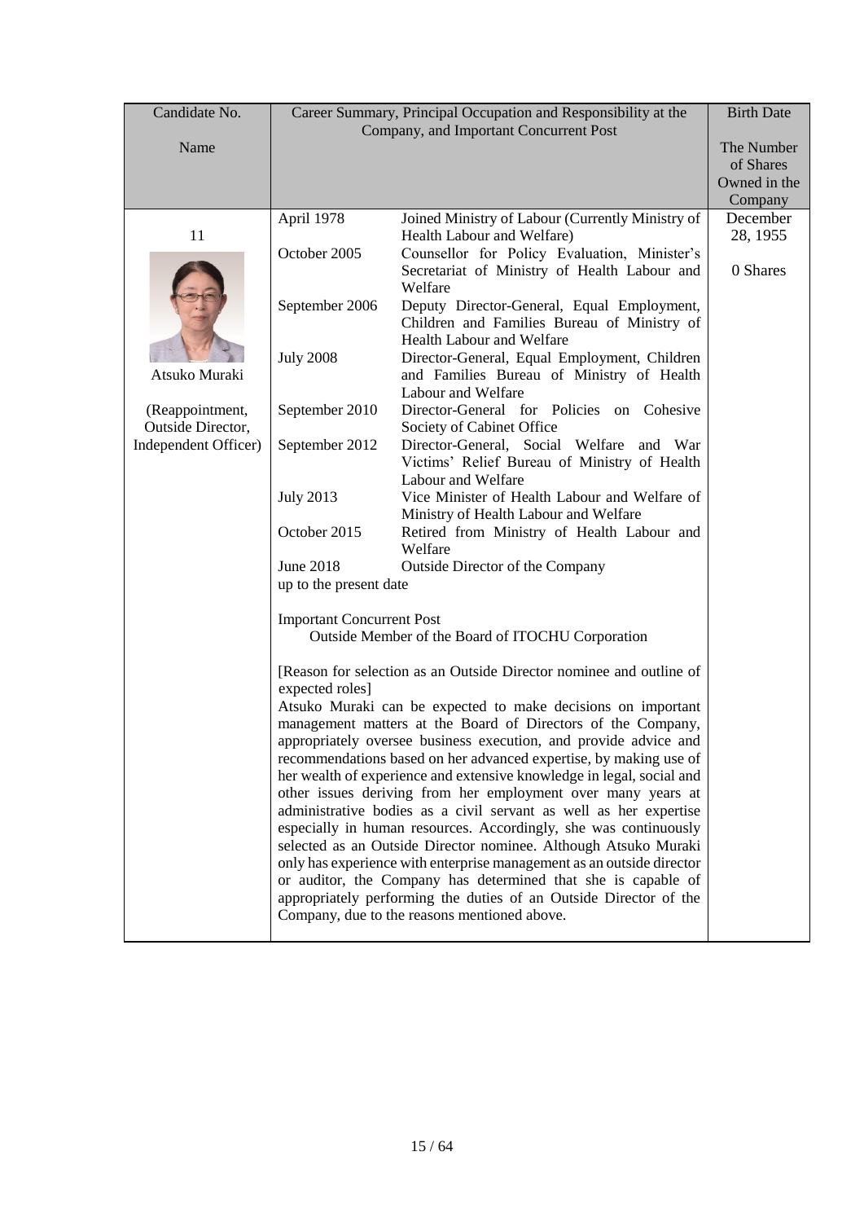| Candidate No.<br><br>Name | Career Summary, Principal Occupation and Responsibility at the Company, and Important Concurrent Post | | Birth Date<br><br>The Number of Shares Owned in the Company |
|---|---|---|---|
| 11<br><br>Atsuko Muraki<br><br>(Reappointment, Outside Director, Independent Officer) | April 1978 | Joined Ministry of Labour (Currently Ministry of Health Labour and Welfare) | December 28, 1955<br><br>0 Shares |
| | October 2005 | Counsellor for Policy Evaluation, Minister's Secretariat of Ministry of Health Labour and Welfare | |
| | September 2006 | Deputy Director-General, Equal Employment, Children and Families Bureau of Ministry of Health Labour and Welfare | |
| | July 2008 | Director-General, Equal Employment, Children and Families Bureau of Ministry of Health Labour and Welfare | |
| | September 2010 | Director-General for Policies on Cohesive Society of Cabinet Office | |
| | September 2012 | Director-General, Social Welfare and War Victims' Relief Bureau of Ministry of Health Labour and Welfare | |
| | July 2013 | Vice Minister of Health Labour and Welfare of Ministry of Health Labour and Welfare | |
| | October 2015 | Retired from Ministry of Health Labour and Welfare | |
| | June 2018<br>up to the present date | Outside Director of the Company | |
| | Important Concurrent Post<br>Outside Member of the Board of ITOCHU Corporation | | |
| | [Reason for selection as an Outside Director nominee and outline of expected roles]<br>Atsuko Muraki can be expected to make decisions on important management matters at the Board of Directors of the Company, appropriately oversee business execution, and provide advice and recommendations based on her advanced expertise, by making use of her wealth of experience and extensive knowledge in legal, social and other issues deriving from her employment over many years at administrative bodies as a civil servant as well as her expertise especially in human resources. Accordingly, she was continuously selected as an Outside Director nominee. Although Atsuko Muraki only has experience with enterprise management as an outside director or auditor, the Company has determined that she is capable of appropriately performing the duties of an Outside Director of the Company, due to the reasons mentioned above. | | |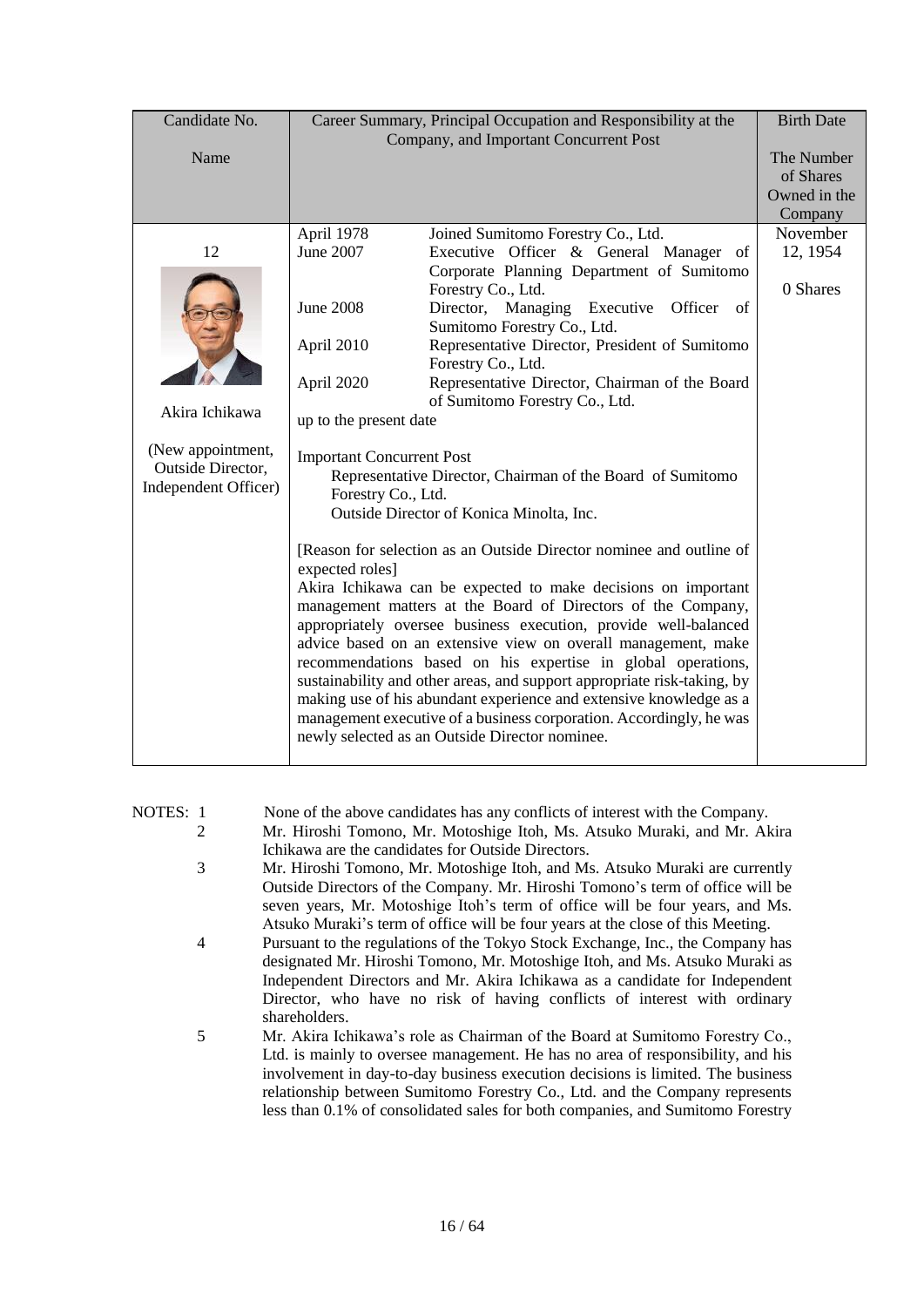| Candidate No.<br><br>Name | Career Summary, Principal Occupation and Responsibility at the Company, and Important Concurrent Post | Birth Date<br><br>The Number of Shares Owned in the Company |
|---|---|---|
| 12<br><br>Akira Ichikawa<br><br>(New appointment, Outside Director, Independent Officer) | April 1978 Joined Sumitomo Forestry Co., Ltd.<br>June 2007 Executive Officer & General Manager of Corporate Planning Department of Sumitomo Forestry Co., Ltd.<br>June 2008 Director, Managing Executive Officer of Sumitomo Forestry Co., Ltd.<br>April 2010 Representative Director, President of Sumitomo Forestry Co., Ltd.<br>April 2020 Representative Director, Chairman of the Board of Sumitomo Forestry Co., Ltd.<br>up to the present date<br><br>Important Concurrent Post<br>Representative Director, Chairman of the Board of Sumitomo Forestry Co., Ltd.<br>Outside Director of Konica Minolta, Inc.<br><br>[Reason for selection as an Outside Director nominee and outline of expected roles]<br>Akira Ichikawa can be expected to make decisions on important management matters at the Board of Directors of the Company, appropriately oversee business execution, provide well-balanced advice based on an extensive view on overall management, make recommendations based on his expertise in global operations, sustainability and other areas, and support appropriate risk-taking, by making use of his abundant experience and extensive knowledge as a management executive of a business corporation. Accordingly, he was newly selected as an Outside Director nominee. | November 12, 1954<br><br>0 Shares |

NOTES:

1. None of the above candidates has any conflicts of interest with the Company.
2. Mr. Hiroshi Tomono, Mr. Motoshige Itoh, Ms. Atsuko Muraki, and Mr. Akira Ichikawa are the candidates for Outside Directors.
3. Mr. Hiroshi Tomono, Mr. Motoshige Itoh, and Ms. Atsuko Muraki are currently Outside Directors of the Company. Mr. Hiroshi Tomono's term of office will be seven years, Mr. Motoshige Itoh's term of office will be four years, and Ms. Atsuko Muraki's term of office will be four years at the close of this Meeting.
4. Pursuant to the regulations of the Tokyo Stock Exchange, Inc., the Company has designated Mr. Hiroshi Tomono, Mr. Motoshige Itoh, and Ms. Atsuko Muraki as Independent Directors and Mr. Akira Ichikawa as a candidate for Independent Director, who have no risk of having conflicts of interest with ordinary shareholders.
5. Mr. Akira Ichikawa's role as Chairman of the Board at Sumitomo Forestry Co., Ltd. is mainly to oversee management. He has no area of responsibility, and his involvement in day-to-day business execution decisions is limited. The business relationship between Sumitomo Forestry Co., Ltd. and the Company represents less than 0.1% of consolidated sales for both companies, and Sumitomo Forestry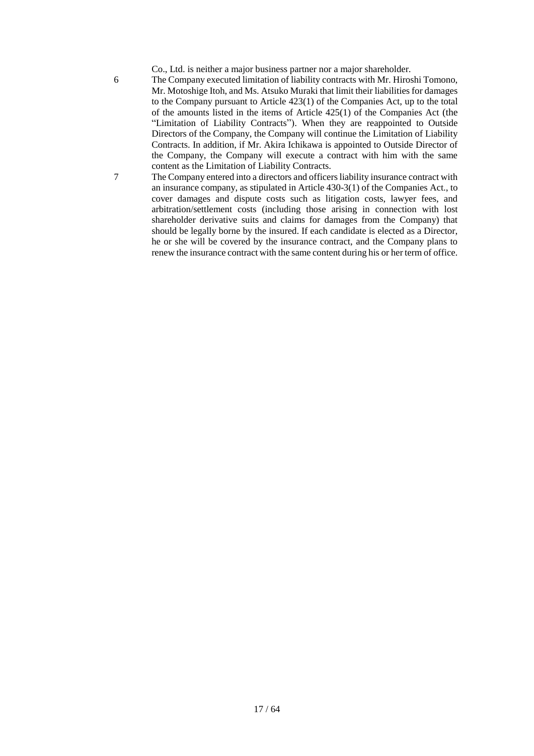Co., Ltd. is neither a major business partner nor a major shareholder.

6 The Company executed limitation of liability contracts with Mr. Hiroshi Tomono, Mr. Motoshige Itoh, and Ms. Atsuko Muraki that limit their liabilities for damages to the Company pursuant to Article 423(1) of the Companies Act, up to the total of the amounts listed in the items of Article 425(1) of the Companies Act (the "Limitation of Liability Contracts"). When they are reappointed to Outside Directors of the Company, the Company will continue the Limitation of Liability Contracts. In addition, if Mr. Akira Ichikawa is appointed to Outside Director of the Company, the Company will execute a contract with him with the same content as the Limitation of Liability Contracts.

7 The Company entered into a directors and officers liability insurance contract with an insurance company, as stipulated in Article 430-3(1) of the Companies Act., to cover damages and dispute costs such as litigation costs, lawyer fees, and arbitration/settlement costs (including those arising in connection with lost shareholder derivative suits and claims for damages from the Company) that should be legally borne by the insured. If each candidate is elected as a Director, he or she will be covered by the insurance contract, and the Company plans to renew the insurance contract with the same content during his or her term of office.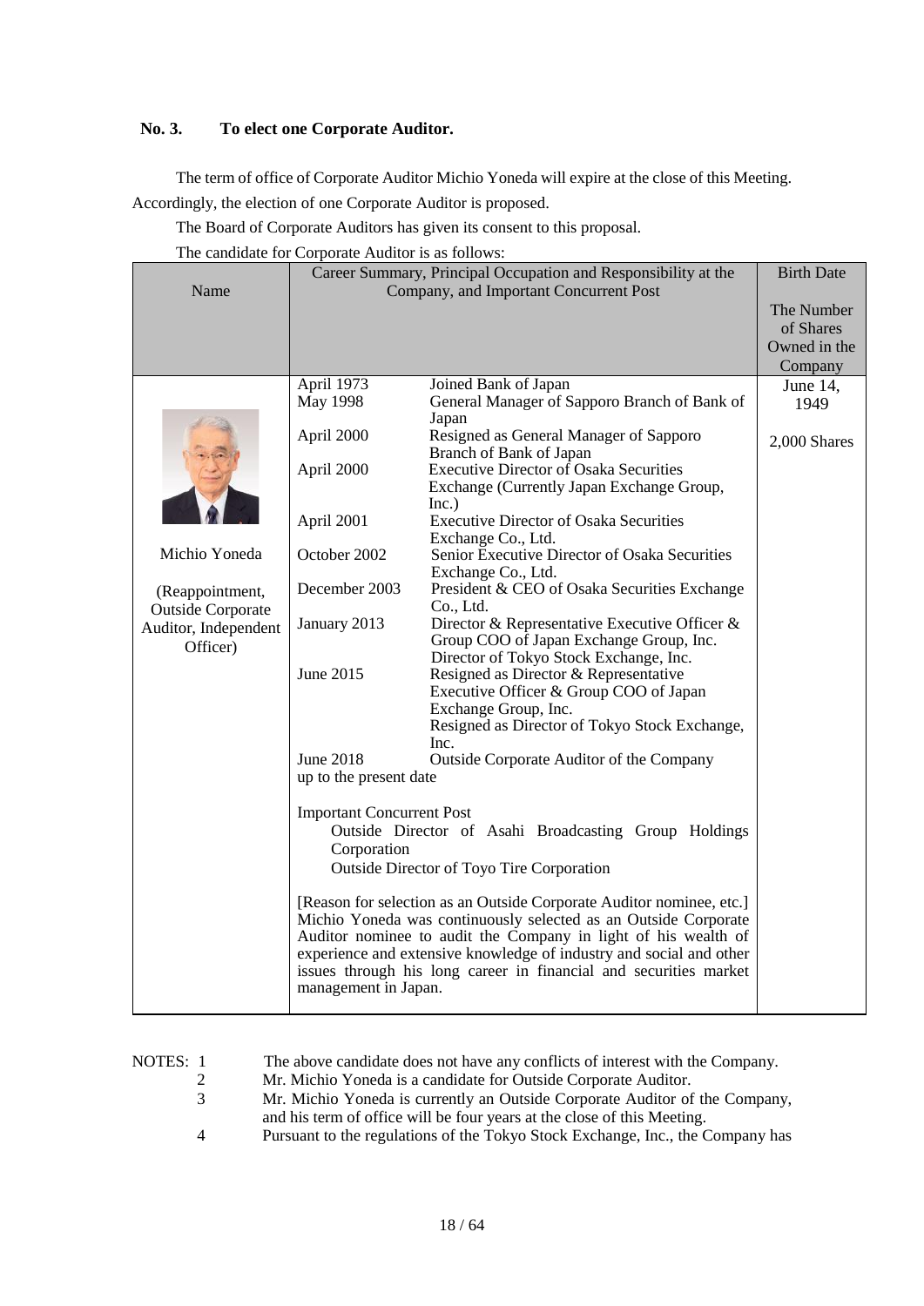## No. 3. To elect one Corporate Auditor.

The term of office of Corporate Auditor Michio Yoneda will expire at the close of this Meeting. Accordingly, the election of one Corporate Auditor is proposed.

The Board of Corporate Auditors has given its consent to this proposal.

The candidate for Corporate Auditor is as follows:

| Name | Career Summary, Principal Occupation and Responsibility at the Company, and Important Concurrent Post | | Birth Date<br><br>The Number of Shares Owned in the Company |
|---|---|---|---|
| Michio Yoneda<br><br>(Reappointment, Outside Corporate Auditor, Independent Officer) | April 1973 | Joined Bank of Japan | June 14, 1949<br><br>2,000 Shares |
| | May 1998 | General Manager of Sapporo Branch of Bank of Japan | |
| | April 2000 | Resigned as General Manager of Sapporo Branch of Bank of Japan | |
| | April 2000 | Executive Director of Osaka Securities Exchange (Currently Japan Exchange Group, Inc.) | |
| | April 2001 | Executive Director of Osaka Securities Exchange Co., Ltd. | |
| | October 2002 | Senior Executive Director of Osaka Securities Exchange Co., Ltd. | |
| | December 2003 | President & CEO of Osaka Securities Exchange Co., Ltd. | |
| | January 2013 | Director & Representative Executive Officer & Group COO of Japan Exchange Group, Inc.<br>Director of Tokyo Stock Exchange, Inc. | |
| | June 2015 | Resigned as Director & Representative Executive Officer & Group COO of Japan Exchange Group, Inc.<br>Resigned as Director of Tokyo Stock Exchange, Inc. | |
| | June 2018 | Outside Corporate Auditor of the Company | |
| | up to the present date | | |
| | Important Concurrent Post<br>Outside Director of Asahi Broadcasting Group Holdings Corporation<br>Outside Director of Toyo Tire Corporation | | |
| | [Reason for selection as an Outside Corporate Auditor nominee, etc.]<br>Michio Yoneda was continuously selected as an Outside Corporate Auditor nominee to audit the Company in light of his wealth of experience and extensive knowledge of industry and social and other issues through his long career in financial and securities market management in Japan. | | |

NOTES:
1. The above candidate does not have any conflicts of interest with the Company.
2. Mr. Michio Yoneda is a candidate for Outside Corporate Auditor.
3. Mr. Michio Yoneda is currently an Outside Corporate Auditor of the Company, and his term of office will be four years at the close of this Meeting.
4. Pursuant to the regulations of the Tokyo Stock Exchange, Inc., the Company has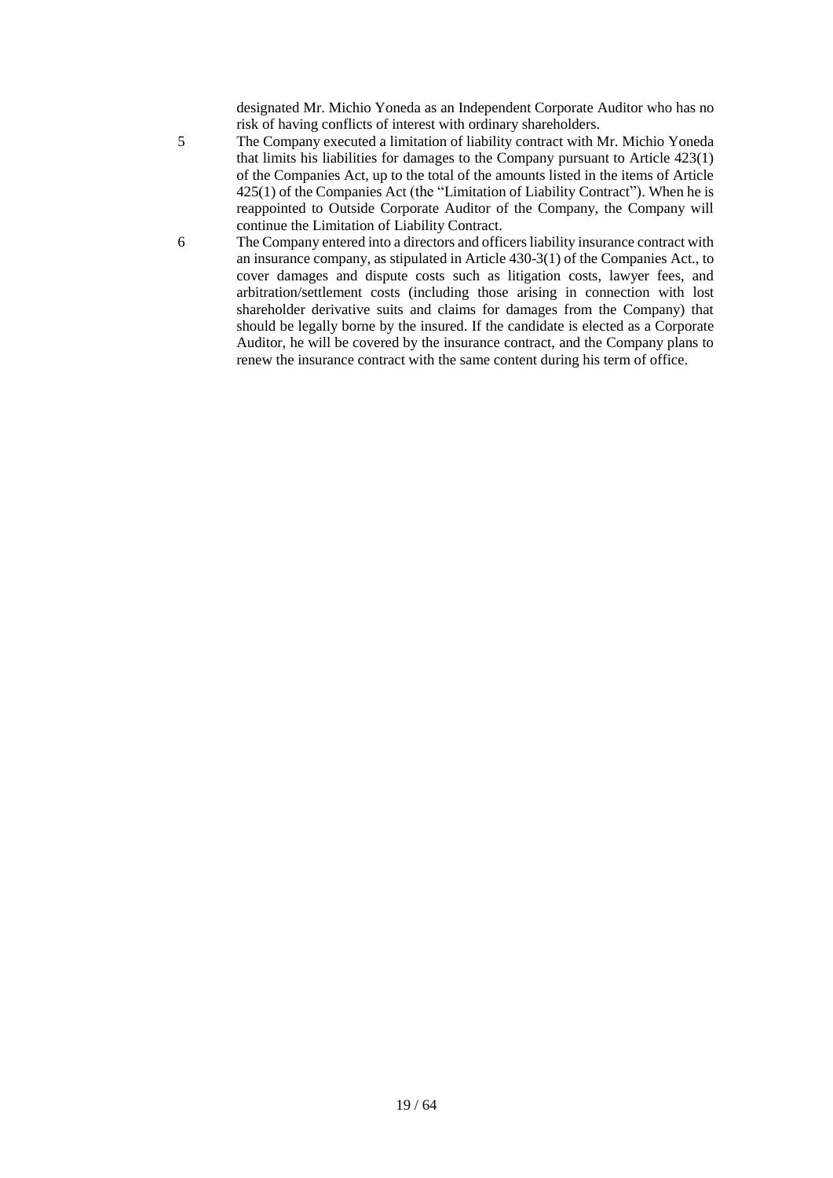designated Mr. Michio Yoneda as an Independent Corporate Auditor who has no risk of having conflicts of interest with ordinary shareholders.

5 The Company executed a limitation of liability contract with Mr. Michio Yoneda that limits his liabilities for damages to the Company pursuant to Article 423(1) of the Companies Act, up to the total of the amounts listed in the items of Article 425(1) of the Companies Act (the "Limitation of Liability Contract"). When he is reappointed to Outside Corporate Auditor of the Company, the Company will continue the Limitation of Liability Contract.

6 The Company entered into a directors and officers liability insurance contract with an insurance company, as stipulated in Article 430-3(1) of the Companies Act., to cover damages and dispute costs such as litigation costs, lawyer fees, and arbitration/settlement costs (including those arising in connection with lost shareholder derivative suits and claims for damages from the Company) that should be legally borne by the insured. If the candidate is elected as a Corporate Auditor, he will be covered by the insurance contract, and the Company plans to renew the insurance contract with the same content during his term of office.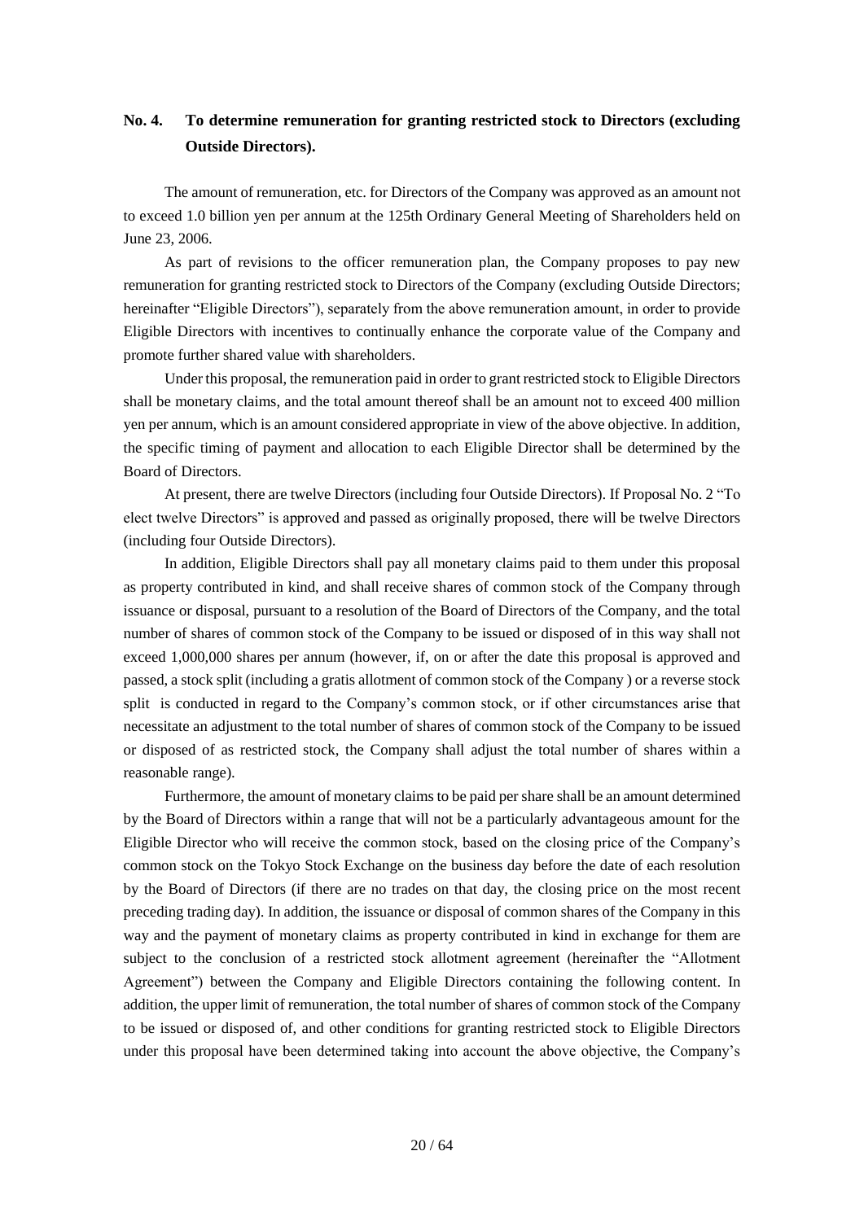## No. 4. To determine remuneration for granting restricted stock to Directors (excluding Outside Directors).

The amount of remuneration, etc. for Directors of the Company was approved as an amount not to exceed 1.0 billion yen per annum at the 125th Ordinary General Meeting of Shareholders held on June 23, 2006.

As part of revisions to the officer remuneration plan, the Company proposes to pay new remuneration for granting restricted stock to Directors of the Company (excluding Outside Directors; hereinafter "Eligible Directors"), separately from the above remuneration amount, in order to provide Eligible Directors with incentives to continually enhance the corporate value of the Company and promote further shared value with shareholders.

Under this proposal, the remuneration paid in order to grant restricted stock to Eligible Directors shall be monetary claims, and the total amount thereof shall be an amount not to exceed 400 million yen per annum, which is an amount considered appropriate in view of the above objective. In addition, the specific timing of payment and allocation to each Eligible Director shall be determined by the Board of Directors.

At present, there are twelve Directors (including four Outside Directors). If Proposal No. 2 "To elect twelve Directors" is approved and passed as originally proposed, there will be twelve Directors (including four Outside Directors).

In addition, Eligible Directors shall pay all monetary claims paid to them under this proposal as property contributed in kind, and shall receive shares of common stock of the Company through issuance or disposal, pursuant to a resolution of the Board of Directors of the Company, and the total number of shares of common stock of the Company to be issued or disposed of in this way shall not exceed 1,000,000 shares per annum (however, if, on or after the date this proposal is approved and passed, a stock split (including a gratis allotment of common stock of the Company ) or a reverse stock split is conducted in regard to the Company's common stock, or if other circumstances arise that necessitate an adjustment to the total number of shares of common stock of the Company to be issued or disposed of as restricted stock, the Company shall adjust the total number of shares within a reasonable range).

Furthermore, the amount of monetary claims to be paid per share shall be an amount determined by the Board of Directors within a range that will not be a particularly advantageous amount for the Eligible Director who will receive the common stock, based on the closing price of the Company's common stock on the Tokyo Stock Exchange on the business day before the date of each resolution by the Board of Directors (if there are no trades on that day, the closing price on the most recent preceding trading day). In addition, the issuance or disposal of common shares of the Company in this way and the payment of monetary claims as property contributed in kind in exchange for them are subject to the conclusion of a restricted stock allotment agreement (hereinafter the "Allotment Agreement") between the Company and Eligible Directors containing the following content. In addition, the upper limit of remuneration, the total number of shares of common stock of the Company to be issued or disposed of, and other conditions for granting restricted stock to Eligible Directors under this proposal have been determined taking into account the above objective, the Company's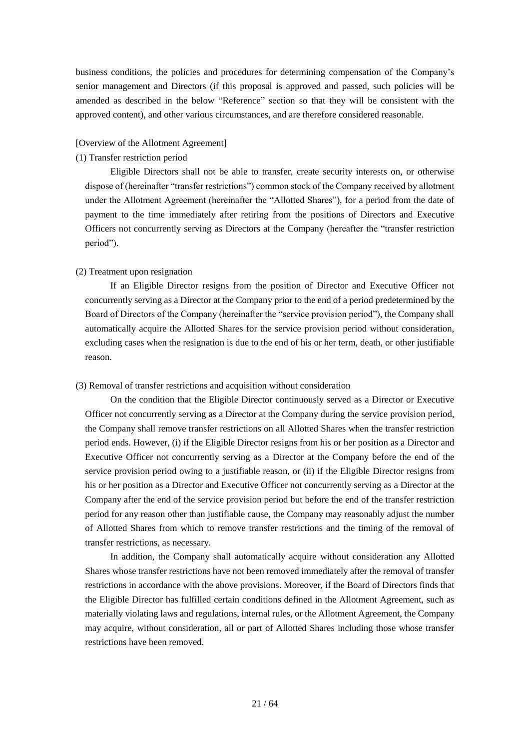business conditions, the policies and procedures for determining compensation of the Company's senior management and Directors (if this proposal is approved and passed, such policies will be amended as described in the below "Reference" section so that they will be consistent with the approved content), and other various circumstances, and are therefore considered reasonable.

[Overview of the Allotment Agreement]

(1) Transfer restriction period

Eligible Directors shall not be able to transfer, create security interests on, or otherwise dispose of (hereinafter "transfer restrictions") common stock of the Company received by allotment under the Allotment Agreement (hereinafter the "Allotted Shares"), for a period from the date of payment to the time immediately after retiring from the positions of Directors and Executive Officers not concurrently serving as Directors at the Company (hereafter the "transfer restriction period").

(2) Treatment upon resignation

If an Eligible Director resigns from the position of Director and Executive Officer not concurrently serving as a Director at the Company prior to the end of a period predetermined by the Board of Directors of the Company (hereinafter the "service provision period"), the Company shall automatically acquire the Allotted Shares for the service provision period without consideration, excluding cases when the resignation is due to the end of his or her term, death, or other justifiable reason.

(3) Removal of transfer restrictions and acquisition without consideration

On the condition that the Eligible Director continuously served as a Director or Executive Officer not concurrently serving as a Director at the Company during the service provision period, the Company shall remove transfer restrictions on all Allotted Shares when the transfer restriction period ends. However, (i) if the Eligible Director resigns from his or her position as a Director and Executive Officer not concurrently serving as a Director at the Company before the end of the service provision period owing to a justifiable reason, or (ii) if the Eligible Director resigns from his or her position as a Director and Executive Officer not concurrently serving as a Director at the Company after the end of the service provision period but before the end of the transfer restriction period for any reason other than justifiable cause, the Company may reasonably adjust the number of Allotted Shares from which to remove transfer restrictions and the timing of the removal of transfer restrictions, as necessary.

In addition, the Company shall automatically acquire without consideration any Allotted Shares whose transfer restrictions have not been removed immediately after the removal of transfer restrictions in accordance with the above provisions. Moreover, if the Board of Directors finds that the Eligible Director has fulfilled certain conditions defined in the Allotment Agreement, such as materially violating laws and regulations, internal rules, or the Allotment Agreement, the Company may acquire, without consideration, all or part of Allotted Shares including those whose transfer restrictions have been removed.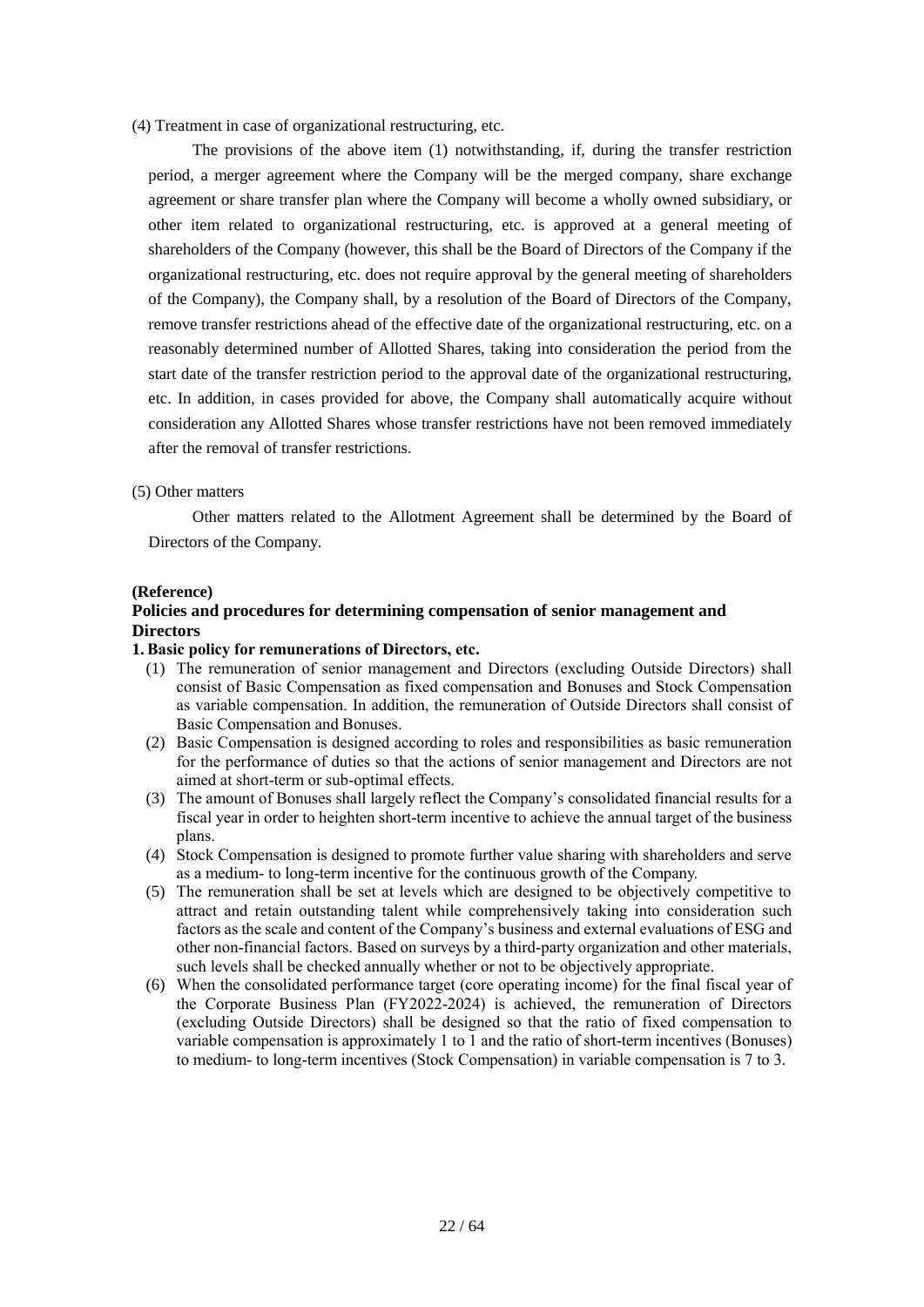(4) Treatment in case of organizational restructuring, etc.

The provisions of the above item (1) notwithstanding, if, during the transfer restriction period, a merger agreement where the Company will be the merged company, share exchange agreement or share transfer plan where the Company will become a wholly owned subsidiary, or other item related to organizational restructuring, etc. is approved at a general meeting of shareholders of the Company (however, this shall be the Board of Directors of the Company if the organizational restructuring, etc. does not require approval by the general meeting of shareholders of the Company), the Company shall, by a resolution of the Board of Directors of the Company, remove transfer restrictions ahead of the effective date of the organizational restructuring, etc. on a reasonably determined number of Allotted Shares, taking into consideration the period from the start date of the transfer restriction period to the approval date of the organizational restructuring, etc. In addition, in cases provided for above, the Company shall automatically acquire without consideration any Allotted Shares whose transfer restrictions have not been removed immediately after the removal of transfer restrictions.

(5) Other matters

Other matters related to the Allotment Agreement shall be determined by the Board of Directors of the Company.

**(Reference)**

**Policies and procedures for determining compensation of senior management and Directors**

**1. Basic policy for remunerations of Directors, etc.**

(1) The remuneration of senior management and Directors (excluding Outside Directors) shall consist of Basic Compensation as fixed compensation and Bonuses and Stock Compensation as variable compensation. In addition, the remuneration of Outside Directors shall consist of Basic Compensation and Bonuses.

(2) Basic Compensation is designed according to roles and responsibilities as basic remuneration for the performance of duties so that the actions of senior management and Directors are not aimed at short-term or sub-optimal effects.

(3) The amount of Bonuses shall largely reflect the Company's consolidated financial results for a fiscal year in order to heighten short-term incentive to achieve the annual target of the business plans.

(4) Stock Compensation is designed to promote further value sharing with shareholders and serve as a medium- to long-term incentive for the continuous growth of the Company.

(5) The remuneration shall be set at levels which are designed to be objectively competitive to attract and retain outstanding talent while comprehensively taking into consideration such factors as the scale and content of the Company's business and external evaluations of ESG and other non-financial factors. Based on surveys by a third-party organization and other materials, such levels shall be checked annually whether or not to be objectively appropriate.

(6) When the consolidated performance target (core operating income) for the final fiscal year of the Corporate Business Plan (FY2022-2024) is achieved, the remuneration of Directors (excluding Outside Directors) shall be designed so that the ratio of fixed compensation to variable compensation is approximately 1 to 1 and the ratio of short-term incentives (Bonuses) to medium- to long-term incentives (Stock Compensation) in variable compensation is 7 to 3.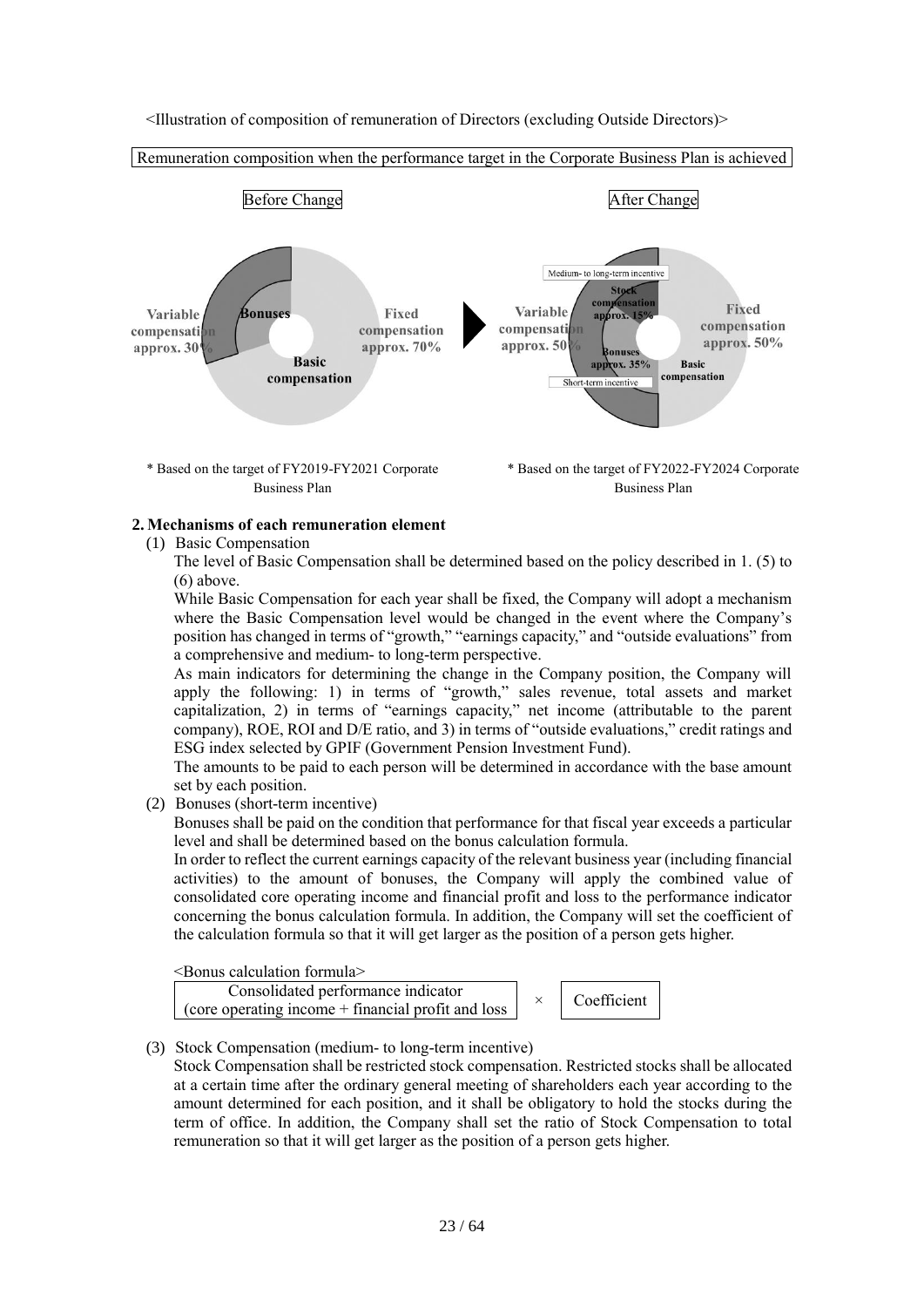<Illustration of composition of remuneration of Directors (excluding Outside Directors)>

Remuneration composition when the performance target in the Corporate Business Plan is achieved

Before Change

Variable compensation approx. 30%

Bonuses

Fixed compensation approx. 70%

Basic compensation

\* Based on the target of FY2019-FY2021 Corporate Business Plan

After Change

Medium- to long-term incentive

Stock compensation approx. 15%

Variable compensation approx. 50%

Bonuses approx. 35%

Short-term incentive

Fixed compensation approx. 50%

Basic compensation

\* Based on the target of FY2022-FY2024 Corporate Business Plan

## 2. Mechanisms of each remuneration element

(1) Basic Compensation

The level of Basic Compensation shall be determined based on the policy described in 1. (5) to (6) above.

While Basic Compensation for each year shall be fixed, the Company will adopt a mechanism where the Basic Compensation level would be changed in the event where the Company's position has changed in terms of "growth," "earnings capacity," and "outside evaluations" from a comprehensive and medium- to long-term perspective.

As main indicators for determining the change in the Company position, the Company will apply the following: 1) in terms of "growth," sales revenue, total assets and market capitalization, 2) in terms of "earnings capacity," net income (attributable to the parent company), ROE, ROI and D/E ratio, and 3) in terms of "outside evaluations," credit ratings and ESG index selected by GPIF (Government Pension Investment Fund).

The amounts to be paid to each person will be determined in accordance with the base amount set by each position.

(2) Bonuses (short-term incentive)

Bonuses shall be paid on the condition that performance for that fiscal year exceeds a particular level and shall be determined based on the bonus calculation formula.

In order to reflect the current earnings capacity of the relevant business year (including financial activities) to the amount of bonuses, the Company will apply the combined value of consolidated core operating income and financial profit and loss to the performance indicator concerning the bonus calculation formula. In addition, the Company will set the coefficient of the calculation formula so that it will get larger as the position of a person gets higher.

<Bonus calculation formula>

Consolidated performance indicator (core operating income + financial profit and loss × Coefficient

(3) Stock Compensation (medium- to long-term incentive)

Stock Compensation shall be restricted stock compensation. Restricted stocks shall be allocated at a certain time after the ordinary general meeting of shareholders each year according to the amount determined for each position, and it shall be obligatory to hold the stocks during the term of office. In addition, the Company shall set the ratio of Stock Compensation to total remuneration so that it will get larger as the position of a person gets higher.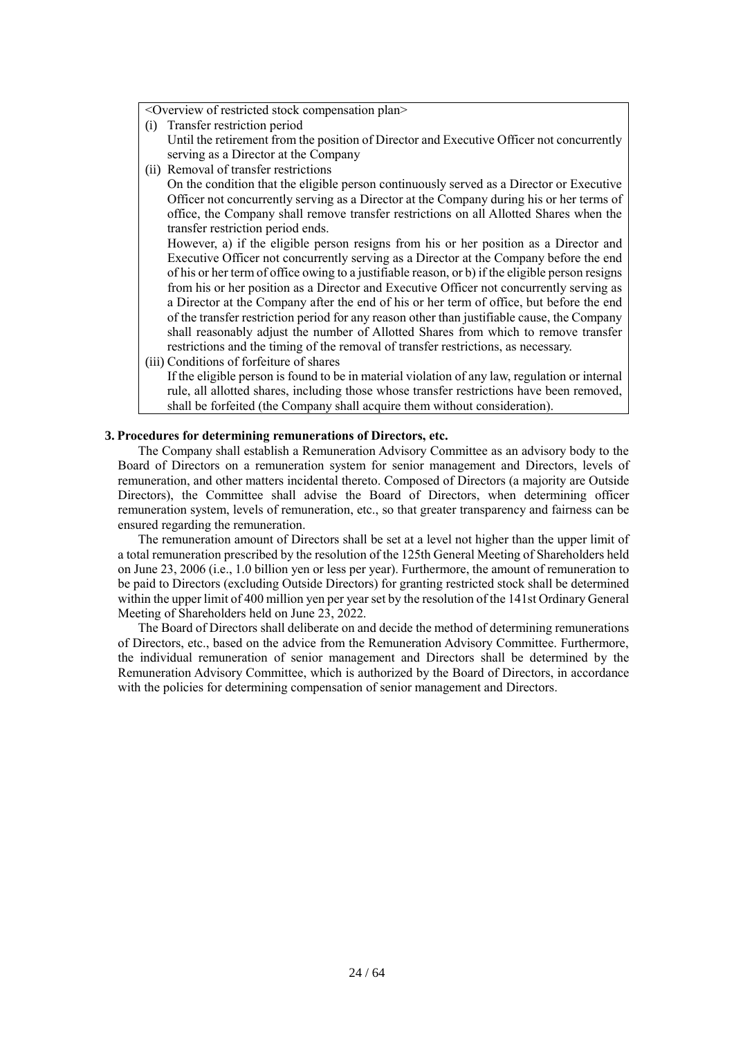<Overview of restricted stock compensation plan>

(i) Transfer restriction period

Until the retirement from the position of Director and Executive Officer not concurrently serving as a Director at the Company

(ii) Removal of transfer restrictions

On the condition that the eligible person continuously served as a Director or Executive Officer not concurrently serving as a Director at the Company during his or her terms of office, the Company shall remove transfer restrictions on all Allotted Shares when the transfer restriction period ends.

However, a) if the eligible person resigns from his or her position as a Director and Executive Officer not concurrently serving as a Director at the Company before the end of his or her term of office owing to a justifiable reason, or b) if the eligible person resigns from his or her position as a Director and Executive Officer not concurrently serving as a Director at the Company after the end of his or her term of office, but before the end of the transfer restriction period for any reason other than justifiable cause, the Company shall reasonably adjust the number of Allotted Shares from which to remove transfer restrictions and the timing of the removal of transfer restrictions, as necessary.

(iii) Conditions of forfeiture of shares

If the eligible person is found to be in material violation of any law, regulation or internal rule, all allotted shares, including those whose transfer restrictions have been removed, shall be forfeited (the Company shall acquire them without consideration).

### 3. Procedures for determining remunerations of Directors, etc.

The Company shall establish a Remuneration Advisory Committee as an advisory body to the Board of Directors on a remuneration system for senior management and Directors, levels of remuneration, and other matters incidental thereto. Composed of Directors (a majority are Outside Directors), the Committee shall advise the Board of Directors, when determining officer remuneration system, levels of remuneration, etc., so that greater transparency and fairness can be ensured regarding the remuneration.

The remuneration amount of Directors shall be set at a level not higher than the upper limit of a total remuneration prescribed by the resolution of the 125th General Meeting of Shareholders held on June 23, 2006 (i.e., 1.0 billion yen or less per year). Furthermore, the amount of remuneration to be paid to Directors (excluding Outside Directors) for granting restricted stock shall be determined within the upper limit of 400 million yen per year set by the resolution of the 141st Ordinary General Meeting of Shareholders held on June 23, 2022.

The Board of Directors shall deliberate on and decide the method of determining remunerations of Directors, etc., based on the advice from the Remuneration Advisory Committee. Furthermore, the individual remuneration of senior management and Directors shall be determined by the Remuneration Advisory Committee, which is authorized by the Board of Directors, in accordance with the policies for determining compensation of senior management and Directors.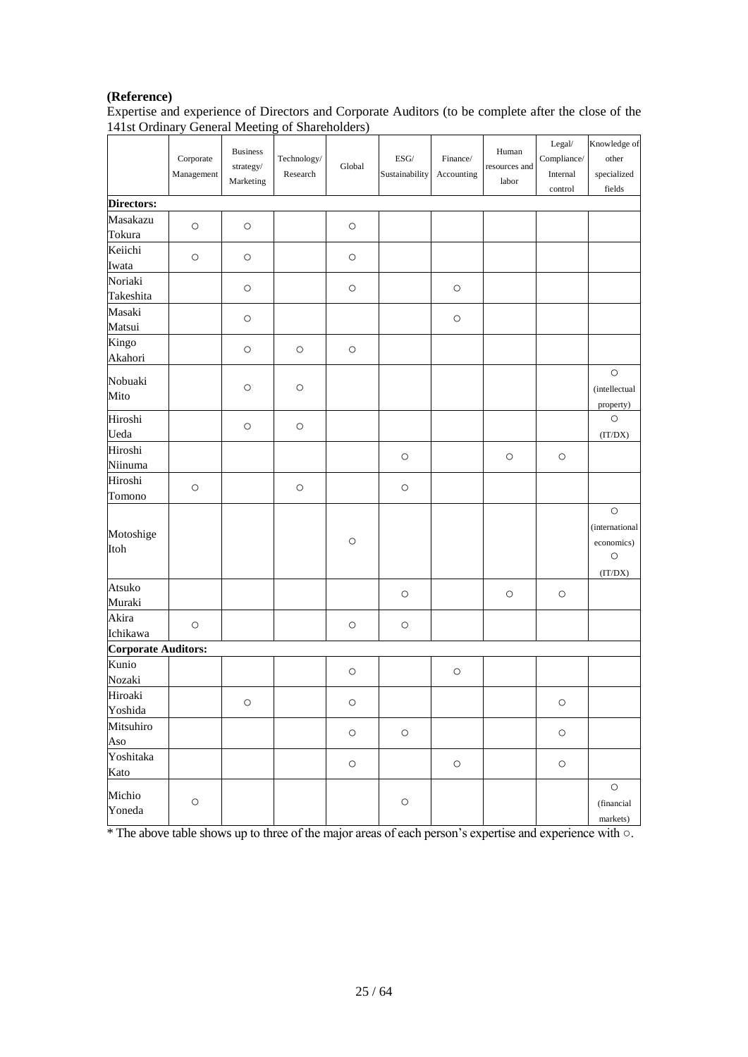**(Reference)**

Expertise and experience of Directors and Corporate Auditors (to be complete after the close of the 141st Ordinary General Meeting of Shareholders)

| | Corporate Management | Business strategy/ Marketing | Technology/ Research | Global | ESG/ Sustainability | Finance/ Accounting | Human resources and labor | Legal/ Compliance/ Internal control | Knowledge of other specialized fields |
|---|---|---|---|---|---|---|---|---|---|
| **Directors:** | | | | | | | | | |
| Masakazu Tokura | ○ | ○ | | ○ | | | | | |
| Keiichi Iwata | ○ | ○ | | ○ | | | | | |
| Noriaki Takeshita | | ○ | | ○ | | ○ | | | |
| Masaki Matsui | | ○ | | | | ○ | | | |
| Kingo Akahori | | ○ | ○ | ○ | | | | | |
| Nobuaki Mito | | ○ | ○ | | | | | | ○ (intellectual property) |
| Hiroshi Ueda | | ○ | ○ | | | | | | ○ (IT/DX) |
| Hiroshi Niinuma | | | | | ○ | | ○ | ○ | |
| Hiroshi Tomono | ○ | | ○ | | ○ | | | | |
| Motoshige Itoh | | | | ○ | | | | | ○ (international economics) ○ (IT/DX) |
| Atsuko Muraki | | | | | ○ | | ○ | ○ | |
| Akira Ichikawa | ○ | | | ○ | ○ | | | | |
| **Corporate Auditors:** | | | | | | | | | |
| Kunio Nozaki | | | | ○ | | ○ | | | |
| Hiroaki Yoshida | | ○ | | ○ | | | | ○ | |
| Mitsuhiro Aso | | | | ○ | ○ | | | ○ | |
| Yoshitaka Kato | | | | ○ | | ○ | | ○ | |
| Michio Yoneda | ○ | | | | ○ | | | | ○ (financial markets) |

* The above table shows up to three of the major areas of each person's expertise and experience with ○.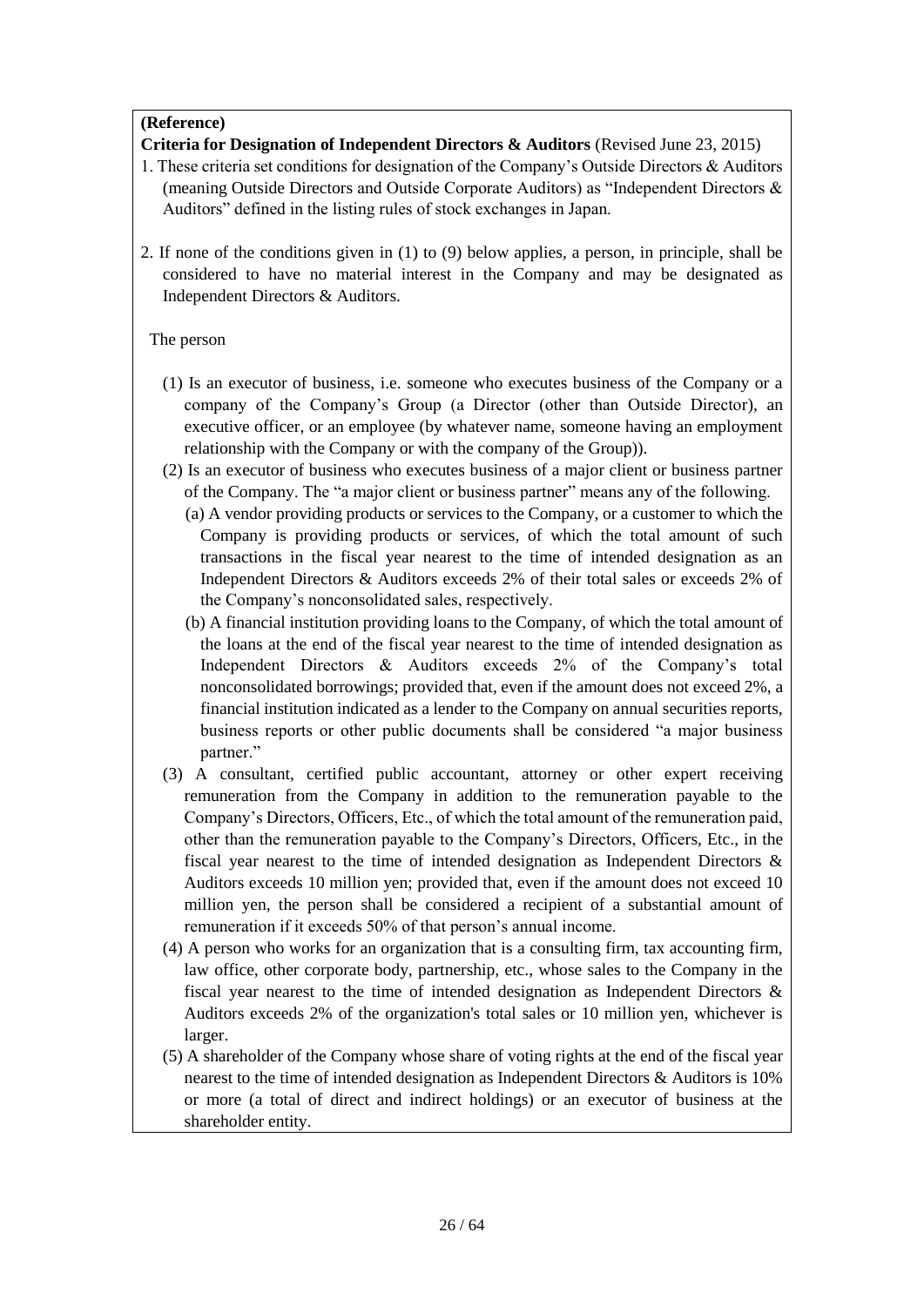**(Reference)**

**Criteria for Designation of Independent Directors & Auditors** (Revised June 23, 2015)

1. These criteria set conditions for designation of the Company's Outside Directors & Auditors (meaning Outside Directors and Outside Corporate Auditors) as "Independent Directors & Auditors" defined in the listing rules of stock exchanges in Japan.

2. If none of the conditions given in (1) to (9) below applies, a person, in principle, shall be considered to have no material interest in the Company and may be designated as Independent Directors & Auditors.

The person

(1) Is an executor of business, i.e. someone who executes business of the Company or a company of the Company's Group (a Director (other than Outside Director), an executive officer, or an employee (by whatever name, someone having an employment relationship with the Company or with the company of the Group)).

(2) Is an executor of business who executes business of a major client or business partner of the Company. The "a major client or business partner" means any of the following.

(a) A vendor providing products or services to the Company, or a customer to which the Company is providing products or services, of which the total amount of such transactions in the fiscal year nearest to the time of intended designation as an Independent Directors & Auditors exceeds 2% of their total sales or exceeds 2% of the Company's nonconsolidated sales, respectively.

(b) A financial institution providing loans to the Company, of which the total amount of the loans at the end of the fiscal year nearest to the time of intended designation as Independent Directors & Auditors exceeds 2% of the Company's total nonconsolidated borrowings; provided that, even if the amount does not exceed 2%, a financial institution indicated as a lender to the Company on annual securities reports, business reports or other public documents shall be considered "a major business partner."

(3) A consultant, certified public accountant, attorney or other expert receiving remuneration from the Company in addition to the remuneration payable to the Company's Directors, Officers, Etc., of which the total amount of the remuneration paid, other than the remuneration payable to the Company's Directors, Officers, Etc., in the fiscal year nearest to the time of intended designation as Independent Directors & Auditors exceeds 10 million yen; provided that, even if the amount does not exceed 10 million yen, the person shall be considered a recipient of a substantial amount of remuneration if it exceeds 50% of that person's annual income.

(4) A person who works for an organization that is a consulting firm, tax accounting firm, law office, other corporate body, partnership, etc., whose sales to the Company in the fiscal year nearest to the time of intended designation as Independent Directors & Auditors exceeds 2% of the organization's total sales or 10 million yen, whichever is larger.

(5) A shareholder of the Company whose share of voting rights at the end of the fiscal year nearest to the time of intended designation as Independent Directors & Auditors is 10% or more (a total of direct and indirect holdings) or an executor of business at the shareholder entity.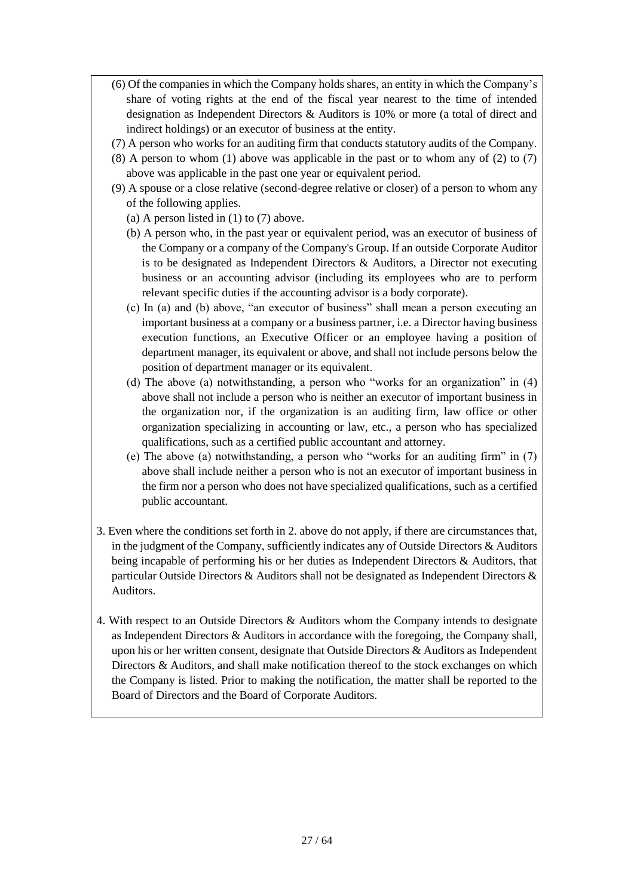(6) Of the companies in which the Company holds shares, an entity in which the Company's share of voting rights at the end of the fiscal year nearest to the time of intended designation as Independent Directors & Auditors is 10% or more (a total of direct and indirect holdings) or an executor of business at the entity.

(7) A person who works for an auditing firm that conducts statutory audits of the Company.

(8) A person to whom (1) above was applicable in the past or to whom any of (2) to (7) above was applicable in the past one year or equivalent period.

(9) A spouse or a close relative (second-degree relative or closer) of a person to whom any of the following applies.

  (a) A person listed in (1) to (7) above.

  (b) A person who, in the past year or equivalent period, was an executor of business of the Company or a company of the Company's Group. If an outside Corporate Auditor is to be designated as Independent Directors & Auditors, a Director not executing business or an accounting advisor (including its employees who are to perform relevant specific duties if the accounting advisor is a body corporate).

  (c) In (a) and (b) above, "an executor of business" shall mean a person executing an important business at a company or a business partner, i.e. a Director having business execution functions, an Executive Officer or an employee having a position of department manager, its equivalent or above, and shall not include persons below the position of department manager or its equivalent.

  (d) The above (a) notwithstanding, a person who "works for an organization" in (4) above shall not include a person who is neither an executor of important business in the organization nor, if the organization is an auditing firm, law office or other organization specializing in accounting or law, etc., a person who has specialized qualifications, such as a certified public accountant and attorney.

  (e) The above (a) notwithstanding, a person who "works for an auditing firm" in (7) above shall include neither a person who is not an executor of important business in the firm nor a person who does not have specialized qualifications, such as a certified public accountant.

3. Even where the conditions set forth in 2. above do not apply, if there are circumstances that, in the judgment of the Company, sufficiently indicates any of Outside Directors & Auditors being incapable of performing his or her duties as Independent Directors & Auditors, that particular Outside Directors & Auditors shall not be designated as Independent Directors & Auditors.

4. With respect to an Outside Directors & Auditors whom the Company intends to designate as Independent Directors & Auditors in accordance with the foregoing, the Company shall, upon his or her written consent, designate that Outside Directors & Auditors as Independent Directors & Auditors, and shall make notification thereof to the stock exchanges on which the Company is listed. Prior to making the notification, the matter shall be reported to the Board of Directors and the Board of Corporate Auditors.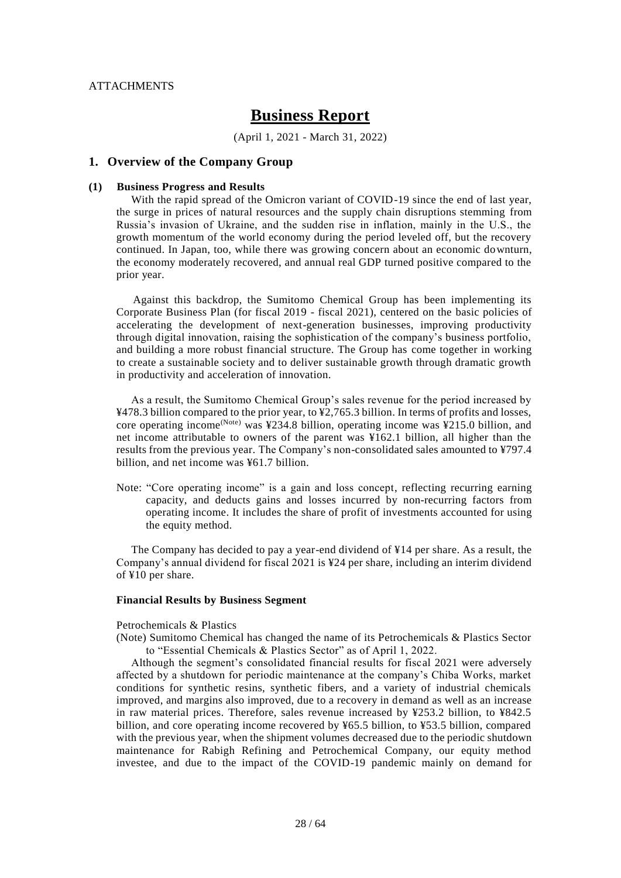ATTACHMENTS

# Business Report

(April 1, 2021 - March 31, 2022)

## 1. Overview of the Company Group

### (1) Business Progress and Results

With the rapid spread of the Omicron variant of COVID-19 since the end of last year, the surge in prices of natural resources and the supply chain disruptions stemming from Russia's invasion of Ukraine, and the sudden rise in inflation, mainly in the U.S., the growth momentum of the world economy during the period leveled off, but the recovery continued. In Japan, too, while there was growing concern about an economic downturn, the economy moderately recovered, and annual real GDP turned positive compared to the prior year.

Against this backdrop, the Sumitomo Chemical Group has been implementing its Corporate Business Plan (for fiscal 2019 - fiscal 2021), centered on the basic policies of accelerating the development of next-generation businesses, improving productivity through digital innovation, raising the sophistication of the company's business portfolio, and building a more robust financial structure. The Group has come together in working to create a sustainable society and to deliver sustainable growth through dramatic growth in productivity and acceleration of innovation.

As a result, the Sumitomo Chemical Group's sales revenue for the period increased by ¥478.3 billion compared to the prior year, to ¥2,765.3 billion. In terms of profits and losses, core operating income(Note) was ¥234.8 billion, operating income was ¥215.0 billion, and net income attributable to owners of the parent was ¥162.1 billion, all higher than the results from the previous year. The Company's non-consolidated sales amounted to ¥797.4 billion, and net income was ¥61.7 billion.

Note: "Core operating income" is a gain and loss concept, reflecting recurring earning capacity, and deducts gains and losses incurred by non-recurring factors from operating income. It includes the share of profit of investments accounted for using the equity method.

The Company has decided to pay a year-end dividend of ¥14 per share. As a result, the Company's annual dividend for fiscal 2021 is ¥24 per share, including an interim dividend of ¥10 per share.

**Financial Results by Business Segment**

Petrochemicals & Plastics

(Note) Sumitomo Chemical has changed the name of its Petrochemicals & Plastics Sector to "Essential Chemicals & Plastics Sector" as of April 1, 2022.

Although the segment's consolidated financial results for fiscal 2021 were adversely affected by a shutdown for periodic maintenance at the company's Chiba Works, market conditions for synthetic resins, synthetic fibers, and a variety of industrial chemicals improved, and margins also improved, due to a recovery in demand as well as an increase in raw material prices. Therefore, sales revenue increased by ¥253.2 billion, to ¥842.5 billion, and core operating income recovered by ¥65.5 billion, to ¥53.5 billion, compared with the previous year, when the shipment volumes decreased due to the periodic shutdown maintenance for Rabigh Refining and Petrochemical Company, our equity method investee, and due to the impact of the COVID-19 pandemic mainly on demand for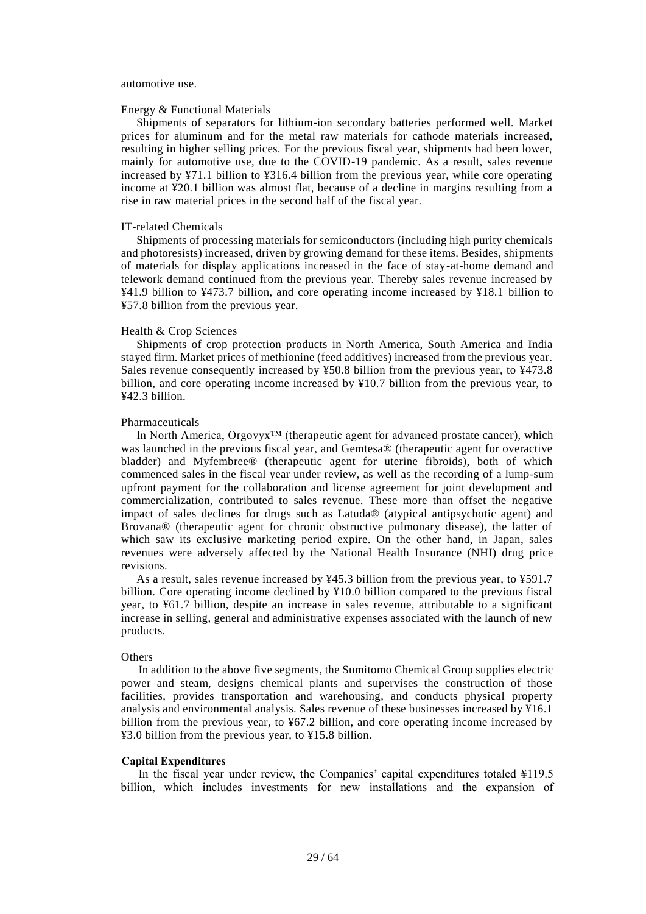automotive use.

Energy & Functional Materials

Shipments of separators for lithium-ion secondary batteries performed well. Market prices for aluminum and for the metal raw materials for cathode materials increased, resulting in higher selling prices. For the previous fiscal year, shipments had been lower, mainly for automotive use, due to the COVID-19 pandemic. As a result, sales revenue increased by ¥71.1 billion to ¥316.4 billion from the previous year, while core operating income at ¥20.1 billion was almost flat, because of a decline in margins resulting from a rise in raw material prices in the second half of the fiscal year.

IT-related Chemicals

Shipments of processing materials for semiconductors (including high purity chemicals and photoresists) increased, driven by growing demand for these items. Besides, shipments of materials for display applications increased in the face of stay-at-home demand and telework demand continued from the previous year. Thereby sales revenue increased by ¥41.9 billion to ¥473.7 billion, and core operating income increased by ¥18.1 billion to ¥57.8 billion from the previous year.

Health & Crop Sciences

Shipments of crop protection products in North America, South America and India stayed firm. Market prices of methionine (feed additives) increased from the previous year. Sales revenue consequently increased by ¥50.8 billion from the previous year, to ¥473.8 billion, and core operating income increased by ¥10.7 billion from the previous year, to ¥42.3 billion.

Pharmaceuticals

In North America, Orgovyx™ (therapeutic agent for advanced prostate cancer), which was launched in the previous fiscal year, and Gemtesa® (therapeutic agent for overactive bladder) and Myfembree® (therapeutic agent for uterine fibroids), both of which commenced sales in the fiscal year under review, as well as the recording of a lump-sum upfront payment for the collaboration and license agreement for joint development and commercialization, contributed to sales revenue. These more than offset the negative impact of sales declines for drugs such as Latuda® (atypical antipsychotic agent) and Brovana® (therapeutic agent for chronic obstructive pulmonary disease), the latter of which saw its exclusive marketing period expire. On the other hand, in Japan, sales revenues were adversely affected by the National Health Insurance (NHI) drug price revisions.

As a result, sales revenue increased by ¥45.3 billion from the previous year, to ¥591.7 billion. Core operating income declined by ¥10.0 billion compared to the previous fiscal year, to ¥61.7 billion, despite an increase in sales revenue, attributable to a significant increase in selling, general and administrative expenses associated with the launch of new products.

Others

In addition to the above five segments, the Sumitomo Chemical Group supplies electric power and steam, designs chemical plants and supervises the construction of those facilities, provides transportation and warehousing, and conducts physical property analysis and environmental analysis. Sales revenue of these businesses increased by ¥16.1 billion from the previous year, to ¥67.2 billion, and core operating income increased by ¥3.0 billion from the previous year, to ¥15.8 billion.

**Capital Expenditures**

In the fiscal year under review, the Companies' capital expenditures totaled ¥119.5 billion, which includes investments for new installations and the expansion of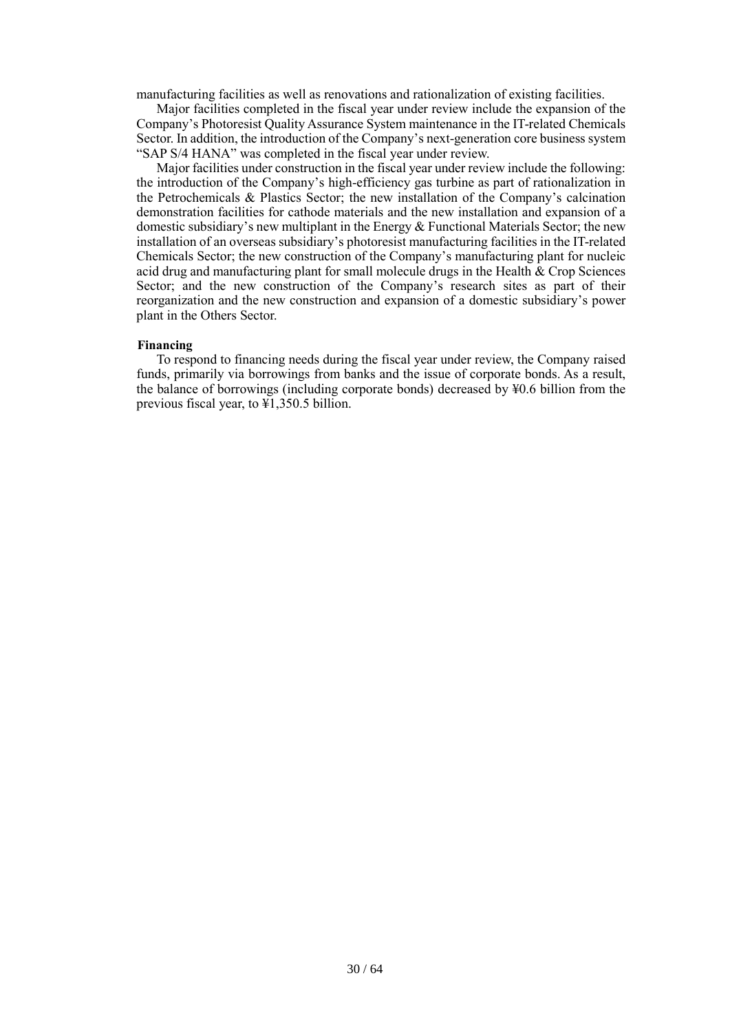manufacturing facilities as well as renovations and rationalization of existing facilities.

Major facilities completed in the fiscal year under review include the expansion of the Company's Photoresist Quality Assurance System maintenance in the IT-related Chemicals Sector. In addition, the introduction of the Company's next-generation core business system "SAP S/4 HANA" was completed in the fiscal year under review.

Major facilities under construction in the fiscal year under review include the following: the introduction of the Company's high-efficiency gas turbine as part of rationalization in the Petrochemicals & Plastics Sector; the new installation of the Company's calcination demonstration facilities for cathode materials and the new installation and expansion of a domestic subsidiary's new multiplant in the Energy & Functional Materials Sector; the new installation of an overseas subsidiary's photoresist manufacturing facilities in the IT-related Chemicals Sector; the new construction of the Company's manufacturing plant for nucleic acid drug and manufacturing plant for small molecule drugs in the Health & Crop Sciences Sector; and the new construction of the Company's research sites as part of their reorganization and the new construction and expansion of a domestic subsidiary's power plant in the Others Sector.

**Financing**

To respond to financing needs during the fiscal year under review, the Company raised funds, primarily via borrowings from banks and the issue of corporate bonds. As a result, the balance of borrowings (including corporate bonds) decreased by ¥0.6 billion from the previous fiscal year, to ¥1,350.5 billion.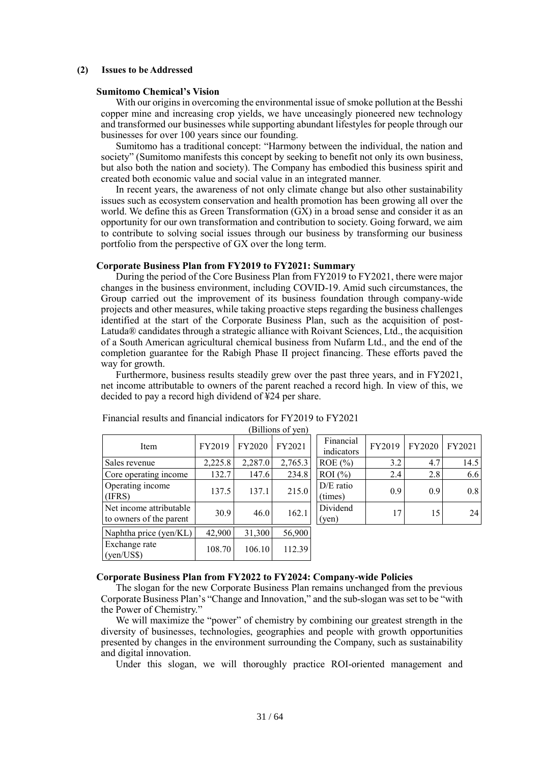## (2) Issues to be Addressed

### Sumitomo Chemical's Vision

With our origins in overcoming the environmental issue of smoke pollution at the Besshi copper mine and increasing crop yields, we have unceasingly pioneered new technology and transformed our businesses while supporting abundant lifestyles for people through our businesses for over 100 years since our founding.

Sumitomo has a traditional concept: "Harmony between the individual, the nation and society" (Sumitomo manifests this concept by seeking to benefit not only its own business, but also both the nation and society). The Company has embodied this business spirit and created both economic value and social value in an integrated manner.

In recent years, the awareness of not only climate change but also other sustainability issues such as ecosystem conservation and health promotion has been growing all over the world. We define this as Green Transformation (GX) in a broad sense and consider it as an opportunity for our own transformation and contribution to society. Going forward, we aim to contribute to solving social issues through our business by transforming our business portfolio from the perspective of GX over the long term.

### Corporate Business Plan from FY2019 to FY2021: Summary

During the period of the Core Business Plan from FY2019 to FY2021, there were major changes in the business environment, including COVID-19. Amid such circumstances, the Group carried out the improvement of its business foundation through company-wide projects and other measures, while taking proactive steps regarding the business challenges identified at the start of the Corporate Business Plan, such as the acquisition of post-Latuda® candidates through a strategic alliance with Roivant Sciences, Ltd., the acquisition of a South American agricultural chemical business from Nufarm Ltd., and the end of the completion guarantee for the Rabigh Phase II project financing. These efforts paved the way for growth.

Furthermore, business results steadily grew over the past three years, and in FY2021, net income attributable to owners of the parent reached a record high. In view of this, we decided to pay a record high dividend of ¥24 per share.

Financial results and financial indicators for FY2019 to FY2021

(Billions of yen)

| Item | FY2019 | FY2020 | FY2021 |
|---|---|---|---|
| Sales revenue | 2,225.8 | 2,287.0 | 2,765.3 |
| Core operating income | 132.7 | 147.6 | 234.8 |
| Operating income (IFRS) | 137.5 | 137.1 | 215.0 |
| Net income attributable to owners of the parent | 30.9 | 46.0 | 162.1 |
| Naphtha price (yen/KL) | 42,900 | 31,300 | 56,900 |
| Exchange rate (yen/US$) | 108.70 | 106.10 | 112.39 |

| Financial indicators | FY2019 | FY2020 | FY2021 |
|---|---|---|---|
| ROE (%) | 3.2 | 4.7 | 14.5 |
| ROI (%) | 2.4 | 2.8 | 6.6 |
| D/E ratio (times) | 0.9 | 0.9 | 0.8 |
| Dividend (yen) | 17 | 15 | 24 |

### Corporate Business Plan from FY2022 to FY2024: Company-wide Policies

The slogan for the new Corporate Business Plan remains unchanged from the previous Corporate Business Plan's "Change and Innovation," and the sub-slogan was set to be "with the Power of Chemistry."

We will maximize the "power" of chemistry by combining our greatest strength in the diversity of businesses, technologies, geographies and people with growth opportunities presented by changes in the environment surrounding the Company, such as sustainability and digital innovation.

Under this slogan, we will thoroughly practice ROI-oriented management and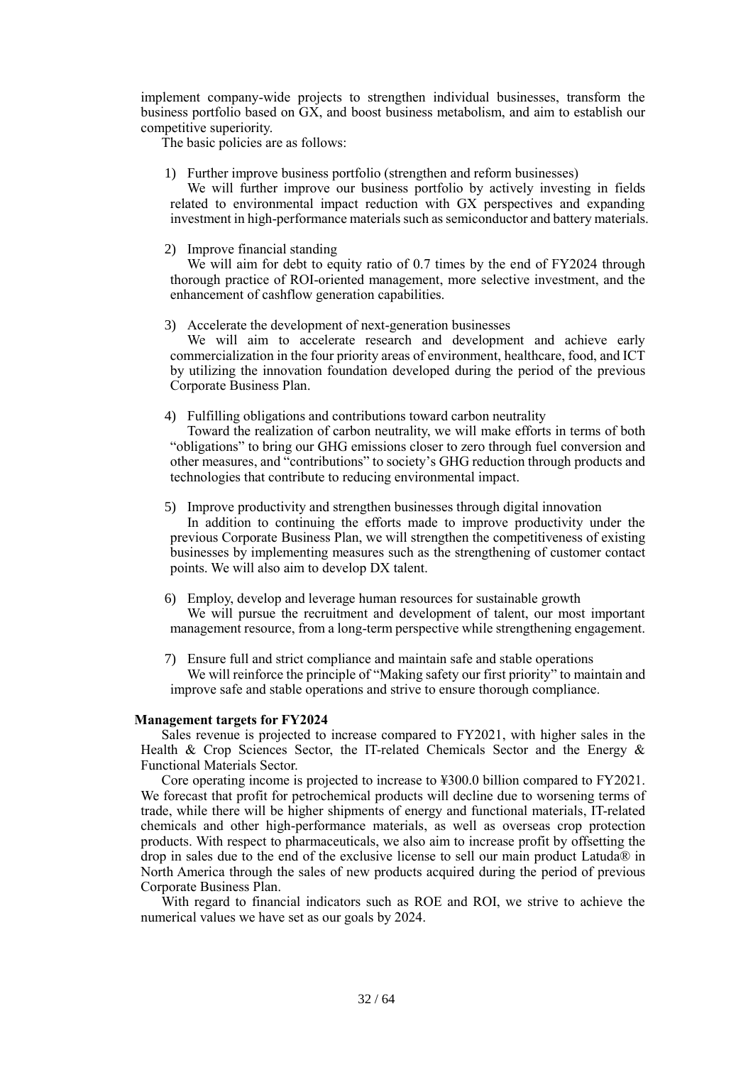implement company-wide projects to strengthen individual businesses, transform the business portfolio based on GX, and boost business metabolism, and aim to establish our competitive superiority.

The basic policies are as follows:

1) Further improve business portfolio (strengthen and reform businesses)
   We will further improve our business portfolio by actively investing in fields related to environmental impact reduction with GX perspectives and expanding investment in high-performance materials such as semiconductor and battery materials.

2) Improve financial standing
   We will aim for debt to equity ratio of 0.7 times by the end of FY2024 through thorough practice of ROI-oriented management, more selective investment, and the enhancement of cashflow generation capabilities.

3) Accelerate the development of next-generation businesses
   We will aim to accelerate research and development and achieve early commercialization in the four priority areas of environment, healthcare, food, and ICT by utilizing the innovation foundation developed during the period of the previous Corporate Business Plan.

4) Fulfilling obligations and contributions toward carbon neutrality
   Toward the realization of carbon neutrality, we will make efforts in terms of both "obligations" to bring our GHG emissions closer to zero through fuel conversion and other measures, and "contributions" to society's GHG reduction through products and technologies that contribute to reducing environmental impact.

5) Improve productivity and strengthen businesses through digital innovation
   In addition to continuing the efforts made to improve productivity under the previous Corporate Business Plan, we will strengthen the competitiveness of existing businesses by implementing measures such as the strengthening of customer contact points. We will also aim to develop DX talent.

6) Employ, develop and leverage human resources for sustainable growth
   We will pursue the recruitment and development of talent, our most important management resource, from a long-term perspective while strengthening engagement.

7) Ensure full and strict compliance and maintain safe and stable operations
   We will reinforce the principle of "Making safety our first priority" to maintain and improve safe and stable operations and strive to ensure thorough compliance.

**Management targets for FY2024**

Sales revenue is projected to increase compared to FY2021, with higher sales in the Health & Crop Sciences Sector, the IT-related Chemicals Sector and the Energy & Functional Materials Sector.

Core operating income is projected to increase to ¥300.0 billion compared to FY2021. We forecast that profit for petrochemical products will decline due to worsening terms of trade, while there will be higher shipments of energy and functional materials, IT-related chemicals and other high-performance materials, as well as overseas crop protection products. With respect to pharmaceuticals, we also aim to increase profit by offsetting the drop in sales due to the end of the exclusive license to sell our main product Latuda® in North America through the sales of new products acquired during the period of previous Corporate Business Plan.

With regard to financial indicators such as ROE and ROI, we strive to achieve the numerical values we have set as our goals by 2024.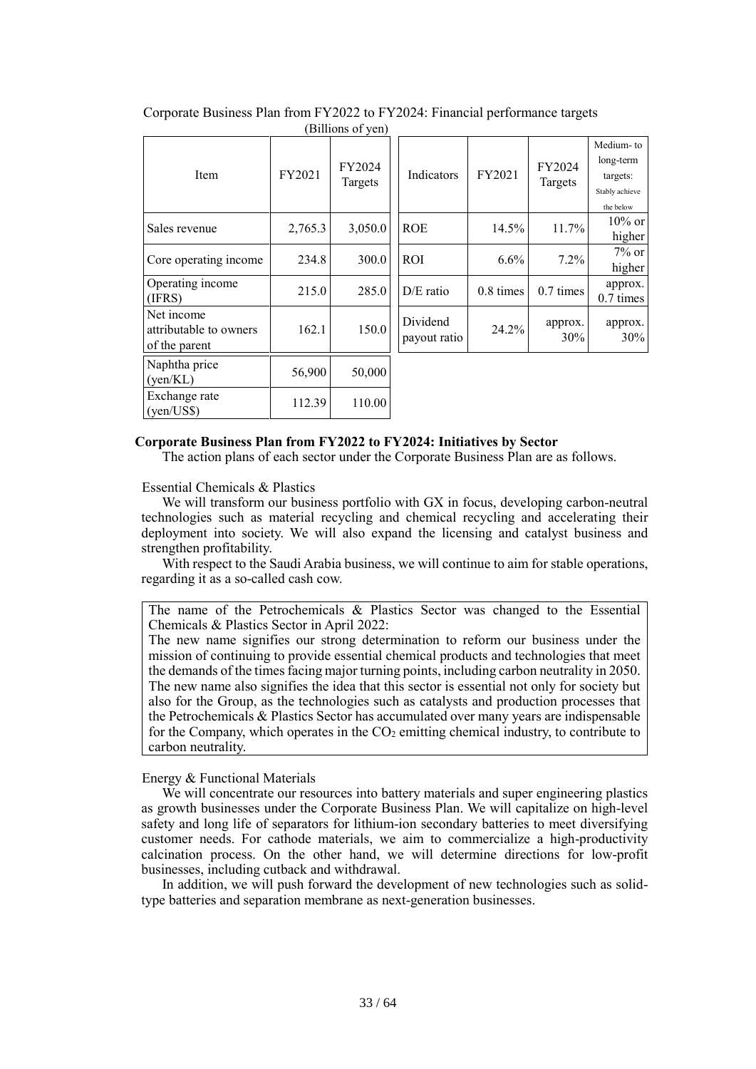Corporate Business Plan from FY2022 to FY2024: Financial performance targets

(Billions of yen)

| Item | FY2021 | FY2024 Targets |
|---|---|---|
| Sales revenue | 2,765.3 | 3,050.0 |
| Core operating income | 234.8 | 300.0 |
| Operating income (IFRS) | 215.0 | 285.0 |
| Net income attributable to owners of the parent | 162.1 | 150.0 |
| Naphtha price (yen/KL) | 56,900 | 50,000 |
| Exchange rate (yen/US$) | 112.39 | 110.00 |

| Indicators | FY2021 | FY2024 Targets | Medium- to long-term targets: Stably achieve the below |
|---|---|---|---|
| ROE | 14.5% | 11.7% | 10% or higher |
| ROI | 6.6% | 7.2% | 7% or higher |
| D/E ratio | 0.8 times | 0.7 times | approx. 0.7 times |
| Dividend payout ratio | 24.2% | approx. 30% | approx. 30% |

**Corporate Business Plan from FY2022 to FY2024: Initiatives by Sector**

The action plans of each sector under the Corporate Business Plan are as follows.

Essential Chemicals & Plastics

We will transform our business portfolio with GX in focus, developing carbon-neutral technologies such as material recycling and chemical recycling and accelerating their deployment into society. We will also expand the licensing and catalyst business and strengthen profitability.

With respect to the Saudi Arabia business, we will continue to aim for stable operations, regarding it as a so-called cash cow.

> The name of the Petrochemicals & Plastics Sector was changed to the Essential Chemicals & Plastics Sector in April 2022:
> The new name signifies our strong determination to reform our business under the mission of continuing to provide essential chemical products and technologies that meet the demands of the times facing major turning points, including carbon neutrality in 2050. The new name also signifies the idea that this sector is essential not only for society but also for the Group, as the technologies such as catalysts and production processes that the Petrochemicals & Plastics Sector has accumulated over many years are indispensable for the Company, which operates in the $CO_2$ emitting chemical industry, to contribute to carbon neutrality.

Energy & Functional Materials

We will concentrate our resources into battery materials and super engineering plastics as growth businesses under the Corporate Business Plan. We will capitalize on high-level safety and long life of separators for lithium-ion secondary batteries to meet diversifying customer needs. For cathode materials, we aim to commercialize a high-productivity calcination process. On the other hand, we will determine directions for low-profit businesses, including cutback and withdrawal.

In addition, we will push forward the development of new technologies such as solid-type batteries and separation membrane as next-generation businesses.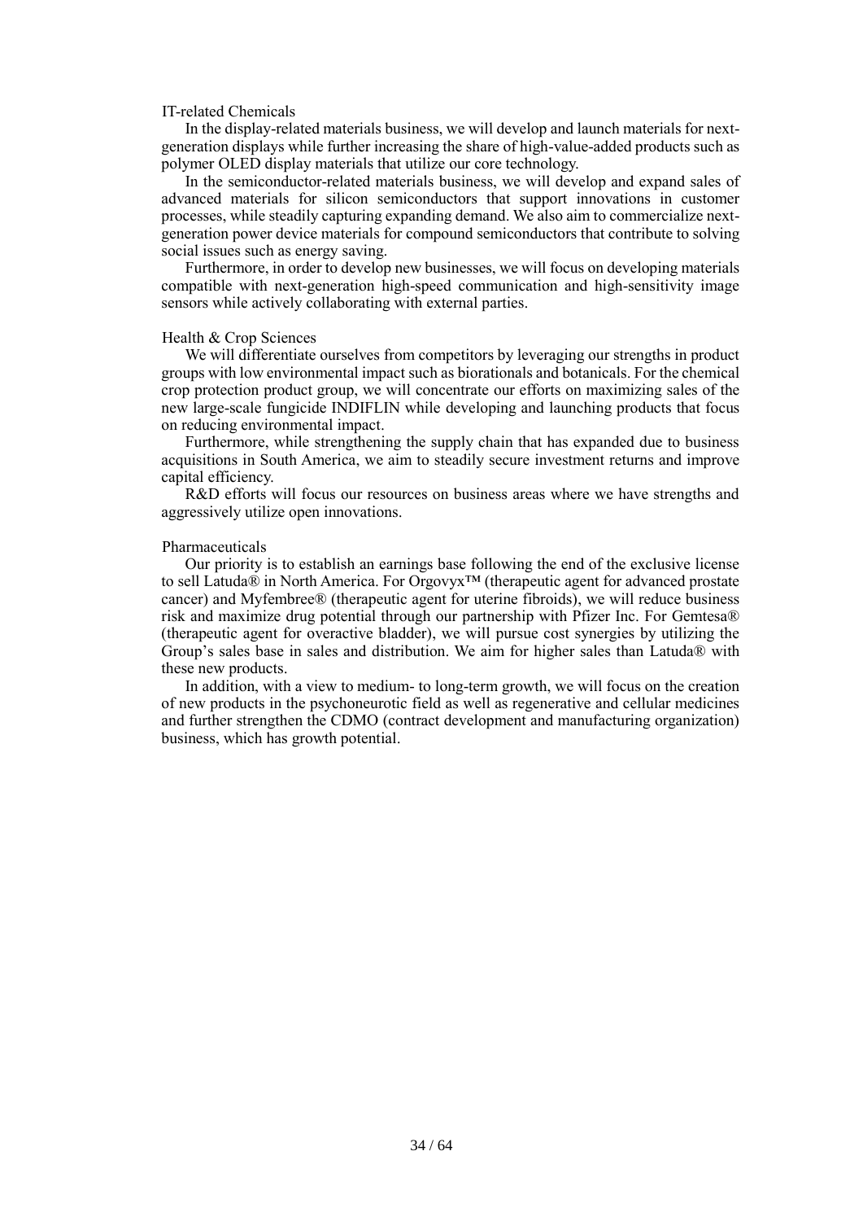IT-related Chemicals

In the display-related materials business, we will develop and launch materials for next-generation displays while further increasing the share of high-value-added products such as polymer OLED display materials that utilize our core technology.

In the semiconductor-related materials business, we will develop and expand sales of advanced materials for silicon semiconductors that support innovations in customer processes, while steadily capturing expanding demand. We also aim to commercialize next-generation power device materials for compound semiconductors that contribute to solving social issues such as energy saving.

Furthermore, in order to develop new businesses, we will focus on developing materials compatible with next-generation high-speed communication and high-sensitivity image sensors while actively collaborating with external parties.

Health & Crop Sciences

We will differentiate ourselves from competitors by leveraging our strengths in product groups with low environmental impact such as biorationals and botanicals. For the chemical crop protection product group, we will concentrate our efforts on maximizing sales of the new large-scale fungicide INDIFLIN while developing and launching products that focus on reducing environmental impact.

Furthermore, while strengthening the supply chain that has expanded due to business acquisitions in South America, we aim to steadily secure investment returns and improve capital efficiency.

R&D efforts will focus our resources on business areas where we have strengths and aggressively utilize open innovations.

Pharmaceuticals

Our priority is to establish an earnings base following the end of the exclusive license to sell Latuda® in North America. For Orgovyx™ (therapeutic agent for advanced prostate cancer) and Myfembree® (therapeutic agent for uterine fibroids), we will reduce business risk and maximize drug potential through our partnership with Pfizer Inc. For Gemtesa® (therapeutic agent for overactive bladder), we will pursue cost synergies by utilizing the Group's sales base in sales and distribution. We aim for higher sales than Latuda® with these new products.

In addition, with a view to medium- to long-term growth, we will focus on the creation of new products in the psychoneurotic field as well as regenerative and cellular medicines and further strengthen the CDMO (contract development and manufacturing organization) business, which has growth potential.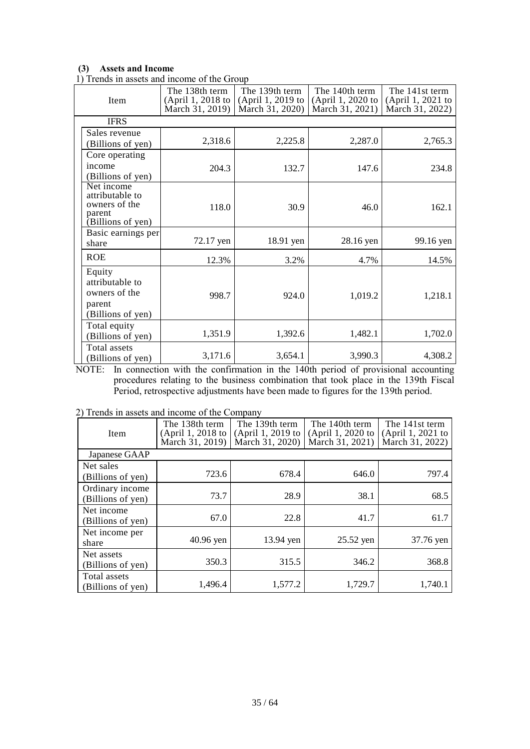### (3) Assets and Income

1) Trends in assets and income of the Group

| Item | The 138th term (April 1, 2018 to March 31, 2019) | The 139th term (April 1, 2019 to March 31, 2020) | The 140th term (April 1, 2020 to March 31, 2021) | The 141st term (April 1, 2021 to March 31, 2022) |
|---|---|---|---|---|
| IFRS | | | | |
| Sales revenue (Billions of yen) | 2,318.6 | 2,225.8 | 2,287.0 | 2,765.3 |
| Core operating income (Billions of yen) | 204.3 | 132.7 | 147.6 | 234.8 |
| Net income attributable to owners of the parent (Billions of yen) | 118.0 | 30.9 | 46.0 | 162.1 |
| Basic earnings per share | 72.17 yen | 18.91 yen | 28.16 yen | 99.16 yen |
| ROE | 12.3% | 3.2% | 4.7% | 14.5% |
| Equity attributable to owners of the parent (Billions of yen) | 998.7 | 924.0 | 1,019.2 | 1,218.1 |
| Total equity (Billions of yen) | 1,351.9 | 1,392.6 | 1,482.1 | 1,702.0 |
| Total assets (Billions of yen) | 3,171.6 | 3,654.1 | 3,990.3 | 4,308.2 |

NOTE: In connection with the confirmation in the 140th period of provisional accounting procedures relating to the business combination that took place in the 139th Fiscal Period, retrospective adjustments have been made to figures for the 139th period.

2) Trends in assets and income of the Company

| Item | The 138th term (April 1, 2018 to March 31, 2019) | The 139th term (April 1, 2019 to March 31, 2020) | The 140th term (April 1, 2020 to March 31, 2021) | The 141st term (April 1, 2021 to March 31, 2022) |
|---|---|---|---|---|
| Japanese GAAP | | | | |
| Net sales (Billions of yen) | 723.6 | 678.4 | 646.0 | 797.4 |
| Ordinary income (Billions of yen) | 73.7 | 28.9 | 38.1 | 68.5 |
| Net income (Billions of yen) | 67.0 | 22.8 | 41.7 | 61.7 |
| Net income per share | 40.96 yen | 13.94 yen | 25.52 yen | 37.76 yen |
| Net assets (Billions of yen) | 350.3 | 315.5 | 346.2 | 368.8 |
| Total assets (Billions of yen) | 1,496.4 | 1,577.2 | 1,729.7 | 1,740.1 |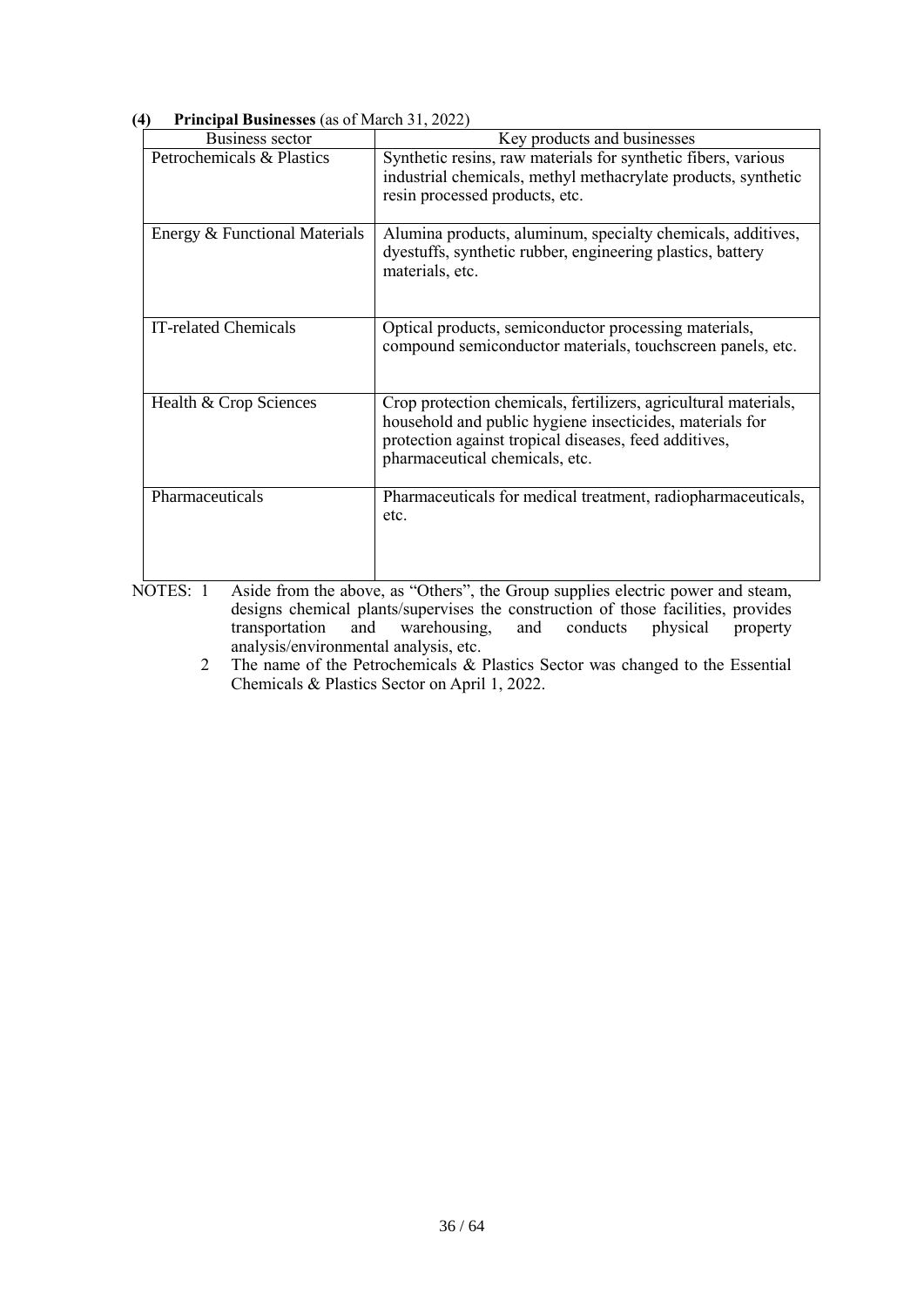### (4) **Principal Businesses** (as of March 31, 2022)

| Business sector | Key products and businesses |
| --- | --- |
| Petrochemicals & Plastics | Synthetic resins, raw materials for synthetic fibers, various industrial chemicals, methyl methacrylate products, synthetic resin processed products, etc. |
| Energy & Functional Materials | Alumina products, aluminum, specialty chemicals, additives, dyestuffs, synthetic rubber, engineering plastics, battery materials, etc. |
| IT-related Chemicals | Optical products, semiconductor processing materials, compound semiconductor materials, touchscreen panels, etc. |
| Health & Crop Sciences | Crop protection chemicals, fertilizers, agricultural materials, household and public hygiene insecticides, materials for protection against tropical diseases, feed additives, pharmaceutical chemicals, etc. |
| Pharmaceuticals | Pharmaceuticals for medical treatment, radiopharmaceuticals, etc. |

NOTES: 1 Aside from the above, as “Others”, the Group supplies electric power and steam, designs chemical plants/supervises the construction of those facilities, provides transportation and warehousing, and conducts physical property analysis/environmental analysis, etc.

2 The name of the Petrochemicals & Plastics Sector was changed to the Essential Chemicals & Plastics Sector on April 1, 2022.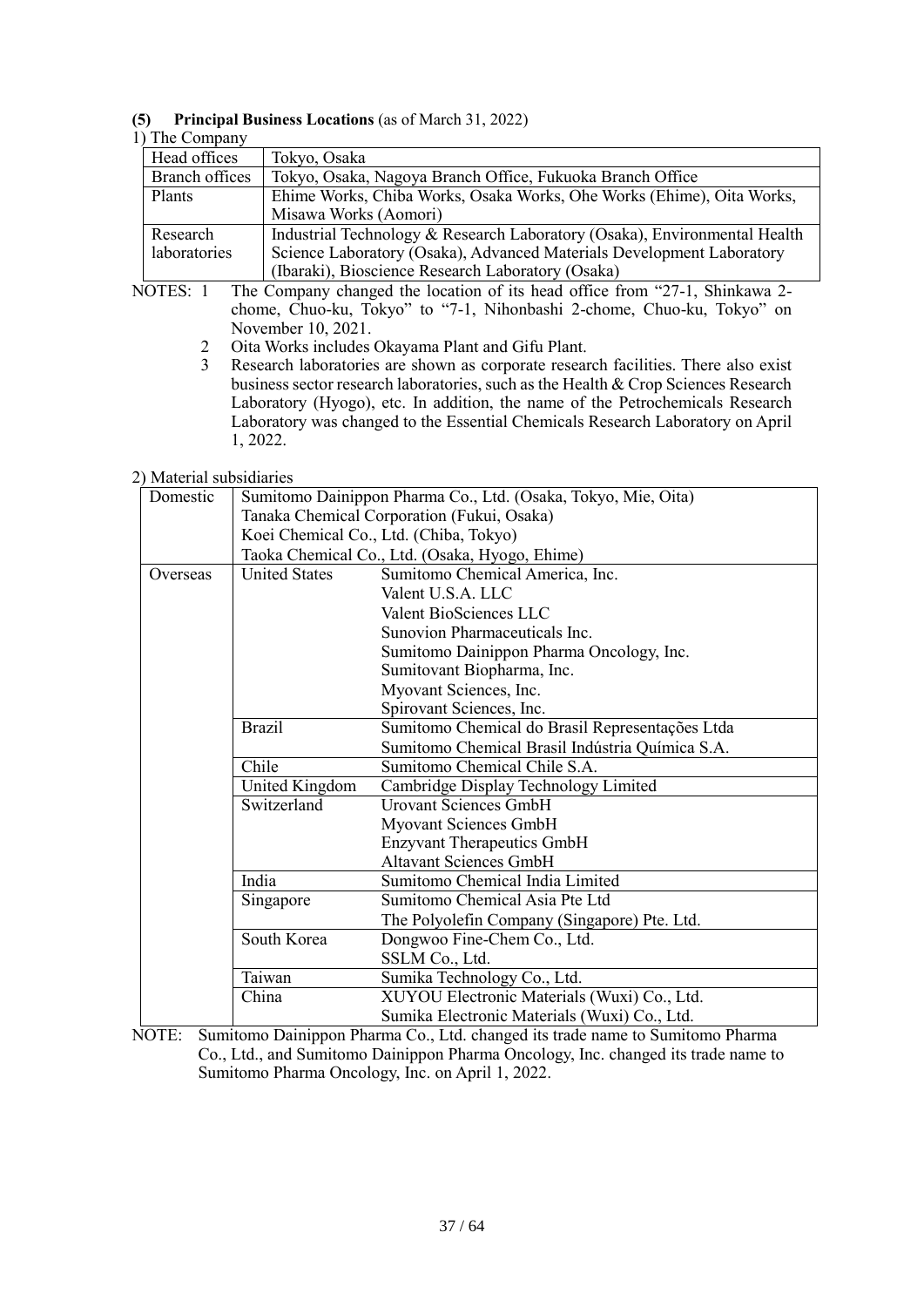**(5) Principal Business Locations** (as of March 31, 2022)

1) The Company

| | |
|---|---|
| Head offices | Tokyo, Osaka |
| Branch offices | Tokyo, Osaka, Nagoya Branch Office, Fukuoka Branch Office |
| Plants | Ehime Works, Chiba Works, Osaka Works, Ohe Works (Ehime), Oita Works, Misawa Works (Aomori) |
| Research laboratories | Industrial Technology & Research Laboratory (Osaka), Environmental Health Science Laboratory (Osaka), Advanced Materials Development Laboratory (Ibaraki), Bioscience Research Laboratory (Osaka) |

NOTES: 1 The Company changed the location of its head office from "27-1, Shinkawa 2-chome, Chuo-ku, Tokyo" to "7-1, Nihonbashi 2-chome, Chuo-ku, Tokyo" on November 10, 2021.

2 Oita Works includes Okayama Plant and Gifu Plant.

3 Research laboratories are shown as corporate research facilities. There also exist business sector research laboratories, such as the Health & Crop Sciences Research Laboratory (Hyogo), etc. In addition, the name of the Petrochemicals Research Laboratory was changed to the Essential Chemicals Research Laboratory on April 1, 2022.

2) Material subsidiaries

| | | |
|---|---|---|
| Domestic | Sumitomo Dainippon Pharma Co., Ltd. (Osaka, Tokyo, Mie, Oita) | |
| | Tanaka Chemical Corporation (Fukui, Osaka) | |
| | Koei Chemical Co., Ltd. (Chiba, Tokyo) | |
| | Taoka Chemical Co., Ltd. (Osaka, Hyogo, Ehime) | |
| Overseas | United States | Sumitomo Chemical America, Inc. |
| | | Valent U.S.A. LLC |
| | | Valent BioSciences LLC |
| | | Sunovion Pharmaceuticals Inc. |
| | | Sumitomo Dainippon Pharma Oncology, Inc. |
| | | Sumitovant Biopharma, Inc. |
| | | Myovant Sciences, Inc. |
| | | Spirovant Sciences, Inc. |
| | Brazil | Sumitomo Chemical do Brasil Representações Ltda |
| | | Sumitomo Chemical Brasil Indústria Química S.A. |
| | Chile | Sumitomo Chemical Chile S.A. |
| | United Kingdom | Cambridge Display Technology Limited |
| | Switzerland | Urovant Sciences GmbH |
| | | Myovant Sciences GmbH |
| | | Enzyvant Therapeutics GmbH |
| | | Altavant Sciences GmbH |
| | India | Sumitomo Chemical India Limited |
| | Singapore | Sumitomo Chemical Asia Pte Ltd |
| | | The Polyolefin Company (Singapore) Pte. Ltd. |
| | South Korea | Dongwoo Fine-Chem Co., Ltd. |
| | | SSLM Co., Ltd. |
| | Taiwan | Sumika Technology Co., Ltd. |
| | China | XUYOU Electronic Materials (Wuxi) Co., Ltd. |
| | | Sumika Electronic Materials (Wuxi) Co., Ltd. |

NOTE: Sumitomo Dainippon Pharma Co., Ltd. changed its trade name to Sumitomo Pharma Co., Ltd., and Sumitomo Dainippon Pharma Oncology, Inc. changed its trade name to Sumitomo Pharma Oncology, Inc. on April 1, 2022.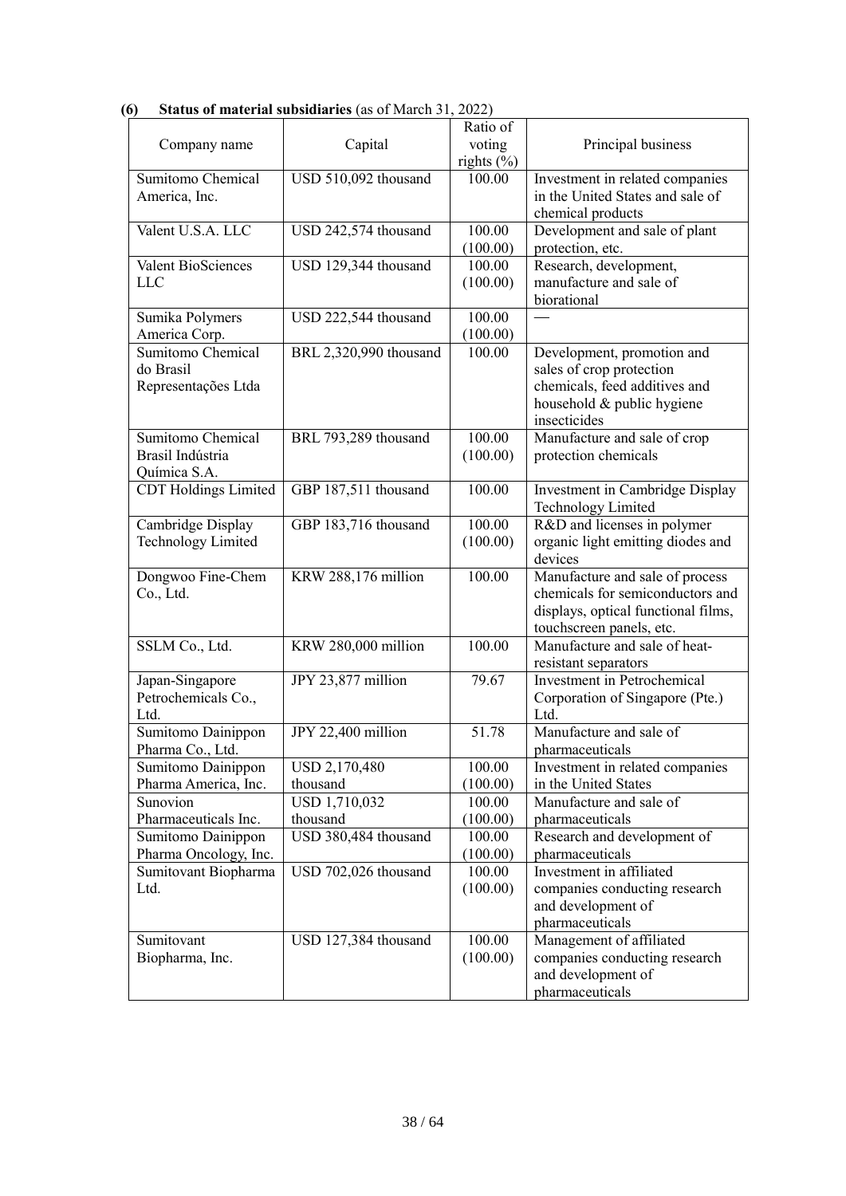**(6) Status of material subsidiaries** (as of March 31, 2022)

| Company name | Capital | Ratio of voting rights (%) | Principal business |
|---|---|---|---|
| Sumitomo Chemical America, Inc. | USD 510,092 thousand | 100.00 | Investment in related companies in the United States and sale of chemical products |
| Valent U.S.A. LLC | USD 242,574 thousand | 100.00 (100.00) | Development and sale of plant protection, etc. |
| Valent BioSciences LLC | USD 129,344 thousand | 100.00 (100.00) | Research, development, manufacture and sale of biorational |
| Sumika Polymers America Corp. | USD 222,544 thousand | 100.00 (100.00) | — |
| Sumitomo Chemical do Brasil Representações Ltda | BRL 2,320,990 thousand | 100.00 | Development, promotion and sales of crop protection chemicals, feed additives and household & public hygiene insecticides |
| Sumitomo Chemical Brasil Indústria Química S.A. | BRL 793,289 thousand | 100.00 (100.00) | Manufacture and sale of crop protection chemicals |
| CDT Holdings Limited | GBP 187,511 thousand | 100.00 | Investment in Cambridge Display Technology Limited |
| Cambridge Display Technology Limited | GBP 183,716 thousand | 100.00 (100.00) | R&D and licenses in polymer organic light emitting diodes and devices |
| Dongwoo Fine-Chem Co., Ltd. | KRW 288,176 million | 100.00 | Manufacture and sale of process chemicals for semiconductors and displays, optical functional films, touchscreen panels, etc. |
| SSLM Co., Ltd. | KRW 280,000 million | 100.00 | Manufacture and sale of heat-resistant separators |
| Japan-Singapore Petrochemicals Co., Ltd. | JPY 23,877 million | 79.67 | Investment in Petrochemical Corporation of Singapore (Pte.) Ltd. |
| Sumitomo Dainippon Pharma Co., Ltd. | JPY 22,400 million | 51.78 | Manufacture and sale of pharmaceuticals |
| Sumitomo Dainippon Pharma America, Inc. | USD 2,170,480 thousand | 100.00 (100.00) | Investment in related companies in the United States |
| Sunovion Pharmaceuticals Inc. | USD 1,710,032 thousand | 100.00 (100.00) | Manufacture and sale of pharmaceuticals |
| Sumitomo Dainippon Pharma Oncology, Inc. | USD 380,484 thousand | 100.00 (100.00) | Research and development of pharmaceuticals |
| Sumitovant Biopharma Ltd. | USD 702,026 thousand | 100.00 (100.00) | Investment in affiliated companies conducting research and development of pharmaceuticals |
| Sumitovant Biopharma, Inc. | USD 127,384 thousand | 100.00 (100.00) | Management of affiliated companies conducting research and development of pharmaceuticals |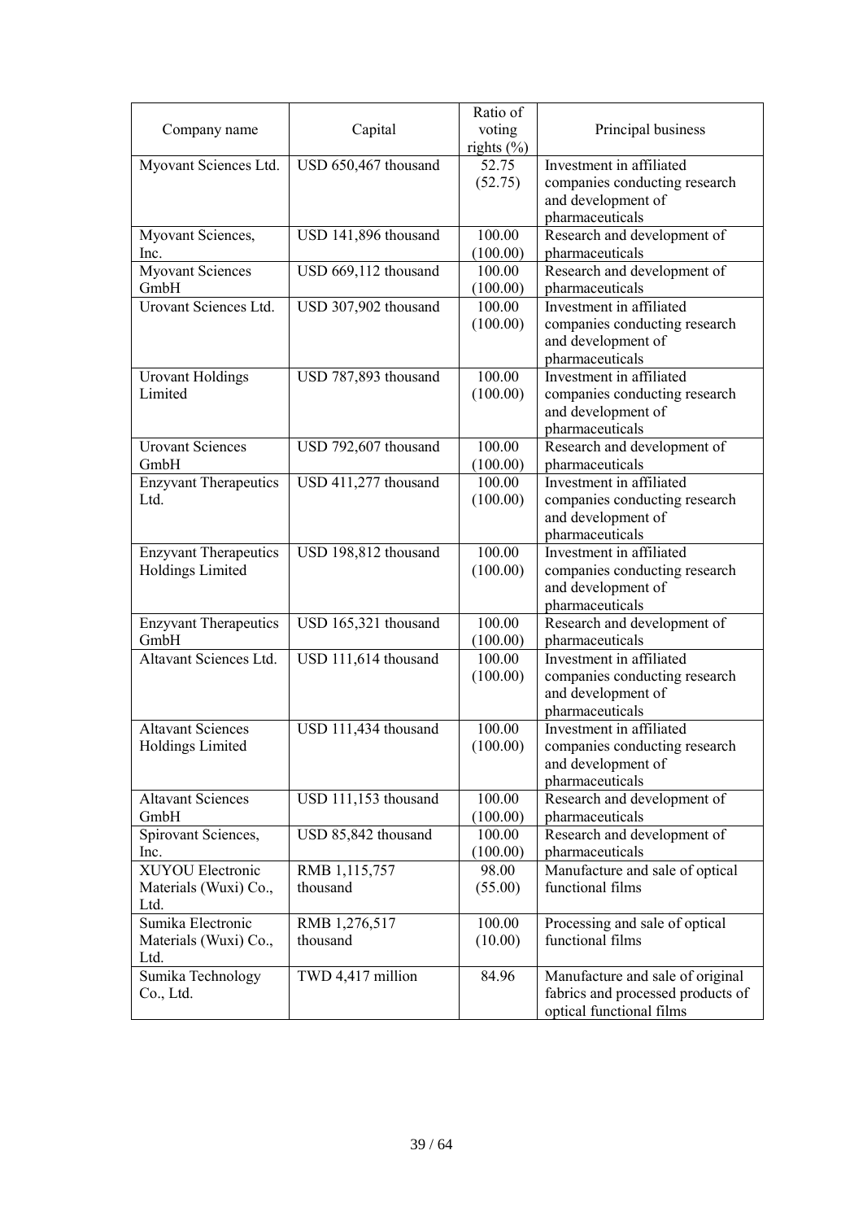| Company name | Capital | Ratio of voting rights (%) | Principal business |
|---|---|---|---|
| Myovant Sciences Ltd. | USD 650,467 thousand | 52.75 (52.75) | Investment in affiliated companies conducting research and development of pharmaceuticals |
| Myovant Sciences, Inc. | USD 141,896 thousand | 100.00 (100.00) | Research and development of pharmaceuticals |
| Myovant Sciences GmbH | USD 669,112 thousand | 100.00 (100.00) | Research and development of pharmaceuticals |
| Urovant Sciences Ltd. | USD 307,902 thousand | 100.00 (100.00) | Investment in affiliated companies conducting research and development of pharmaceuticals |
| Urovant Holdings Limited | USD 787,893 thousand | 100.00 (100.00) | Investment in affiliated companies conducting research and development of pharmaceuticals |
| Urovant Sciences GmbH | USD 792,607 thousand | 100.00 (100.00) | Research and development of pharmaceuticals |
| Enzyvant Therapeutics Ltd. | USD 411,277 thousand | 100.00 (100.00) | Investment in affiliated companies conducting research and development of pharmaceuticals |
| Enzyvant Therapeutics Holdings Limited | USD 198,812 thousand | 100.00 (100.00) | Investment in affiliated companies conducting research and development of pharmaceuticals |
| Enzyvant Therapeutics GmbH | USD 165,321 thousand | 100.00 (100.00) | Research and development of pharmaceuticals |
| Altavant Sciences Ltd. | USD 111,614 thousand | 100.00 (100.00) | Investment in affiliated companies conducting research and development of pharmaceuticals |
| Altavant Sciences Holdings Limited | USD 111,434 thousand | 100.00 (100.00) | Investment in affiliated companies conducting research and development of pharmaceuticals |
| Altavant Sciences GmbH | USD 111,153 thousand | 100.00 (100.00) | Research and development of pharmaceuticals |
| Spirovant Sciences, Inc. | USD 85,842 thousand | 100.00 (100.00) | Research and development of pharmaceuticals |
| XUYOU Electronic Materials (Wuxi) Co., Ltd. | RMB 1,115,757 thousand | 98.00 (55.00) | Manufacture and sale of optical functional films |
| Sumika Electronic Materials (Wuxi) Co., Ltd. | RMB 1,276,517 thousand | 100.00 (10.00) | Processing and sale of optical functional films |
| Sumika Technology Co., Ltd. | TWD 4,417 million | 84.96 | Manufacture and sale of original fabrics and processed products of optical functional films |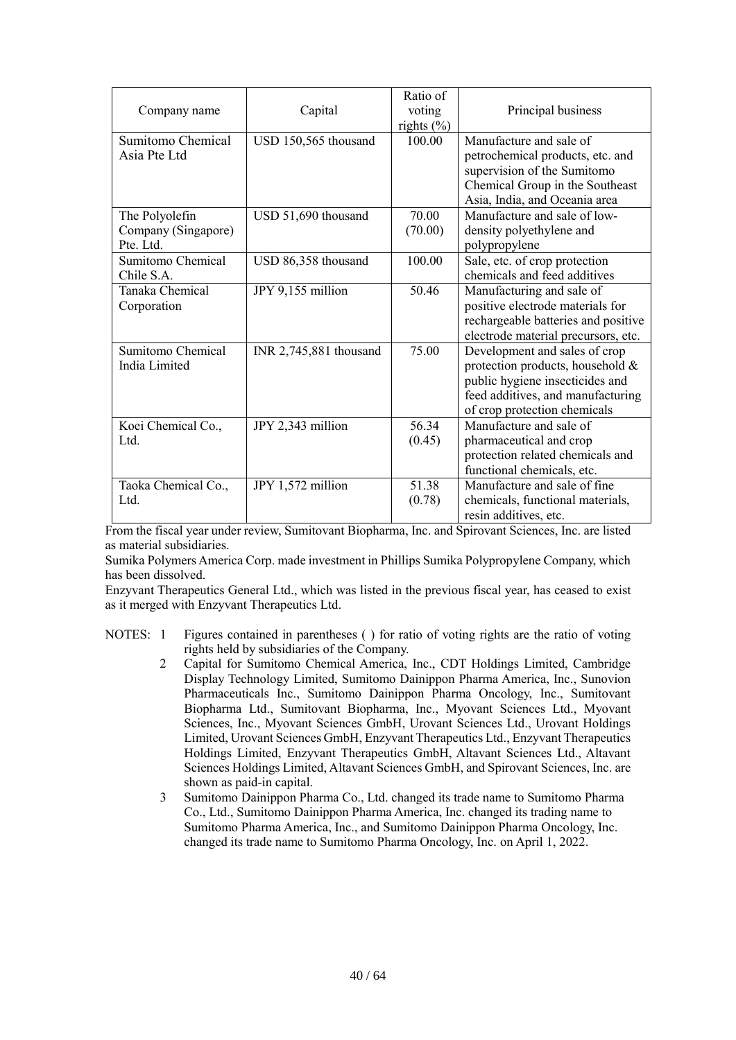| Company name | Capital | Ratio of voting rights (%) | Principal business |
|---|---|---|---|
| Sumitomo Chemical Asia Pte Ltd | USD 150,565 thousand | 100.00 | Manufacture and sale of petrochemical products, etc. and supervision of the Sumitomo Chemical Group in the Southeast Asia, India, and Oceania area |
| The Polyolefin Company (Singapore) Pte. Ltd. | USD 51,690 thousand | 70.00 (70.00) | Manufacture and sale of low-density polyethylene and polypropylene |
| Sumitomo Chemical Chile S.A. | USD 86,358 thousand | 100.00 | Sale, etc. of crop protection chemicals and feed additives |
| Tanaka Chemical Corporation | JPY 9,155 million | 50.46 | Manufacturing and sale of positive electrode materials for rechargeable batteries and positive electrode material precursors, etc. |
| Sumitomo Chemical India Limited | INR 2,745,881 thousand | 75.00 | Development and sales of crop protection products, household & public hygiene insecticides and feed additives, and manufacturing of crop protection chemicals |
| Koei Chemical Co., Ltd. | JPY 2,343 million | 56.34 (0.45) | Manufacture and sale of pharmaceutical and crop protection related chemicals and functional chemicals, etc. |
| Taoka Chemical Co., Ltd. | JPY 1,572 million | 51.38 (0.78) | Manufacture and sale of fine chemicals, functional materials, resin additives, etc. |

From the fiscal year under review, Sumitovant Biopharma, Inc. and Spirovant Sciences, Inc. are listed as material subsidiaries.

Sumika Polymers America Corp. made investment in Phillips Sumika Polypropylene Company, which has been dissolved.

Enzyvant Therapeutics General Ltd., which was listed in the previous fiscal year, has ceased to exist as it merged with Enzyvant Therapeutics Ltd.

NOTES:
1. Figures contained in parentheses ( ) for ratio of voting rights are the ratio of voting rights held by subsidiaries of the Company.
2. Capital for Sumitomo Chemical America, Inc., CDT Holdings Limited, Cambridge Display Technology Limited, Sumitomo Dainippon Pharma America, Inc., Sunovion Pharmaceuticals Inc., Sumitomo Dainippon Pharma Oncology, Inc., Sumitovant Biopharma Ltd., Sumitovant Biopharma, Inc., Myovant Sciences Ltd., Myovant Sciences, Inc., Myovant Sciences GmbH, Urovant Sciences Ltd., Urovant Holdings Limited, Urovant Sciences GmbH, Enzyvant Therapeutics Ltd., Enzyvant Therapeutics Holdings Limited, Enzyvant Therapeutics GmbH, Altavant Sciences Ltd., Altavant Sciences Holdings Limited, Altavant Sciences GmbH, and Spirovant Sciences, Inc. are shown as paid-in capital.
3. Sumitomo Dainippon Pharma Co., Ltd. changed its trade name to Sumitomo Pharma Co., Ltd., Sumitomo Dainippon Pharma America, Inc. changed its trading name to Sumitomo Pharma America, Inc., and Sumitomo Dainippon Pharma Oncology, Inc. changed its trade name to Sumitomo Pharma Oncology, Inc. on April 1, 2022.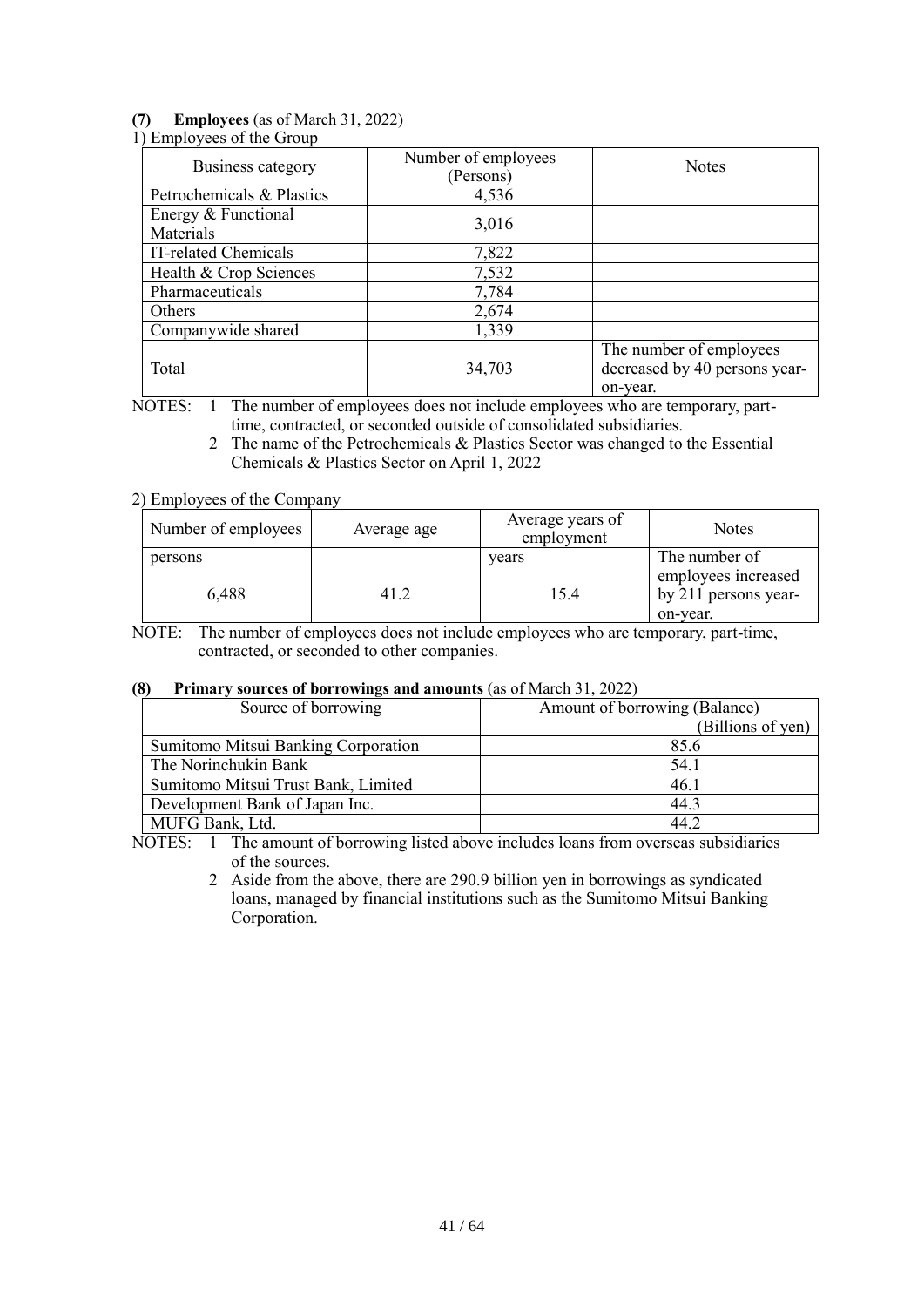**(7) Employees** (as of March 31, 2022)

1) Employees of the Group

| Business category | Number of employees (Persons) | Notes |
|---|---|---|
| Petrochemicals & Plastics | 4,536 | |
| Energy & Functional Materials | 3,016 | |
| IT-related Chemicals | 7,822 | |
| Health & Crop Sciences | 7,532 | |
| Pharmaceuticals | 7,784 | |
| Others | 2,674 | |
| Companywide shared | 1,339 | |
| Total | 34,703 | The number of employees decreased by 40 persons year-on-year. |

NOTES: 1 The number of employees does not include employees who are temporary, part-time, contracted, or seconded outside of consolidated subsidiaries.

2 The name of the Petrochemicals & Plastics Sector was changed to the Essential Chemicals & Plastics Sector on April 1, 2022

2) Employees of the Company

| Number of employees | Average age | Average years of employment | Notes |
|---|---|---|---|
| persons | | years | |
| 6,488 | 41.2 | 15.4 | The number of employees increased by 211 persons year-on-year. |

NOTE: The number of employees does not include employees who are temporary, part-time, contracted, or seconded to other companies.

**(8) Primary sources of borrowings and amounts** (as of March 31, 2022)

| Source of borrowing | Amount of borrowing (Balance) (Billions of yen) |
|---|---|
| Sumitomo Mitsui Banking Corporation | 85.6 |
| The Norinchukin Bank | 54.1 |
| Sumitomo Mitsui Trust Bank, Limited | 46.1 |
| Development Bank of Japan Inc. | 44.3 |
| MUFG Bank, Ltd. | 44.2 |

NOTES: 1 The amount of borrowing listed above includes loans from overseas subsidiaries of the sources.

2 Aside from the above, there are 290.9 billion yen in borrowings as syndicated loans, managed by financial institutions such as the Sumitomo Mitsui Banking Corporation.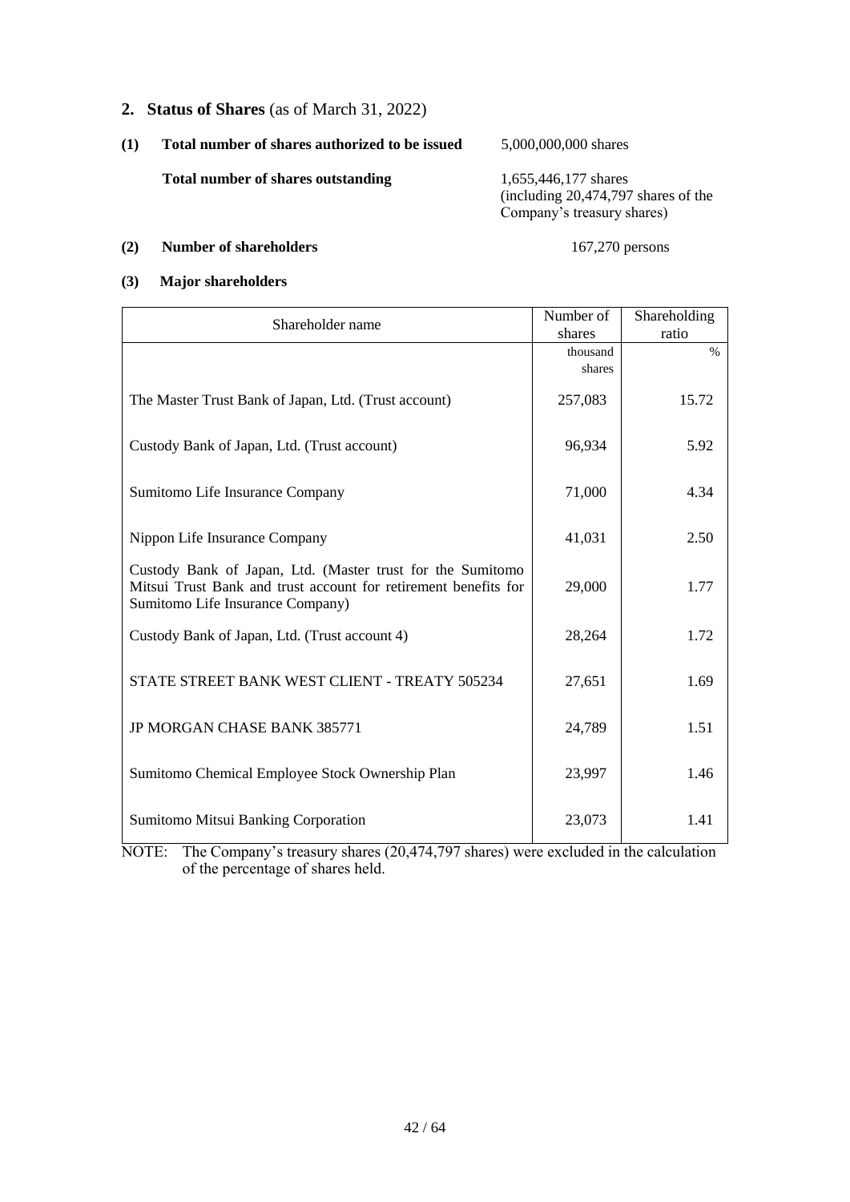## 2. Status of Shares (as of March 31, 2022)

**(1) Total number of shares authorized to be issued** 5,000,000,000 shares

**Total number of shares outstanding** 1,655,446,177 shares (including 20,474,797 shares of the Company's treasury shares)

**(2) Number of shareholders** 167,270 persons

**(3) Major shareholders**

| Shareholder name | Number of shares | Shareholding ratio |
|---|---|---|
| | thousand shares | % |
| The Master Trust Bank of Japan, Ltd. (Trust account) | 257,083 | 15.72 |
| Custody Bank of Japan, Ltd. (Trust account) | 96,934 | 5.92 |
| Sumitomo Life Insurance Company | 71,000 | 4.34 |
| Nippon Life Insurance Company | 41,031 | 2.50 |
| Custody Bank of Japan, Ltd. (Master trust for the Sumitomo Mitsui Trust Bank and trust account for retirement benefits for Sumitomo Life Insurance Company) | 29,000 | 1.77 |
| Custody Bank of Japan, Ltd. (Trust account 4) | 28,264 | 1.72 |
| STATE STREET BANK WEST CLIENT - TREATY 505234 | 27,651 | 1.69 |
| JP MORGAN CHASE BANK 385771 | 24,789 | 1.51 |
| Sumitomo Chemical Employee Stock Ownership Plan | 23,997 | 1.46 |
| Sumitomo Mitsui Banking Corporation | 23,073 | 1.41 |

NOTE: The Company's treasury shares (20,474,797 shares) were excluded in the calculation of the percentage of shares held.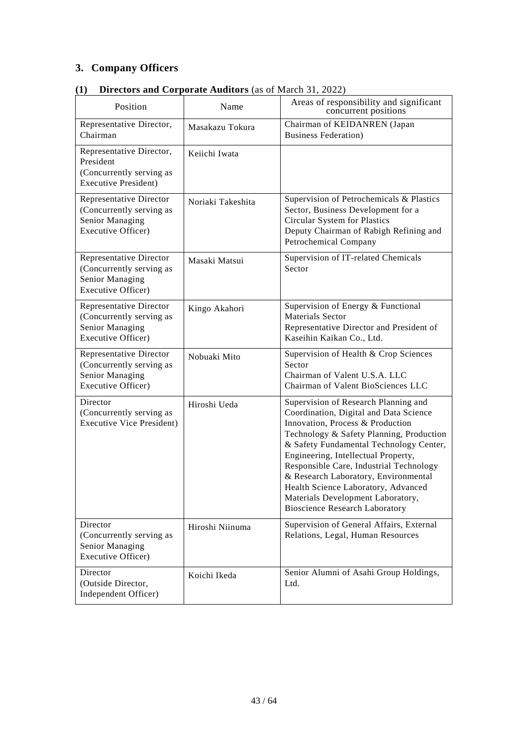## 3. Company Officers

### (1) Directors and Corporate Auditors (as of March 31, 2022)

| Position | Name | Areas of responsibility and significant concurrent positions |
|---|---|---|
| Representative Director, Chairman | Masakazu Tokura | Chairman of KEIDANREN (Japan Business Federation) |
| Representative Director, President (Concurrently serving as Executive President) | Keiichi Iwata | |
| Representative Director (Concurrently serving as Senior Managing Executive Officer) | Noriaki Takeshita | Supervision of Petrochemicals & Plastics Sector, Business Development for a Circular System for Plastics<br>Deputy Chairman of Rabigh Refining and Petrochemical Company |
| Representative Director (Concurrently serving as Senior Managing Executive Officer) | Masaki Matsui | Supervision of IT-related Chemicals Sector |
| Representative Director (Concurrently serving as Senior Managing Executive Officer) | Kingo Akahori | Supervision of Energy & Functional Materials Sector<br>Representative Director and President of Kaseihin Kaikan Co., Ltd. |
| Representative Director (Concurrently serving as Senior Managing Executive Officer) | Nobuaki Mito | Supervision of Health & Crop Sciences Sector<br>Chairman of Valent U.S.A. LLC<br>Chairman of Valent BioSciences LLC |
| Director (Concurrently serving as Executive Vice President) | Hiroshi Ueda | Supervision of Research Planning and Coordination, Digital and Data Science Innovation, Process & Production Technology & Safety Planning, Production & Safety Fundamental Technology Center, Engineering, Intellectual Property, Responsible Care, Industrial Technology & Research Laboratory, Environmental Health Science Laboratory, Advanced Materials Development Laboratory, Bioscience Research Laboratory |
| Director (Concurrently serving as Senior Managing Executive Officer) | Hiroshi Niinuma | Supervision of General Affairs, External Relations, Legal, Human Resources |
| Director (Outside Director, Independent Officer) | Koichi Ikeda | Senior Alumni of Asahi Group Holdings, Ltd. |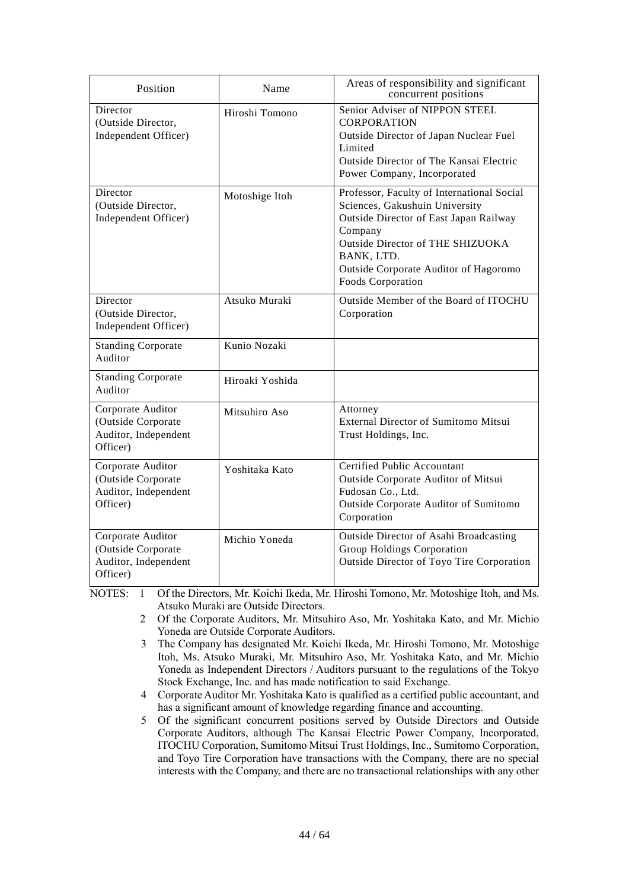| Position | Name | Areas of responsibility and significant concurrent positions |
|---|---|---|
| Director (Outside Director, Independent Officer) | Hiroshi Tomono | Senior Adviser of NIPPON STEEL CORPORATION<br>Outside Director of Japan Nuclear Fuel Limited<br>Outside Director of The Kansai Electric Power Company, Incorporated |
| Director (Outside Director, Independent Officer) | Motoshige Itoh | Professor, Faculty of International Social Sciences, Gakushuin University<br>Outside Director of East Japan Railway Company<br>Outside Director of THE SHIZUOKA BANK, LTD.<br>Outside Corporate Auditor of Hagoromo Foods Corporation |
| Director (Outside Director, Independent Officer) | Atsuko Muraki | Outside Member of the Board of ITOCHU Corporation |
| Standing Corporate Auditor | Kunio Nozaki | |
| Standing Corporate Auditor | Hiroaki Yoshida | |
| Corporate Auditor (Outside Corporate Auditor, Independent Officer) | Mitsuhiro Aso | Attorney<br>External Director of Sumitomo Mitsui Trust Holdings, Inc. |
| Corporate Auditor (Outside Corporate Auditor, Independent Officer) | Yoshitaka Kato | Certified Public Accountant<br>Outside Corporate Auditor of Mitsui Fudosan Co., Ltd.<br>Outside Corporate Auditor of Sumitomo Corporation |
| Corporate Auditor (Outside Corporate Auditor, Independent Officer) | Michio Yoneda | Outside Director of Asahi Broadcasting Group Holdings Corporation<br>Outside Director of Toyo Tire Corporation |

NOTES:

1. Of the Directors, Mr. Koichi Ikeda, Mr. Hiroshi Tomono, Mr. Motoshige Itoh, and Ms. Atsuko Muraki are Outside Directors.
2. Of the Corporate Auditors, Mr. Mitsuhiro Aso, Mr. Yoshitaka Kato, and Mr. Michio Yoneda are Outside Corporate Auditors.
3. The Company has designated Mr. Koichi Ikeda, Mr. Hiroshi Tomono, Mr. Motoshige Itoh, Ms. Atsuko Muraki, Mr. Mitsuhiro Aso, Mr. Yoshitaka Kato, and Mr. Michio Yoneda as Independent Directors / Auditors pursuant to the regulations of the Tokyo Stock Exchange, Inc. and has made notification to said Exchange.
4. Corporate Auditor Mr. Yoshitaka Kato is qualified as a certified public accountant, and has a significant amount of knowledge regarding finance and accounting.
5. Of the significant concurrent positions served by Outside Directors and Outside Corporate Auditors, although The Kansai Electric Power Company, Incorporated, ITOCHU Corporation, Sumitomo Mitsui Trust Holdings, Inc., Sumitomo Corporation, and Toyo Tire Corporation have transactions with the Company, there are no special interests with the Company, and there are no transactional relationships with any other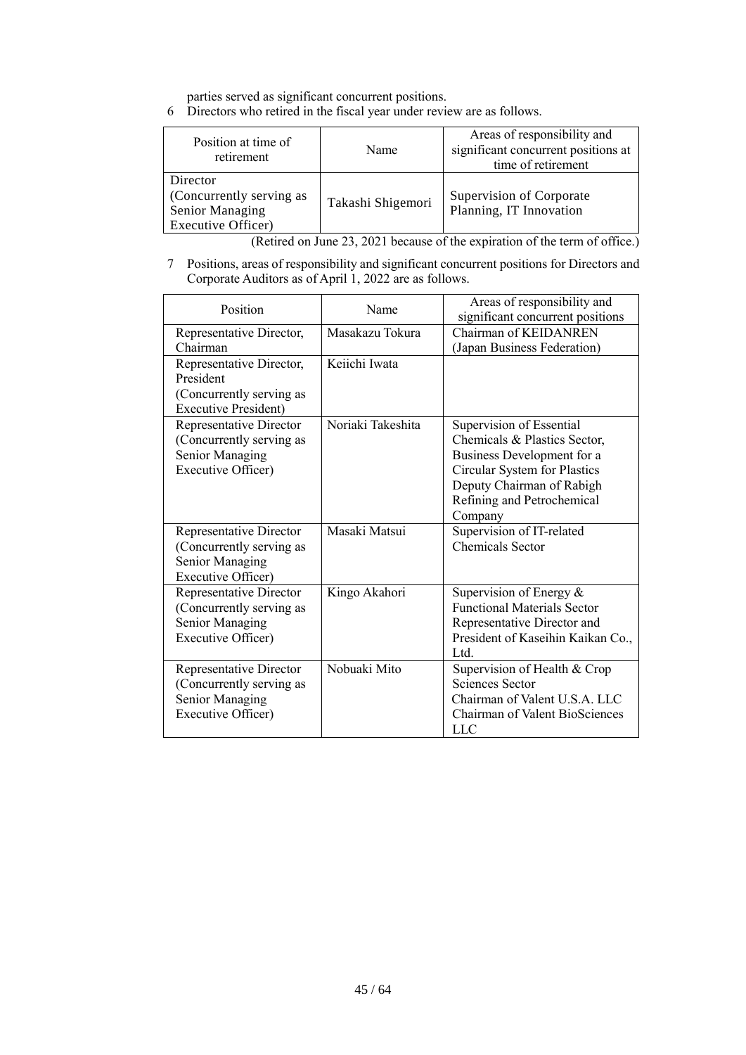parties served as significant concurrent positions.

6 Directors who retired in the fiscal year under review are as follows.

| Position at time of retirement | Name | Areas of responsibility and significant concurrent positions at time of retirement |
|---|---|---|
| Director (Concurrently serving as Senior Managing Executive Officer) | Takashi Shigemori | Supervision of Corporate Planning, IT Innovation |

(Retired on June 23, 2021 because of the expiration of the term of office.)

7 Positions, areas of responsibility and significant concurrent positions for Directors and Corporate Auditors as of April 1, 2022 are as follows.

| Position | Name | Areas of responsibility and significant concurrent positions |
|---|---|---|
| Representative Director, Chairman | Masakazu Tokura | Chairman of KEIDANREN (Japan Business Federation) |
| Representative Director, President (Concurrently serving as Executive President) | Keiichi Iwata | |
| Representative Director (Concurrently serving as Senior Managing Executive Officer) | Noriaki Takeshita | Supervision of Essential Chemicals & Plastics Sector, Business Development for a Circular System for Plastics<br>Deputy Chairman of Rabigh Refining and Petrochemical Company |
| Representative Director (Concurrently serving as Senior Managing Executive Officer) | Masaki Matsui | Supervision of IT-related Chemicals Sector |
| Representative Director (Concurrently serving as Senior Managing Executive Officer) | Kingo Akahori | Supervision of Energy & Functional Materials Sector<br>Representative Director and President of Kaseihin Kaikan Co., Ltd. |
| Representative Director (Concurrently serving as Senior Managing Executive Officer) | Nobuaki Mito | Supervision of Health & Crop Sciences Sector<br>Chairman of Valent U.S.A. LLC<br>Chairman of Valent BioSciences LLC |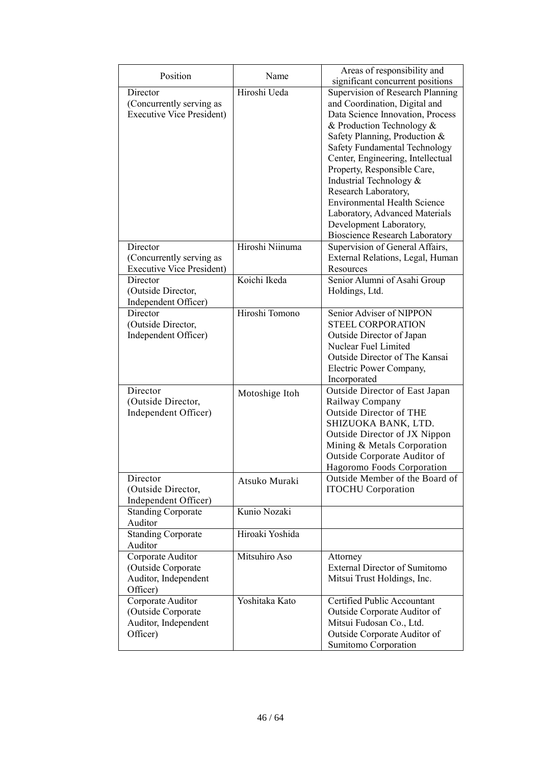| Position | Name | Areas of responsibility and significant concurrent positions |
|---|---|---|
| Director (Concurrently serving as Executive Vice President) | Hiroshi Ueda | Supervision of Research Planning and Coordination, Digital and Data Science Innovation, Process & Production Technology & Safety Planning, Production & Safety Fundamental Technology Center, Engineering, Intellectual Property, Responsible Care, Industrial Technology & Research Laboratory, Environmental Health Science Laboratory, Advanced Materials Development Laboratory, Bioscience Research Laboratory |
| Director (Concurrently serving as Executive Vice President) | Hiroshi Niinuma | Supervision of General Affairs, External Relations, Legal, Human Resources |
| Director (Outside Director, Independent Officer) | Koichi Ikeda | Senior Alumni of Asahi Group Holdings, Ltd. |
| Director (Outside Director, Independent Officer) | Hiroshi Tomono | Senior Adviser of NIPPON STEEL CORPORATION<br>Outside Director of Japan Nuclear Fuel Limited<br>Outside Director of The Kansai Electric Power Company, Incorporated |
| Director (Outside Director, Independent Officer) | Motoshige Itoh | Outside Director of East Japan Railway Company<br>Outside Director of THE SHIZUOKA BANK, LTD.<br>Outside Director of JX Nippon Mining & Metals Corporation<br>Outside Corporate Auditor of Hagoromo Foods Corporation |
| Director (Outside Director, Independent Officer) | Atsuko Muraki | Outside Member of the Board of ITOCHU Corporation |
| Standing Corporate Auditor | Kunio Nozaki | |
| Standing Corporate Auditor | Hiroaki Yoshida | |
| Corporate Auditor (Outside Corporate Auditor, Independent Officer) | Mitsuhiro Aso | Attorney<br>External Director of Sumitomo Mitsui Trust Holdings, Inc. |
| Corporate Auditor (Outside Corporate Auditor, Independent Officer) | Yoshitaka Kato | Certified Public Accountant<br>Outside Corporate Auditor of Mitsui Fudosan Co., Ltd.<br>Outside Corporate Auditor of Sumitomo Corporation |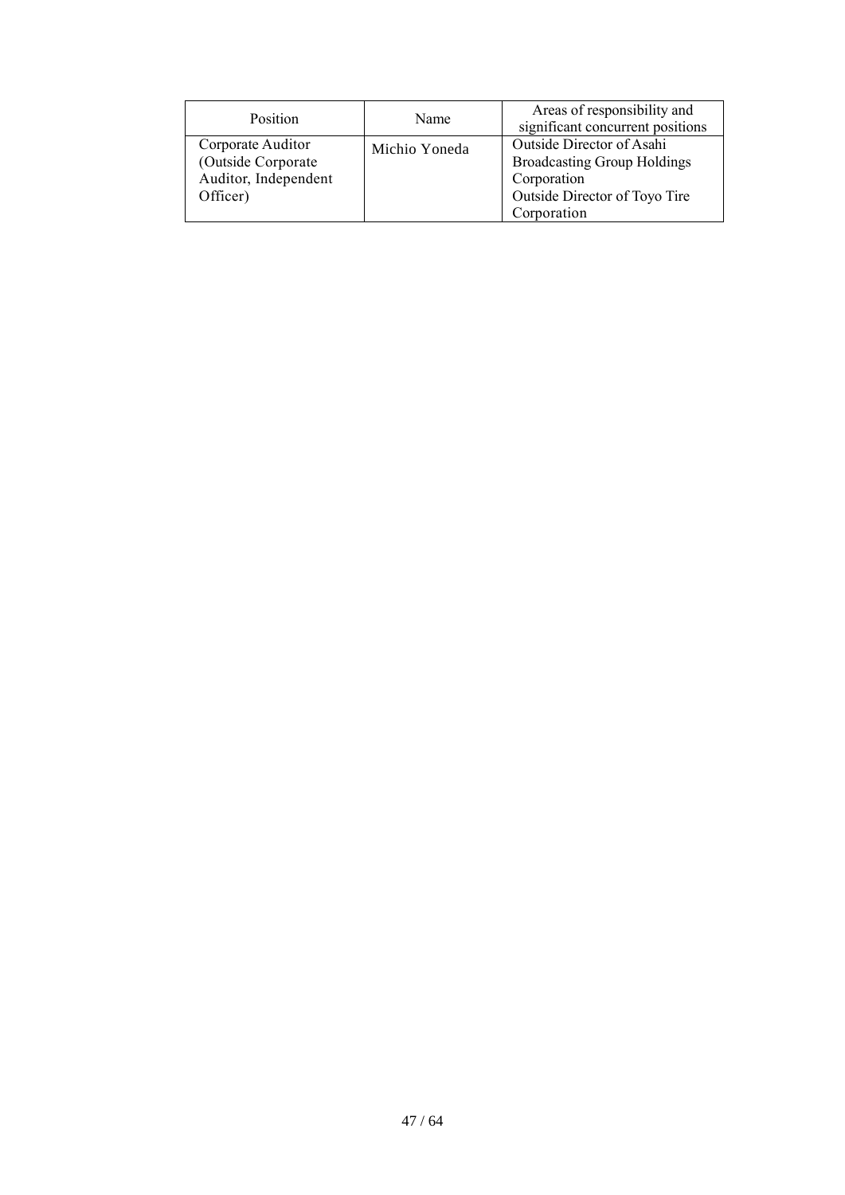| Position | Name | Areas of responsibility and significant concurrent positions |
|---|---|---|
| Corporate Auditor (Outside Corporate Auditor, Independent Officer) | Michio Yoneda | Outside Director of Asahi Broadcasting Group Holdings Corporation<br>Outside Director of Toyo Tire Corporation |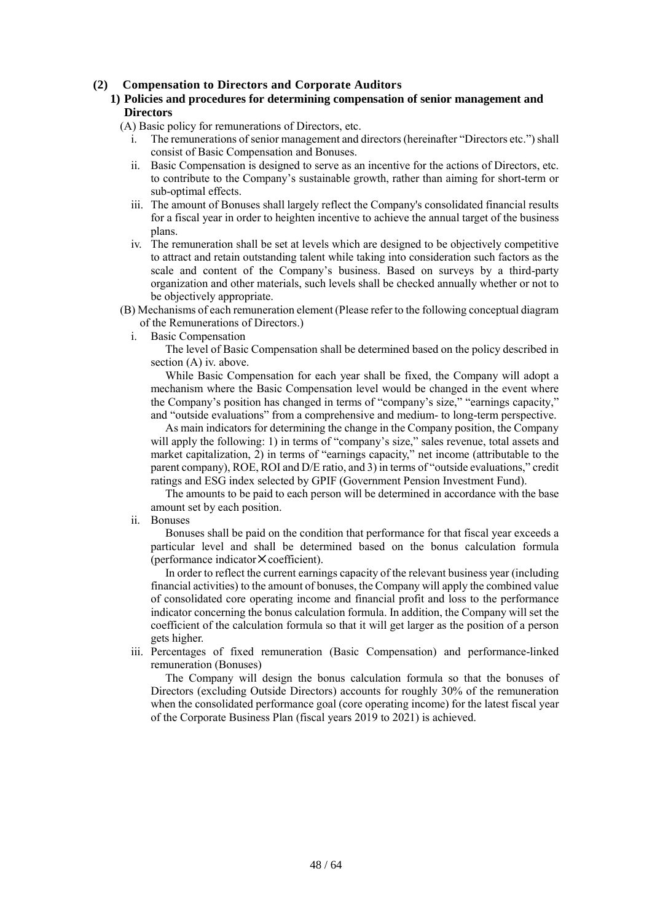## (2) Compensation to Directors and Corporate Auditors

### 1) Policies and procedures for determining compensation of senior management and Directors

(A) Basic policy for remunerations of Directors, etc.

i. The remunerations of senior management and directors (hereinafter "Directors etc.") shall consist of Basic Compensation and Bonuses.

ii. Basic Compensation is designed to serve as an incentive for the actions of Directors, etc. to contribute to the Company's sustainable growth, rather than aiming for short-term or sub-optimal effects.

iii. The amount of Bonuses shall largely reflect the Company's consolidated financial results for a fiscal year in order to heighten incentive to achieve the annual target of the business plans.

iv. The remuneration shall be set at levels which are designed to be objectively competitive to attract and retain outstanding talent while taking into consideration such factors as the scale and content of the Company's business. Based on surveys by a third-party organization and other materials, such levels shall be checked annually whether or not to be objectively appropriate.

(B) Mechanisms of each remuneration element (Please refer to the following conceptual diagram of the Remunerations of Directors.)

i. Basic Compensation

The level of Basic Compensation shall be determined based on the policy described in section (A) iv. above.

While Basic Compensation for each year shall be fixed, the Company will adopt a mechanism where the Basic Compensation level would be changed in the event where the Company's position has changed in terms of "company's size," "earnings capacity," and "outside evaluations" from a comprehensive and medium- to long-term perspective.

As main indicators for determining the change in the Company position, the Company will apply the following: 1) in terms of "company's size," sales revenue, total assets and market capitalization, 2) in terms of "earnings capacity," net income (attributable to the parent company), ROE, ROI and D/E ratio, and 3) in terms of "outside evaluations," credit ratings and ESG index selected by GPIF (Government Pension Investment Fund).

The amounts to be paid to each person will be determined in accordance with the base amount set by each position.

ii. Bonuses

Bonuses shall be paid on the condition that performance for that fiscal year exceeds a particular level and shall be determined based on the bonus calculation formula (performance indicator×coefficient).

In order to reflect the current earnings capacity of the relevant business year (including financial activities) to the amount of bonuses, the Company will apply the combined value of consolidated core operating income and financial profit and loss to the performance indicator concerning the bonus calculation formula. In addition, the Company will set the coefficient of the calculation formula so that it will get larger as the position of a person gets higher.

iii. Percentages of fixed remuneration (Basic Compensation) and performance-linked remuneration (Bonuses)

The Company will design the bonus calculation formula so that the bonuses of Directors (excluding Outside Directors) accounts for roughly 30% of the remuneration when the consolidated performance goal (core operating income) for the latest fiscal year of the Corporate Business Plan (fiscal years 2019 to 2021) is achieved.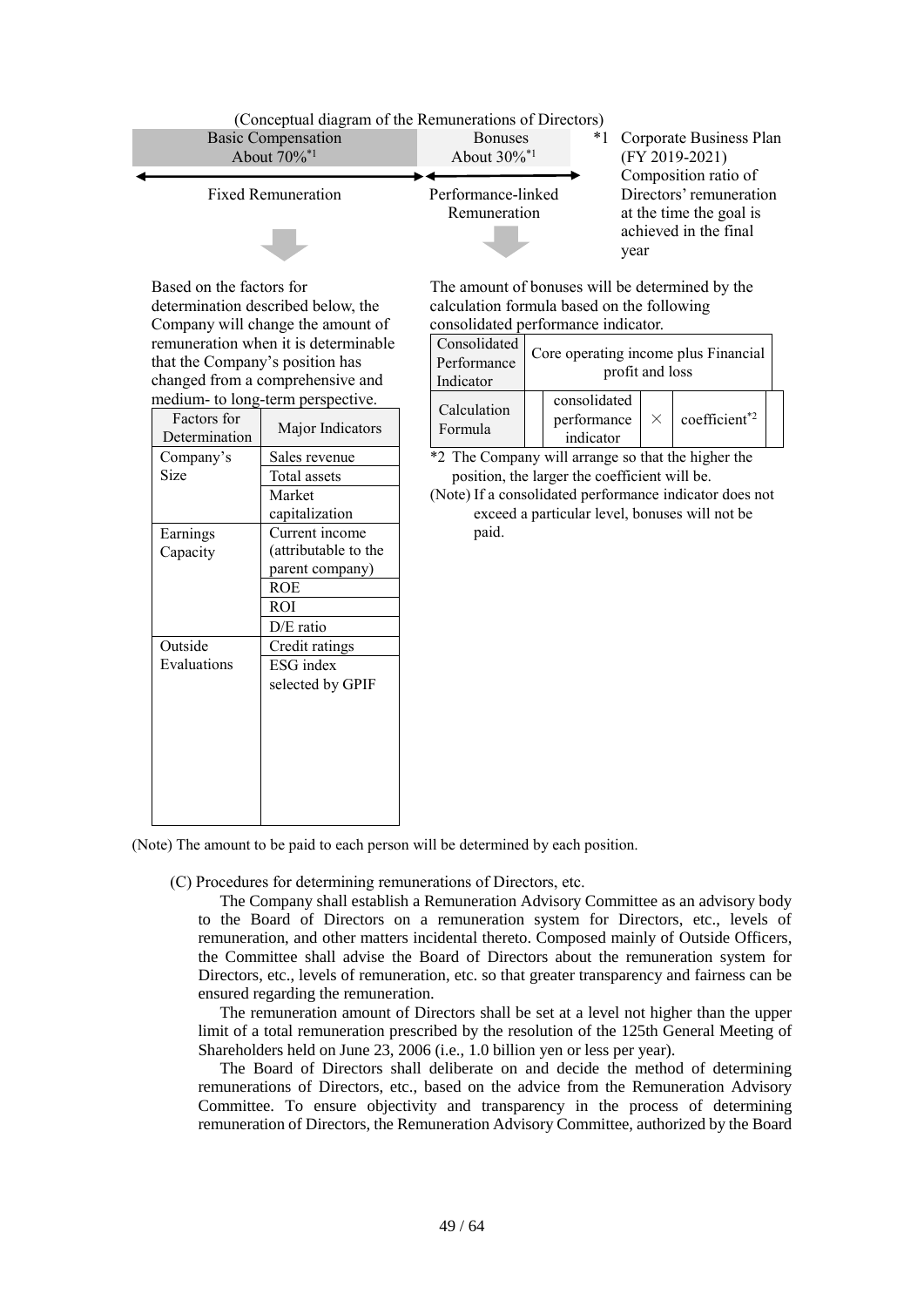(Conceptual diagram of the Remunerations of Directors)

| Basic Compensation About 70%*1 | Bonuses About 30%*1 |
|---|---|
| Fixed Remuneration | Performance-linked Remuneration |

*1 Corporate Business Plan (FY 2019-2021) Composition ratio of Directors' remuneration at the time the goal is achieved in the final year

Based on the factors for determination described below, the Company will change the amount of remuneration when it is determinable that the Company's position has changed from a comprehensive and medium- to long-term perspective.

| Factors for Determination | Major Indicators |
|---|---|
| Company's Size | Sales revenue |
| | Total assets |
| | Market capitalization |
| Earnings Capacity | Current income (attributable to the parent company) |
| | ROE |
| | ROI |
| | D/E ratio |
| Outside Evaluations | Credit ratings |
| | ESG index selected by GPIF |

The amount of bonuses will be determined by the calculation formula based on the following consolidated performance indicator.

| | |
|---|---|
| Consolidated Performance Indicator | Core operating income plus Financial profit and loss |
| Calculation Formula | consolidated performance indicator × coefficient*2 |

*2 The Company will arrange so that the higher the position, the larger the coefficient will be.

(Note) If a consolidated performance indicator does not exceed a particular level, bonuses will not be paid.

(Note) The amount to be paid to each person will be determined by each position.

(C) Procedures for determining remunerations of Directors, etc.

The Company shall establish a Remuneration Advisory Committee as an advisory body to the Board of Directors on a remuneration system for Directors, etc., levels of remuneration, and other matters incidental thereto. Composed mainly of Outside Officers, the Committee shall advise the Board of Directors about the remuneration system for Directors, etc., levels of remuneration, etc. so that greater transparency and fairness can be ensured regarding the remuneration.

The remuneration amount of Directors shall be set at a level not higher than the upper limit of a total remuneration prescribed by the resolution of the 125th General Meeting of Shareholders held on June 23, 2006 (i.e., 1.0 billion yen or less per year).

The Board of Directors shall deliberate on and decide the method of determining remunerations of Directors, etc., based on the advice from the Remuneration Advisory Committee. To ensure objectivity and transparency in the process of determining remuneration of Directors, the Remuneration Advisory Committee, authorized by the Board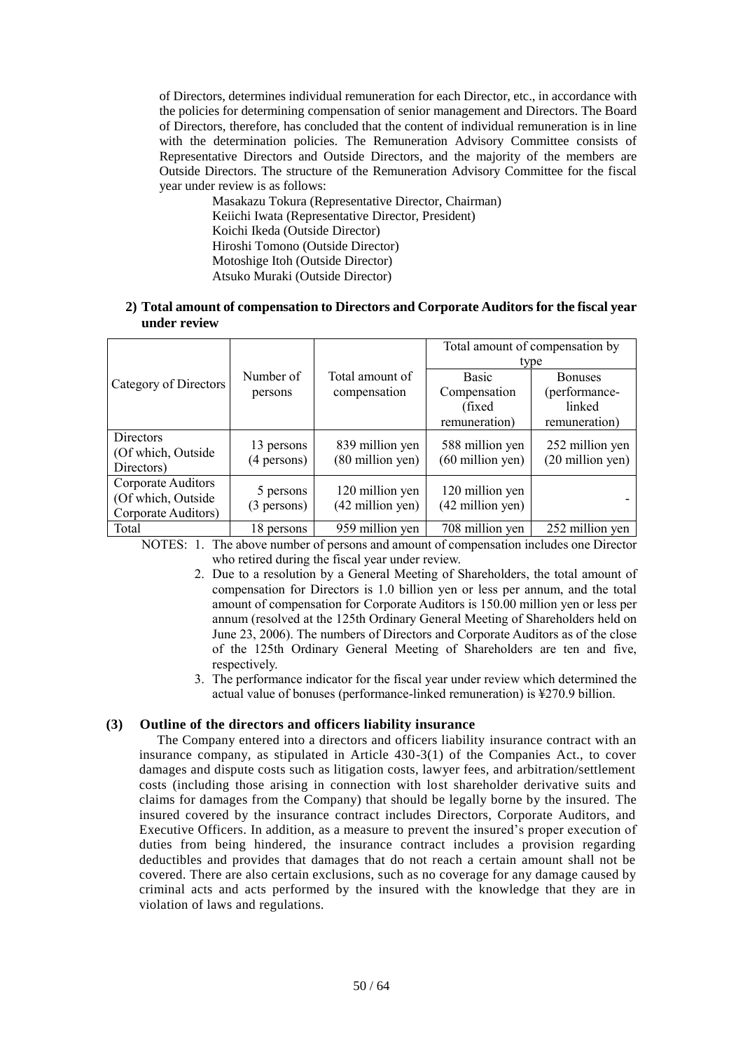of Directors, determines individual remuneration for each Director, etc., in accordance with the policies for determining compensation of senior management and Directors. The Board of Directors, therefore, has concluded that the content of individual remuneration is in line with the determination policies. The Remuneration Advisory Committee consists of Representative Directors and Outside Directors, and the majority of the members are Outside Directors. The structure of the Remuneration Advisory Committee for the fiscal year under review is as follows:

Masakazu Tokura (Representative Director, Chairman)
Keiichi Iwata (Representative Director, President)
Koichi Ikeda (Outside Director)
Hiroshi Tomono (Outside Director)
Motoshige Itoh (Outside Director)
Atsuko Muraki (Outside Director)

**2) Total amount of compensation to Directors and Corporate Auditors for the fiscal year under review**

| Category of Directors | Number of persons | Total amount of compensation | Total amount of compensation by type | |
|---|---|---|---|---|
| | | | Basic Compensation (fixed remuneration) | Bonuses (performance-linked remuneration) |
| Directors (Of which, Outside Directors) | 13 persons (4 persons) | 839 million yen (80 million yen) | 588 million yen (60 million yen) | 252 million yen (20 million yen) |
| Corporate Auditors (Of which, Outside Corporate Auditors) | 5 persons (3 persons) | 120 million yen (42 million yen) | 120 million yen (42 million yen) | - |
| Total | 18 persons | 959 million yen | 708 million yen | 252 million yen |

NOTES:
1. The above number of persons and amount of compensation includes one Director who retired during the fiscal year under review.
2. Due to a resolution by a General Meeting of Shareholders, the total amount of compensation for Directors is 1.0 billion yen or less per annum, and the total amount of compensation for Corporate Auditors is 150.00 million yen or less per annum (resolved at the 125th Ordinary General Meeting of Shareholders held on June 23, 2006). The numbers of Directors and Corporate Auditors as of the close of the 125th Ordinary General Meeting of Shareholders are ten and five, respectively.
3. The performance indicator for the fiscal year under review which determined the actual value of bonuses (performance-linked remuneration) is ¥270.9 billion.

### (3) Outline of the directors and officers liability insurance

The Company entered into a directors and officers liability insurance contract with an insurance company, as stipulated in Article 430-3(1) of the Companies Act., to cover damages and dispute costs such as litigation costs, lawyer fees, and arbitration/settlement costs (including those arising in connection with lost shareholder derivative suits and claims for damages from the Company) that should be legally borne by the insured. The insured covered by the insurance contract includes Directors, Corporate Auditors, and Executive Officers. In addition, as a measure to prevent the insured's proper execution of duties from being hindered, the insurance contract includes a provision regarding deductibles and provides that damages that do not reach a certain amount shall not be covered. There are also certain exclusions, such as no coverage for any damage caused by criminal acts and acts performed by the insured with the knowledge that they are in violation of laws and regulations.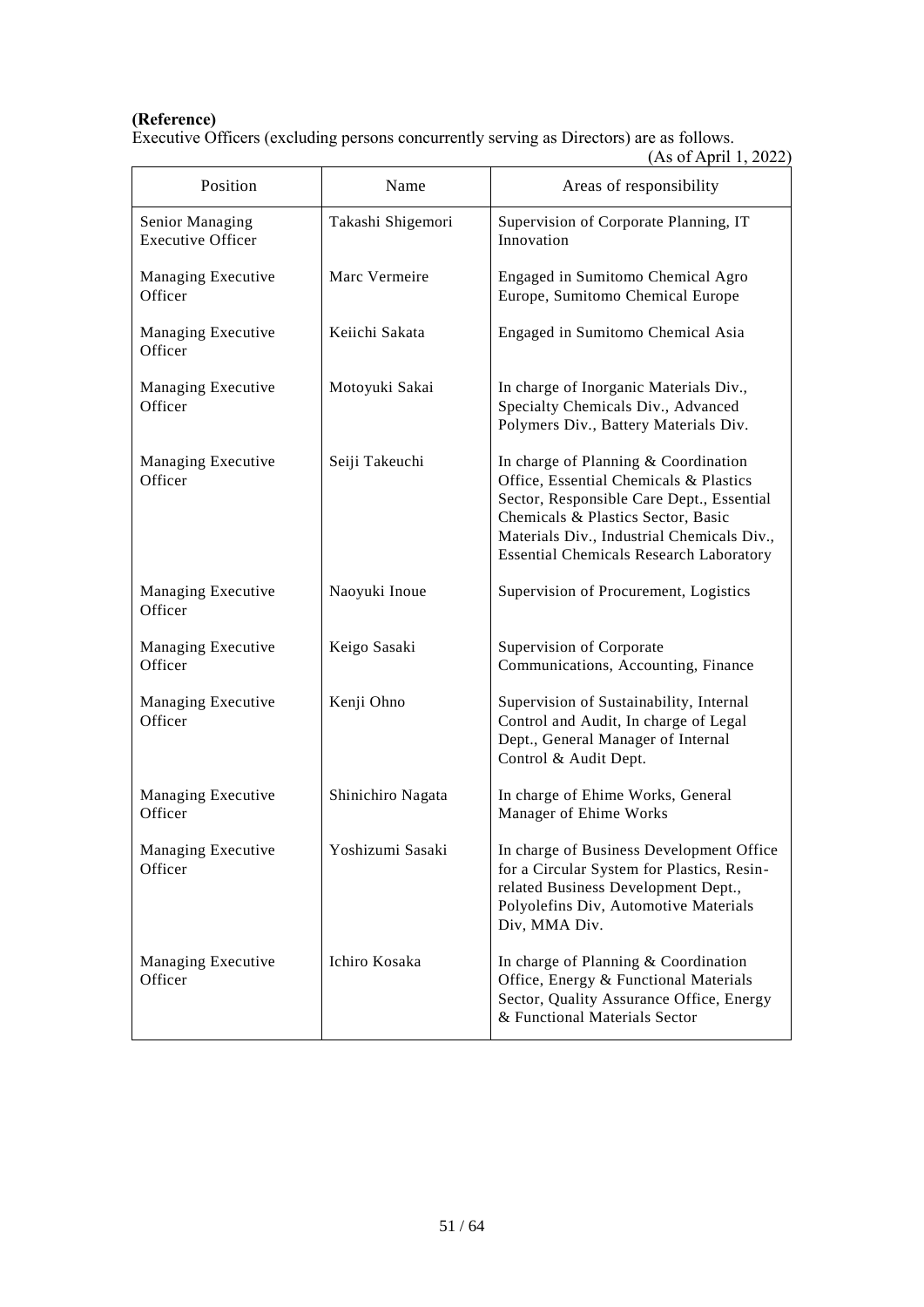**(Reference)**

Executive Officers (excluding persons concurrently serving as Directors) are as follows.

(As of April 1, 2022)

| Position | Name | Areas of responsibility |
| --- | --- | --- |
| Senior Managing Executive Officer | Takashi Shigemori | Supervision of Corporate Planning, IT Innovation |
| Managing Executive Officer | Marc Vermeire | Engaged in Sumitomo Chemical Agro Europe, Sumitomo Chemical Europe |
| Managing Executive Officer | Keiichi Sakata | Engaged in Sumitomo Chemical Asia |
| Managing Executive Officer | Motoyuki Sakai | In charge of Inorganic Materials Div., Specialty Chemicals Div., Advanced Polymers Div., Battery Materials Div. |
| Managing Executive Officer | Seiji Takeuchi | In charge of Planning & Coordination Office, Essential Chemicals & Plastics Sector, Responsible Care Dept., Essential Chemicals & Plastics Sector, Basic Materials Div., Industrial Chemicals Div., Essential Chemicals Research Laboratory |
| Managing Executive Officer | Naoyuki Inoue | Supervision of Procurement, Logistics |
| Managing Executive Officer | Keigo Sasaki | Supervision of Corporate Communications, Accounting, Finance |
| Managing Executive Officer | Kenji Ohno | Supervision of Sustainability, Internal Control and Audit, In charge of Legal Dept., General Manager of Internal Control & Audit Dept. |
| Managing Executive Officer | Shinichiro Nagata | In charge of Ehime Works, General Manager of Ehime Works |
| Managing Executive Officer | Yoshizumi Sasaki | In charge of Business Development Office for a Circular System for Plastics, Resin-related Business Development Dept., Polyolefins Div, Automotive Materials Div, MMA Div. |
| Managing Executive Officer | Ichiro Kosaka | In charge of Planning & Coordination Office, Energy & Functional Materials Sector, Quality Assurance Office, Energy & Functional Materials Sector |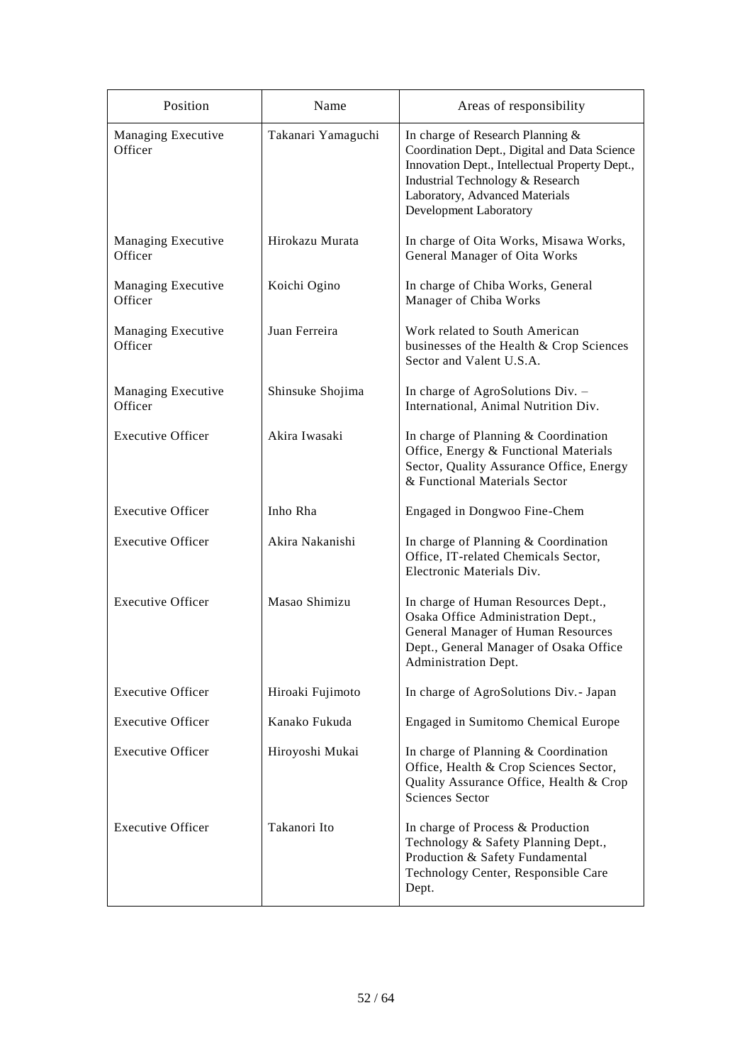| Position | Name | Areas of responsibility |
|---|---|---|
| Managing Executive Officer | Takanari Yamaguchi | In charge of Research Planning & Coordination Dept., Digital and Data Science Innovation Dept., Intellectual Property Dept., Industrial Technology & Research Laboratory, Advanced Materials Development Laboratory |
| Managing Executive Officer | Hirokazu Murata | In charge of Oita Works, Misawa Works, General Manager of Oita Works |
| Managing Executive Officer | Koichi Ogino | In charge of Chiba Works, General Manager of Chiba Works |
| Managing Executive Officer | Juan Ferreira | Work related to South American businesses of the Health & Crop Sciences Sector and Valent U.S.A. |
| Managing Executive Officer | Shinsuke Shojima | In charge of AgroSolutions Div. – International, Animal Nutrition Div. |
| Executive Officer | Akira Iwasaki | In charge of Planning & Coordination Office, Energy & Functional Materials Sector, Quality Assurance Office, Energy & Functional Materials Sector |
| Executive Officer | Inho Rha | Engaged in Dongwoo Fine-Chem |
| Executive Officer | Akira Nakanishi | In charge of Planning & Coordination Office, IT-related Chemicals Sector, Electronic Materials Div. |
| Executive Officer | Masao Shimizu | In charge of Human Resources Dept., Osaka Office Administration Dept., General Manager of Human Resources Dept., General Manager of Osaka Office Administration Dept. |
| Executive Officer | Hiroaki Fujimoto | In charge of AgroSolutions Div.- Japan |
| Executive Officer | Kanako Fukuda | Engaged in Sumitomo Chemical Europe |
| Executive Officer | Hiroyoshi Mukai | In charge of Planning & Coordination Office, Health & Crop Sciences Sector, Quality Assurance Office, Health & Crop Sciences Sector |
| Executive Officer | Takanori Ito | In charge of Process & Production Technology & Safety Planning Dept., Production & Safety Fundamental Technology Center, Responsible Care Dept. |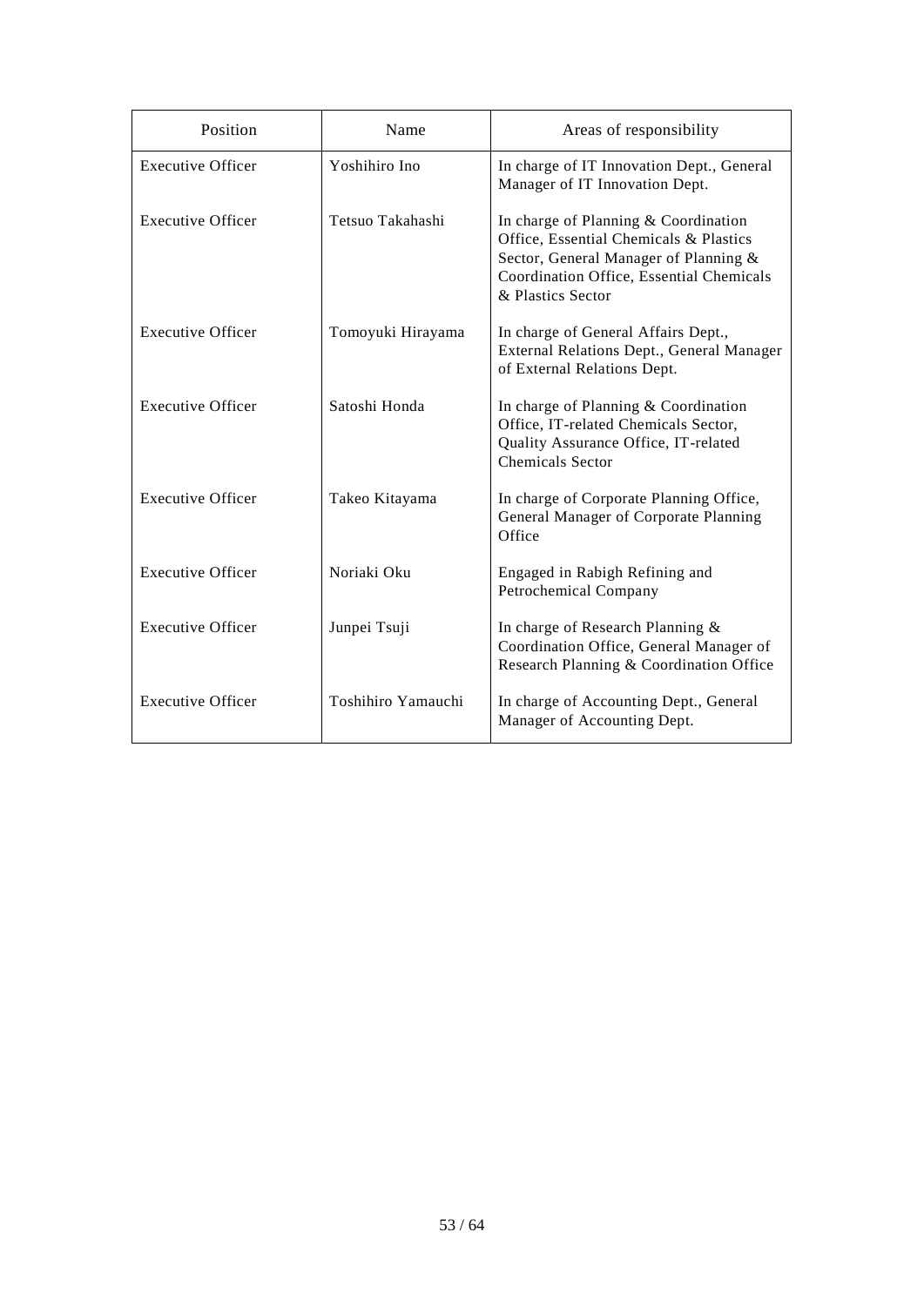| Position | Name | Areas of responsibility |
| --- | --- | --- |
| Executive Officer | Yoshihiro Ino | In charge of IT Innovation Dept., General Manager of IT Innovation Dept. |
| Executive Officer | Tetsuo Takahashi | In charge of Planning & Coordination Office, Essential Chemicals & Plastics Sector, General Manager of Planning & Coordination Office, Essential Chemicals & Plastics Sector |
| Executive Officer | Tomoyuki Hirayama | In charge of General Affairs Dept., External Relations Dept., General Manager of External Relations Dept. |
| Executive Officer | Satoshi Honda | In charge of Planning & Coordination Office, IT-related Chemicals Sector, Quality Assurance Office, IT-related Chemicals Sector |
| Executive Officer | Takeo Kitayama | In charge of Corporate Planning Office, General Manager of Corporate Planning Office |
| Executive Officer | Noriaki Oku | Engaged in Rabigh Refining and Petrochemical Company |
| Executive Officer | Junpei Tsuji | In charge of Research Planning & Coordination Office, General Manager of Research Planning & Coordination Office |
| Executive Officer | Toshihiro Yamauchi | In charge of Accounting Dept., General Manager of Accounting Dept. |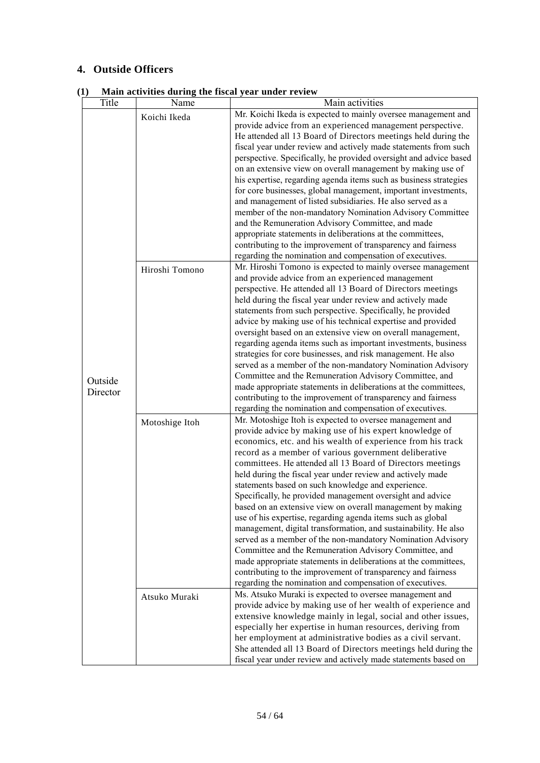## 4. Outside Officers

### (1) Main activities during the fiscal year under review

| Title | Name | Main activities |
|---|---|---|
| Outside Director | Koichi Ikeda | Mr. Koichi Ikeda is expected to mainly oversee management and provide advice from an experienced management perspective. He attended all 13 Board of Directors meetings held during the fiscal year under review and actively made statements from such perspective. Specifically, he provided oversight and advice based on an extensive view on overall management by making use of his expertise, regarding agenda items such as business strategies for core businesses, global management, important investments, and management of listed subsidiaries. He also served as a member of the non-mandatory Nomination Advisory Committee and the Remuneration Advisory Committee, and made appropriate statements in deliberations at the committees, contributing to the improvement of transparency and fairness regarding the nomination and compensation of executives. |
| | Hiroshi Tomono | Mr. Hiroshi Tomono is expected to mainly oversee management and provide advice from an experienced management perspective. He attended all 13 Board of Directors meetings held during the fiscal year under review and actively made statements from such perspective. Specifically, he provided advice by making use of his technical expertise and provided oversight based on an extensive view on overall management, regarding agenda items such as important investments, business strategies for core businesses, and risk management. He also served as a member of the non-mandatory Nomination Advisory Committee and the Remuneration Advisory Committee, and made appropriate statements in deliberations at the committees, contributing to the improvement of transparency and fairness regarding the nomination and compensation of executives. |
| | Motoshige Itoh | Mr. Motoshige Itoh is expected to oversee management and provide advice by making use of his expert knowledge of economics, etc. and his wealth of experience from his track record as a member of various government deliberative committees. He attended all 13 Board of Directors meetings held during the fiscal year under review and actively made statements based on such knowledge and experience. Specifically, he provided management oversight and advice based on an extensive view on overall management by making use of his expertise, regarding agenda items such as global management, digital transformation, and sustainability. He also served as a member of the non-mandatory Nomination Advisory Committee and the Remuneration Advisory Committee, and made appropriate statements in deliberations at the committees, contributing to the improvement of transparency and fairness regarding the nomination and compensation of executives. |
| | Atsuko Muraki | Ms. Atsuko Muraki is expected to oversee management and provide advice by making use of her wealth of experience and extensive knowledge mainly in legal, social and other issues, especially her expertise in human resources, deriving from her employment at administrative bodies as a civil servant. She attended all 13 Board of Directors meetings held during the fiscal year under review and actively made statements based on |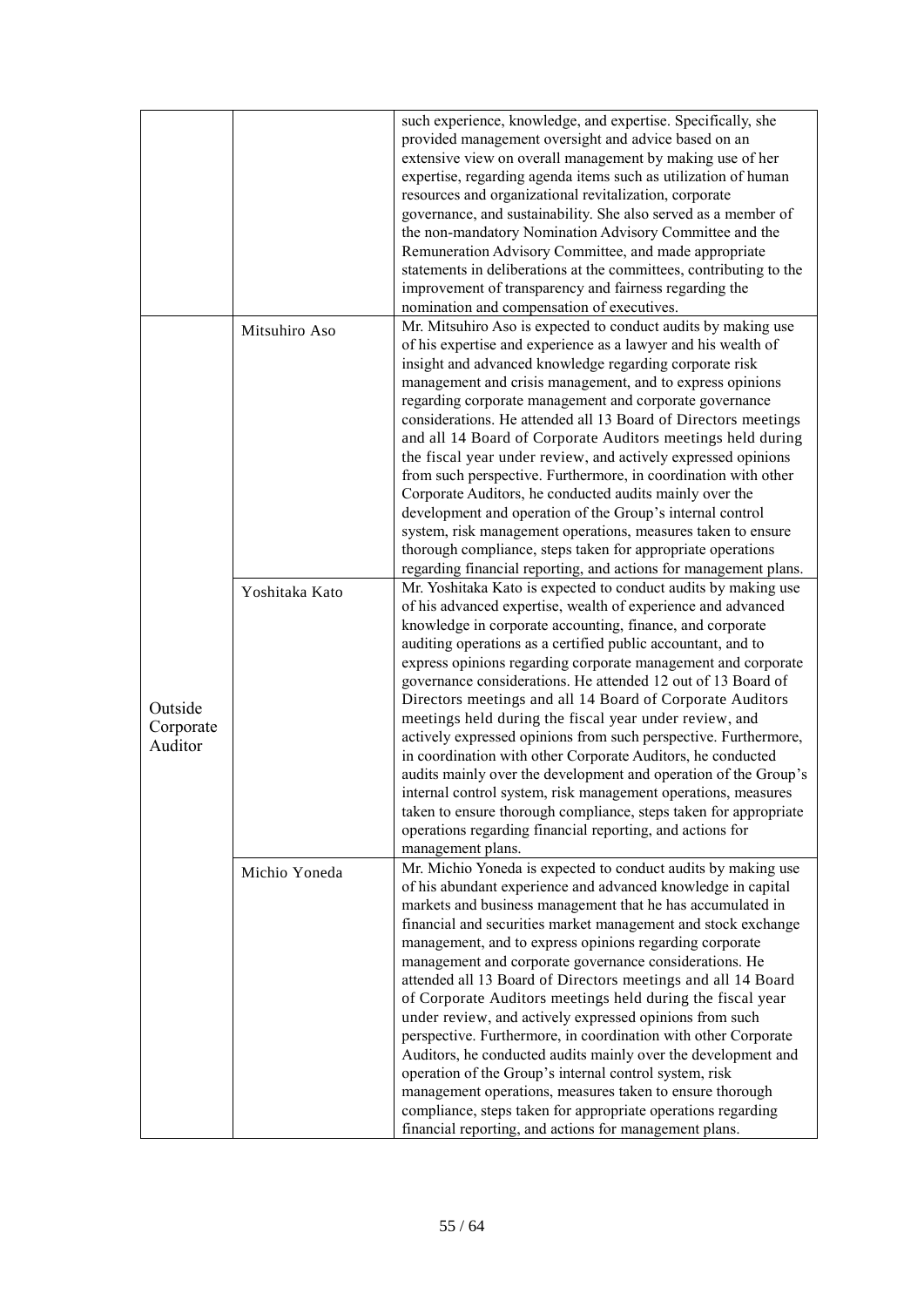| | | |
|---|---|---|
| | | such experience, knowledge, and expertise. Specifically, she provided management oversight and advice based on an extensive view on overall management by making use of her expertise, regarding agenda items such as utilization of human resources and organizational revitalization, corporate governance, and sustainability. She also served as a member of the non-mandatory Nomination Advisory Committee and the Remuneration Advisory Committee, and made appropriate statements in deliberations at the committees, contributing to the improvement of transparency and fairness regarding the nomination and compensation of executives. |
| Outside Corporate Auditor | Mitsuhiro Aso | Mr. Mitsuhiro Aso is expected to conduct audits by making use of his expertise and experience as a lawyer and his wealth of insight and advanced knowledge regarding corporate risk management and crisis management, and to express opinions regarding corporate management and corporate governance considerations. He attended all 13 Board of Directors meetings and all 14 Board of Corporate Auditors meetings held during the fiscal year under review, and actively expressed opinions from such perspective. Furthermore, in coordination with other Corporate Auditors, he conducted audits mainly over the development and operation of the Group's internal control system, risk management operations, measures taken to ensure thorough compliance, steps taken for appropriate operations regarding financial reporting, and actions for management plans. |
| | Yoshitaka Kato | Mr. Yoshitaka Kato is expected to conduct audits by making use of his advanced expertise, wealth of experience and advanced knowledge in corporate accounting, finance, and corporate auditing operations as a certified public accountant, and to express opinions regarding corporate management and corporate governance considerations. He attended 12 out of 13 Board of Directors meetings and all 14 Board of Corporate Auditors meetings held during the fiscal year under review, and actively expressed opinions from such perspective. Furthermore, in coordination with other Corporate Auditors, he conducted audits mainly over the development and operation of the Group's internal control system, risk management operations, measures taken to ensure thorough compliance, steps taken for appropriate operations regarding financial reporting, and actions for management plans. |
| | Michio Yoneda | Mr. Michio Yoneda is expected to conduct audits by making use of his abundant experience and advanced knowledge in capital markets and business management that he has accumulated in financial and securities market management and stock exchange management, and to express opinions regarding corporate management and corporate governance considerations. He attended all 13 Board of Directors meetings and all 14 Board of Corporate Auditors meetings held during the fiscal year under review, and actively expressed opinions from such perspective. Furthermore, in coordination with other Corporate Auditors, he conducted audits mainly over the development and operation of the Group's internal control system, risk management operations, measures taken to ensure thorough compliance, steps taken for appropriate operations regarding financial reporting, and actions for management plans. |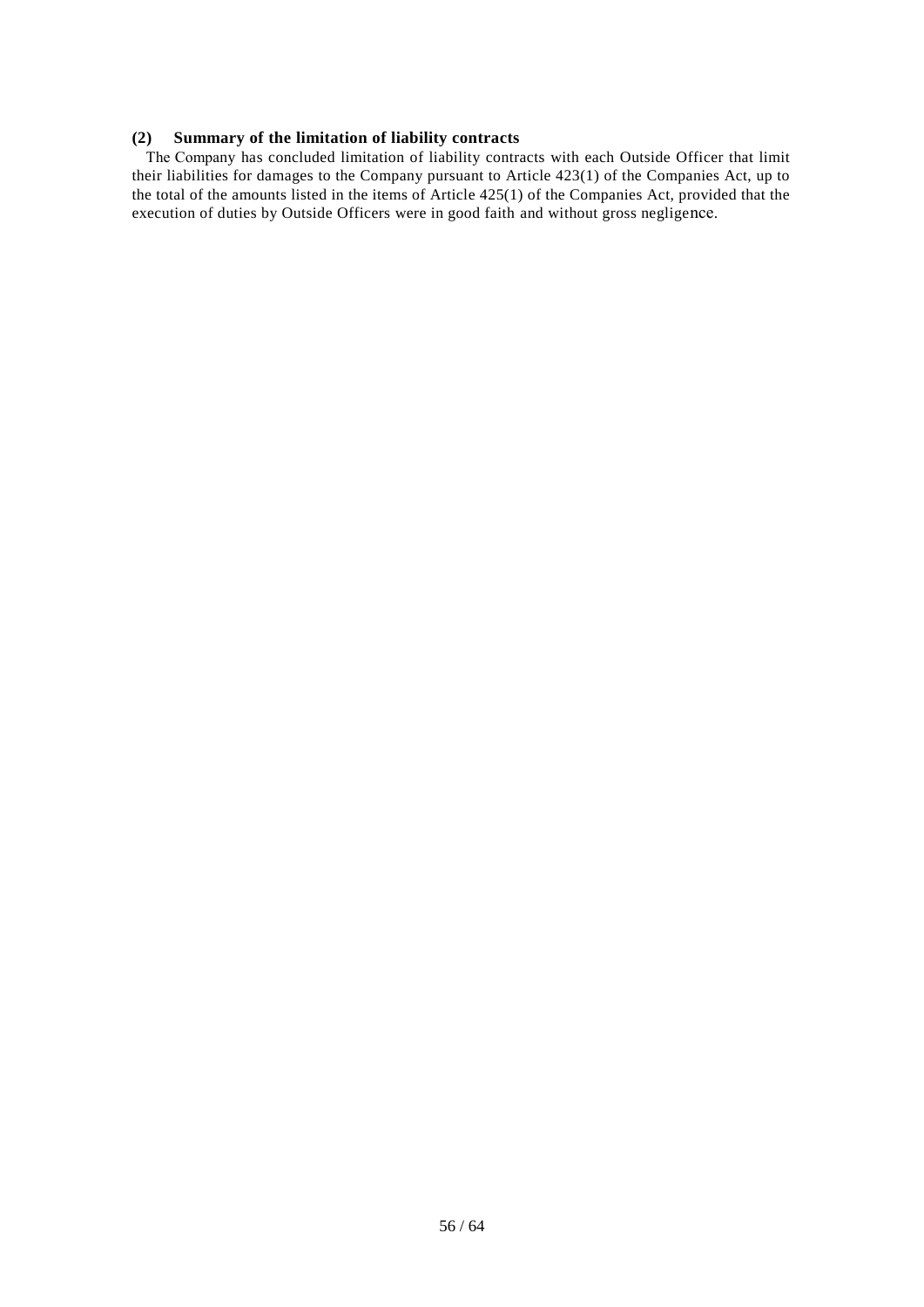### (2) Summary of the limitation of liability contracts

The Company has concluded limitation of liability contracts with each Outside Officer that limit their liabilities for damages to the Company pursuant to Article 423(1) of the Companies Act, up to the total of the amounts listed in the items of Article 425(1) of the Companies Act, provided that the execution of duties by Outside Officers were in good faith and without gross negligence.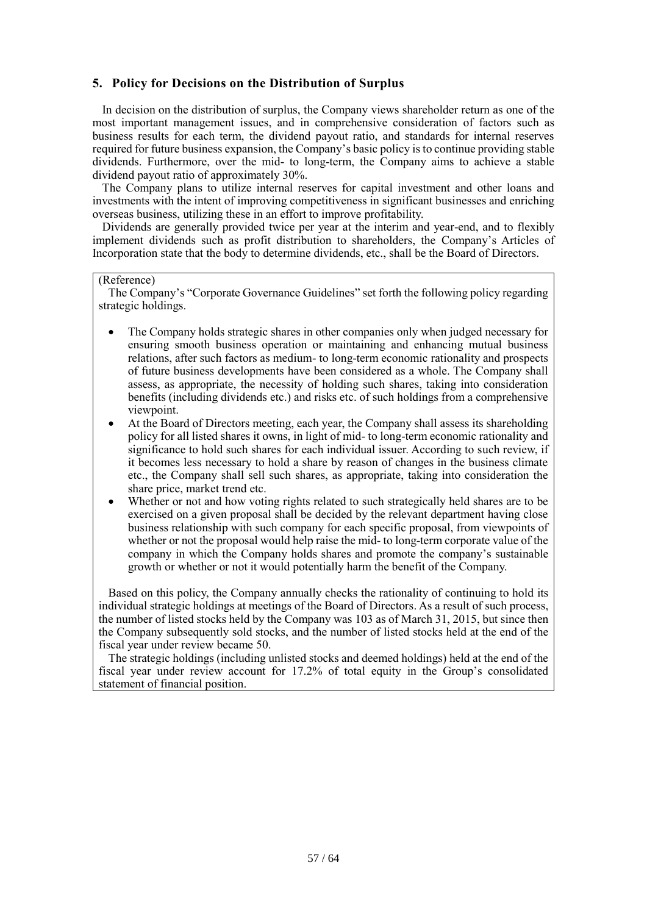## 5. Policy for Decisions on the Distribution of Surplus

In decision on the distribution of surplus, the Company views shareholder return as one of the most important management issues, and in comprehensive consideration of factors such as business results for each term, the dividend payout ratio, and standards for internal reserves required for future business expansion, the Company's basic policy is to continue providing stable dividends. Furthermore, over the mid- to long-term, the Company aims to achieve a stable dividend payout ratio of approximately 30%.

The Company plans to utilize internal reserves for capital investment and other loans and investments with the intent of improving competitiveness in significant businesses and enriching overseas business, utilizing these in an effort to improve profitability.

Dividends are generally provided twice per year at the interim and year-end, and to flexibly implement dividends such as profit distribution to shareholders, the Company's Articles of Incorporation state that the body to determine dividends, etc., shall be the Board of Directors.

(Reference)

The Company's "Corporate Governance Guidelines" set forth the following policy regarding strategic holdings.

- The Company holds strategic shares in other companies only when judged necessary for ensuring smooth business operation or maintaining and enhancing mutual business relations, after such factors as medium- to long-term economic rationality and prospects of future business developments have been considered as a whole. The Company shall assess, as appropriate, the necessity of holding such shares, taking into consideration benefits (including dividends etc.) and risks etc. of such holdings from a comprehensive viewpoint.
- At the Board of Directors meeting, each year, the Company shall assess its shareholding policy for all listed shares it owns, in light of mid- to long-term economic rationality and significance to hold such shares for each individual issuer. According to such review, if it becomes less necessary to hold a share by reason of changes in the business climate etc., the Company shall sell such shares, as appropriate, taking into consideration the share price, market trend etc.
- Whether or not and how voting rights related to such strategically held shares are to be exercised on a given proposal shall be decided by the relevant department having close business relationship with such company for each specific proposal, from viewpoints of whether or not the proposal would help raise the mid- to long-term corporate value of the company in which the Company holds shares and promote the company's sustainable growth or whether or not it would potentially harm the benefit of the Company.

Based on this policy, the Company annually checks the rationality of continuing to hold its individual strategic holdings at meetings of the Board of Directors. As a result of such process, the number of listed stocks held by the Company was 103 as of March 31, 2015, but since then the Company subsequently sold stocks, and the number of listed stocks held at the end of the fiscal year under review became 50.

The strategic holdings (including unlisted stocks and deemed holdings) held at the end of the fiscal year under review account for 17.2% of total equity in the Group's consolidated statement of financial position.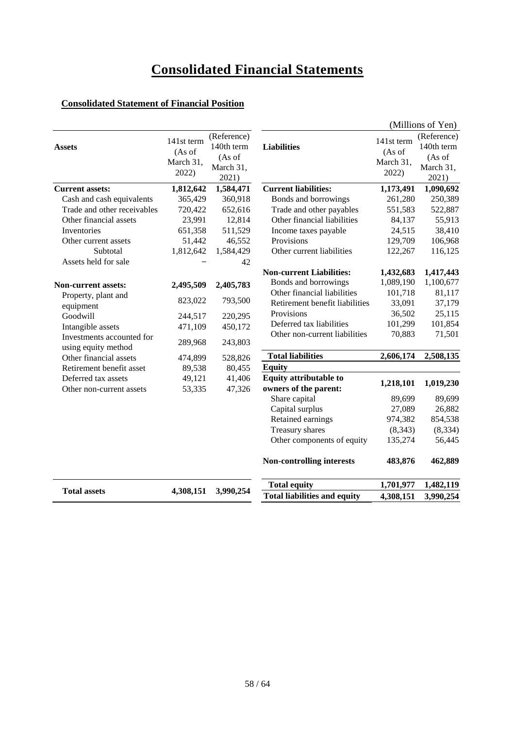# Consolidated Financial Statements

## Consolidated Statement of Financial Position

(Millions of Yen)

| Assets | 141st term (As of March 31, 2022) | (Reference) 140th term (As of March 31, 2021) |
|---|---|---|
| **Current assets:** | **1,812,642** | **1,584,471** |
| Cash and cash equivalents | 365,429 | 360,918 |
| Trade and other receivables | 720,422 | 652,616 |
| Other financial assets | 23,991 | 12,814 |
| Inventories | 651,358 | 511,529 |
| Other current assets | 51,442 | 46,552 |
| Subtotal | 1,812,642 | 1,584,429 |
| Assets held for sale | – | 42 |
| **Non-current assets:** | **2,495,509** | **2,405,783** |
| Property, plant and equipment | 823,022 | 793,500 |
| Goodwill | 244,517 | 220,295 |
| Intangible assets | 471,109 | 450,172 |
| Investments accounted for using equity method | 289,968 | 243,803 |
| Other financial assets | 474,899 | 528,826 |
| Retirement benefit asset | 89,538 | 80,455 |
| Deferred tax assets | 49,121 | 41,406 |
| Other non-current assets | 53,335 | 47,326 |
| **Total assets** | **4,308,151** | **3,990,254** |

| Liabilities | 141st term (As of March 31, 2022) | (Reference) 140th term (As of March 31, 2021) |
|---|---|---|
| **Current liabilities:** | **1,173,491** | **1,090,692** |
| Bonds and borrowings | 261,280 | 250,389 |
| Trade and other payables | 551,583 | 522,887 |
| Other financial liabilities | 84,137 | 55,913 |
| Income taxes payable | 24,515 | 38,410 |
| Provisions | 129,709 | 106,968 |
| Other current liabilities | 122,267 | 116,125 |
| **Non-current Liabilities:** | **1,432,683** | **1,417,443** |
| Bonds and borrowings | 1,089,190 | 1,100,677 |
| Other financial liabilities | 101,718 | 81,117 |
| Retirement benefit liabilities | 33,091 | 37,179 |
| Provisions | 36,502 | 25,115 |
| Deferred tax liabilities | 101,299 | 101,854 |
| Other non-current liabilities | 70,883 | 71,501 |
| **Total liabilities** | **2,606,174** | **2,508,135** |
| **Equity** | | |
| **Equity attributable to owners of the parent:** | **1,218,101** | **1,019,230** |
| Share capital | 89,699 | 89,699 |
| Capital surplus | 27,089 | 26,882 |
| Retained earnings | 974,382 | 854,538 |
| Treasury shares | (8,343) | (8,334) |
| Other components of equity | 135,274 | 56,445 |
| **Non-controlling interests** | **483,876** | **462,889** |
| **Total equity** | **1,701,977** | **1,482,119** |
| **Total liabilities and equity** | **4,308,151** | **3,990,254** |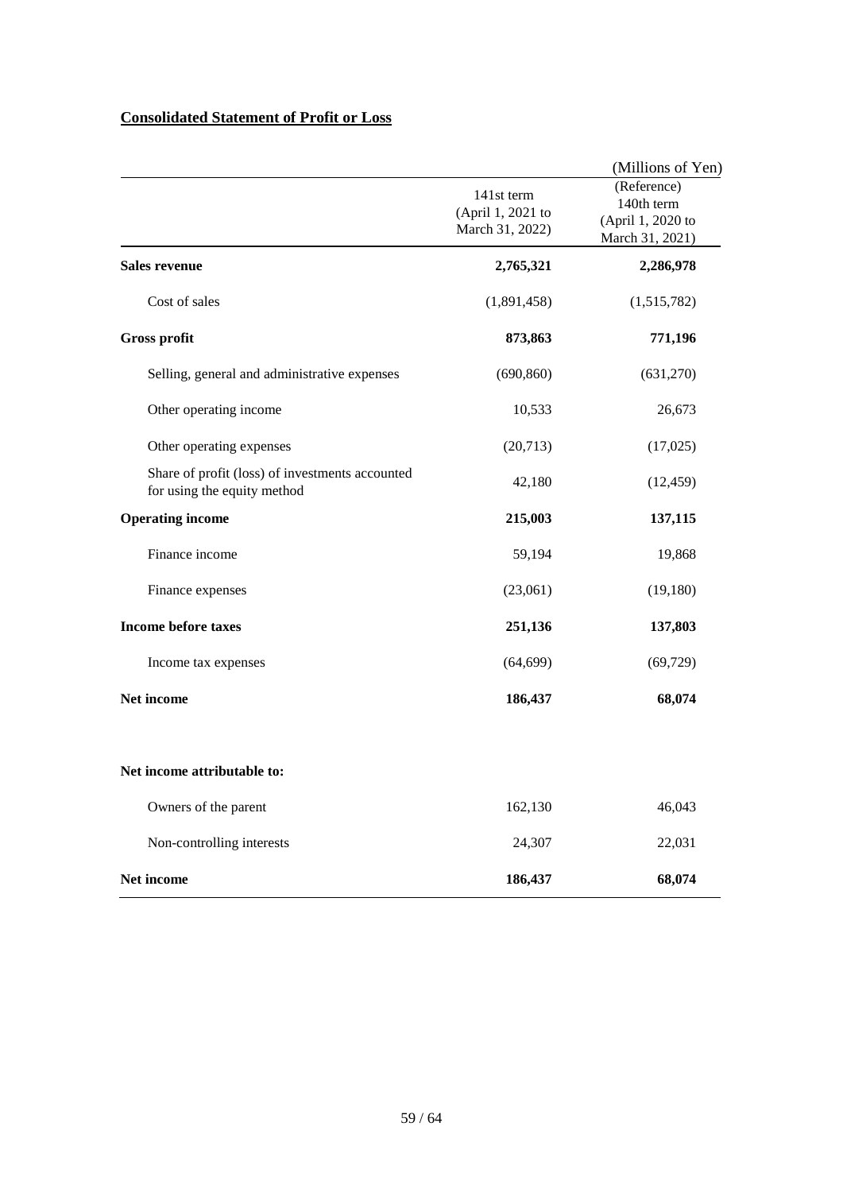## Consolidated Statement of Profit or Loss

(Millions of Yen)

| | 141st term (April 1, 2021 to March 31, 2022) | (Reference) 140th term (April 1, 2020 to March 31, 2021) |
|---|---|---|
| **Sales revenue** | **2,765,321** | **2,286,978** |
| Cost of sales | (1,891,458) | (1,515,782) |
| **Gross profit** | **873,863** | **771,196** |
| Selling, general and administrative expenses | (690,860) | (631,270) |
| Other operating income | 10,533 | 26,673 |
| Other operating expenses | (20,713) | (17,025) |
| Share of profit (loss) of investments accounted for using the equity method | 42,180 | (12,459) |
| **Operating income** | **215,003** | **137,115** |
| Finance income | 59,194 | 19,868 |
| Finance expenses | (23,061) | (19,180) |
| **Income before taxes** | **251,136** | **137,803** |
| Income tax expenses | (64,699) | (69,729) |
| **Net income** | **186,437** | **68,074** |
| | | |
| **Net income attributable to:** | | |
| Owners of the parent | 162,130 | 46,043 |
| Non-controlling interests | 24,307 | 22,031 |
| **Net income** | **186,437** | **68,074** |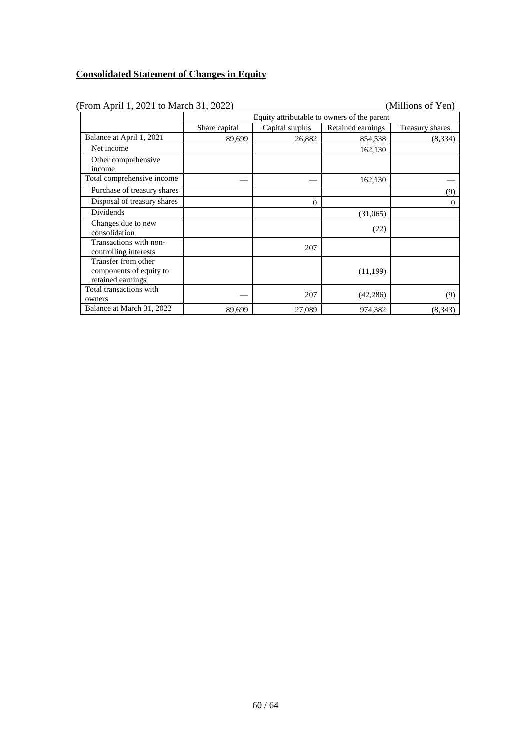## **Consolidated Statement of Changes in Equity**

(From April 1, 2021 to March 31, 2022) (Millions of Yen)

| | Equity attributable to owners of the parent | | | |
|---|---|---|---|---|
| | Share capital | Capital surplus | Retained earnings | Treasury shares |
| Balance at April 1, 2021 | 89,699 | 26,882 | 854,538 | (8,334) |
| Net income | | | 162,130 | |
| Other comprehensive income | | | | |
| Total comprehensive income | — | — | 162,130 | — |
| Purchase of treasury shares | | | | (9) |
| Disposal of treasury shares | | 0 | | 0 |
| Dividends | | | (31,065) | |
| Changes due to new consolidation | | | (22) | |
| Transactions with non-controlling interests | | 207 | | |
| Transfer from other components of equity to retained earnings | | | (11,199) | |
| Total transactions with owners | — | 207 | (42,286) | (9) |
| Balance at March 31, 2022 | 89,699 | 27,089 | 974,382 | (8,343) |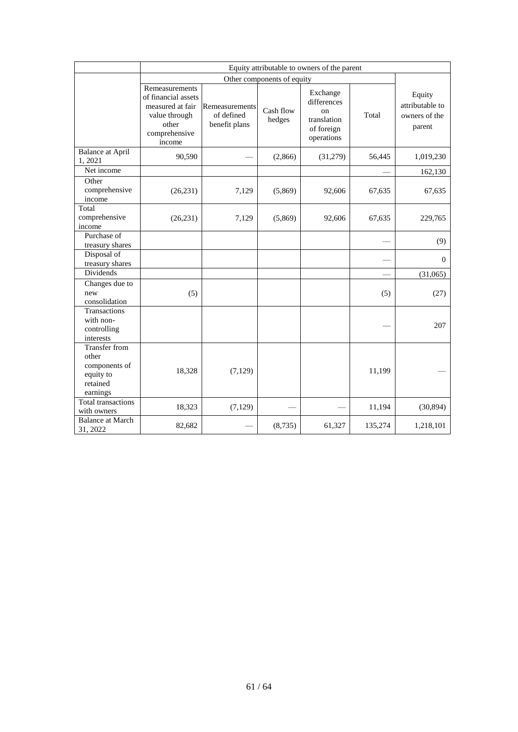| | Equity attributable to owners of the parent | | | | | |
|---|---|---|---|---|---|---|
| | Other components of equity | | | | | |
| | Remeasurements of financial assets measured at fair value through other comprehensive income | Remeasurements of defined benefit plans | Cash flow hedges | Exchange differences on translation of foreign operations | Total | Equity attributable to owners of the parent |
| Balance at April 1, 2021 | 90,590 | — | (2,866) | (31,279) | 56,445 | 1,019,230 |
| Net income | | | | | — | 162,130 |
| Other comprehensive income | (26,231) | 7,129 | (5,869) | 92,606 | 67,635 | 67,635 |
| Total comprehensive income | (26,231) | 7,129 | (5,869) | 92,606 | 67,635 | 229,765 |
| Purchase of treasury shares | | | | | — | (9) |
| Disposal of treasury shares | | | | | — | 0 |
| Dividends | | | | | — | (31,065) |
| Changes due to new consolidation | (5) | | | | (5) | (27) |
| Transactions with non-controlling interests | | | | | — | 207 |
| Transfer from other components of equity to retained earnings | 18,328 | (7,129) | | | 11,199 | — |
| Total transactions with owners | 18,323 | (7,129) | — | — | 11,194 | (30,894) |
| Balance at March 31, 2022 | 82,682 | — | (8,735) | 61,327 | 135,274 | 1,218,101 |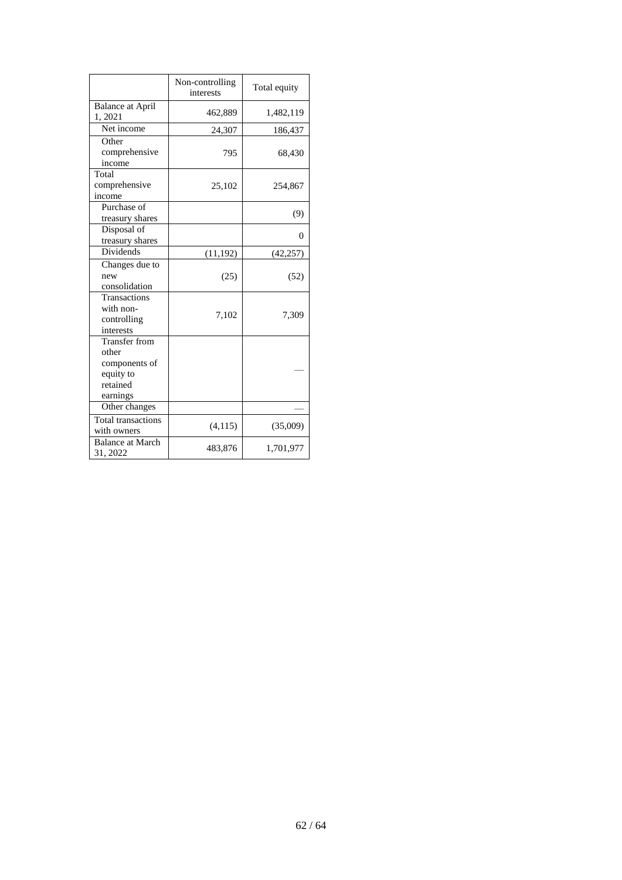| | Non-controlling interests | Total equity |
|---|---|---|
| Balance at April 1, 2021 | 462,889 | 1,482,119 |
| Net income | 24,307 | 186,437 |
| Other comprehensive income | 795 | 68,430 |
| Total comprehensive income | 25,102 | 254,867 |
| Purchase of treasury shares | | (9) |
| Disposal of treasury shares | | 0 |
| Dividends | (11,192) | (42,257) |
| Changes due to new consolidation | (25) | (52) |
| Transactions with non-controlling interests | 7,102 | 7,309 |
| Transfer from other components of equity to retained earnings | | — |
| Other changes | | — |
| Total transactions with owners | (4,115) | (35,009) |
| Balance at March 31, 2022 | 483,876 | 1,701,977 |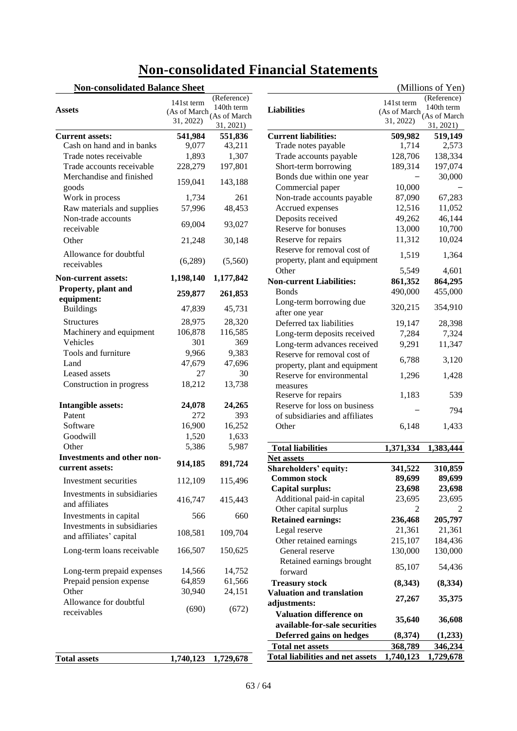# Non-consolidated Financial Statements

**Non-consolidated Balance Sheet**

(Millions of Yen)

| Assets | 141st term (As of March 31, 2022) | (Reference) 140th term (As of March 31, 2021) |
|---|---|---|
| **Current assets:** | **541,984** | **551,836** |
| Cash on hand and in banks | 9,077 | 43,211 |
| Trade notes receivable | 1,893 | 1,307 |
| Trade accounts receivable | 228,279 | 197,801 |
| Merchandise and finished goods | 159,041 | 143,188 |
| Work in process | 1,734 | 261 |
| Raw materials and supplies | 57,996 | 48,453 |
| Non-trade accounts receivable | 69,004 | 93,027 |
| Other | 21,248 | 30,148 |
| Allowance for doubtful receivables | (6,289) | (5,560) |
| **Non-current assets:** | **1,198,140** | **1,177,842** |
| **Property, plant and equipment:** | **259,877** | **261,853** |
| Buildings | 47,839 | 45,731 |
| Structures | 28,975 | 28,320 |
| Machinery and equipment | 106,878 | 116,585 |
| Vehicles | 301 | 369 |
| Tools and furniture | 9,966 | 9,383 |
| Land | 47,679 | 47,696 |
| Leased assets | 27 | 30 |
| Construction in progress | 18,212 | 13,738 |
| **Intangible assets:** | **24,078** | **24,265** |
| Patent | 272 | 393 |
| Software | 16,900 | 16,252 |
| Goodwill | 1,520 | 1,633 |
| Other | 5,386 | 5,987 |
| **Investments and other non-current assets:** | **914,185** | **891,724** |
| Investment securities | 112,109 | 115,496 |
| Investments in subsidiaries and affiliates | 416,747 | 415,443 |
| Investments in capital | 566 | 660 |
| Investments in subsidiaries and affiliates' capital | 108,581 | 109,704 |
| Long-term loans receivable | 166,507 | 150,625 |
| Long-term prepaid expenses | 14,566 | 14,752 |
| Prepaid pension expense | 64,859 | 61,566 |
| Other | 30,940 | 24,151 |
| Allowance for doubtful receivables | (690) | (672) |
| **Total assets** | **1,740,123** | **1,729,678** |

| Liabilities | 141st term (As of March 31, 2022) | (Reference) 140th term (As of March 31, 2021) |
|---|---|---|
| **Current liabilities:** | **509,982** | **519,149** |
| Trade notes payable | 1,714 | 2,573 |
| Trade accounts payable | 128,706 | 138,334 |
| Short-term borrowing | 189,314 | 197,074 |
| Bonds due within one year | – | 30,000 |
| Commercial paper | 10,000 | – |
| Non-trade accounts payable | 87,090 | 67,283 |
| Accrued expenses | 12,516 | 11,052 |
| Deposits received | 49,262 | 46,144 |
| Reserve for bonuses | 13,000 | 10,700 |
| Reserve for repairs | 11,312 | 10,024 |
| Reserve for removal cost of property, plant and equipment | 1,519 | 1,364 |
| Other | 5,549 | 4,601 |
| **Non-current Liabilities:** | **861,352** | **864,295** |
| Bonds | 490,000 | 455,000 |
| Long-term borrowing due after one year | 320,215 | 354,910 |
| Deferred tax liabilities | 19,147 | 28,398 |
| Long-term deposits received | 7,284 | 7,324 |
| Long-term advances received | 9,291 | 11,347 |
| Reserve for removal cost of property, plant and equipment | 6,788 | 3,120 |
| Reserve for environmental measures | 1,296 | 1,428 |
| Reserve for repairs | 1,183 | 539 |
| Reserve for loss on business of subsidiaries and affiliates | – | 794 |
| Other | 6,148 | 1,433 |
| **Total liabilities** | **1,371,334** | **1,383,444** |
| **Net assets** | | |
| **Shareholders' equity:** | **341,522** | **310,859** |
| **Common stock** | **89,699** | **89,699** |
| **Capital surplus:** | **23,698** | **23,698** |
| Additional paid-in capital | 23,695 | 23,695 |
| Other capital surplus | 2 | 2 |
| **Retained earnings:** | **236,468** | **205,797** |
| Legal reserve | 21,361 | 21,361 |
| Other retained earnings | 215,107 | 184,436 |
| General reserve | 130,000 | 130,000 |
| Retained earnings brought forward | 85,107 | 54,436 |
| **Treasury stock** | **(8,343)** | **(8,334)** |
| **Valuation and translation adjustments:** | **27,267** | **35,375** |
| **Valuation difference on available-for-sale securities** | **35,640** | **36,608** |
| **Deferred gains on hedges** | **(8,374)** | **(1,233)** |
| **Total net assets** | **368,789** | **346,234** |
| **Total liabilities and net assets** | **1,740,123** | **1,729,678** |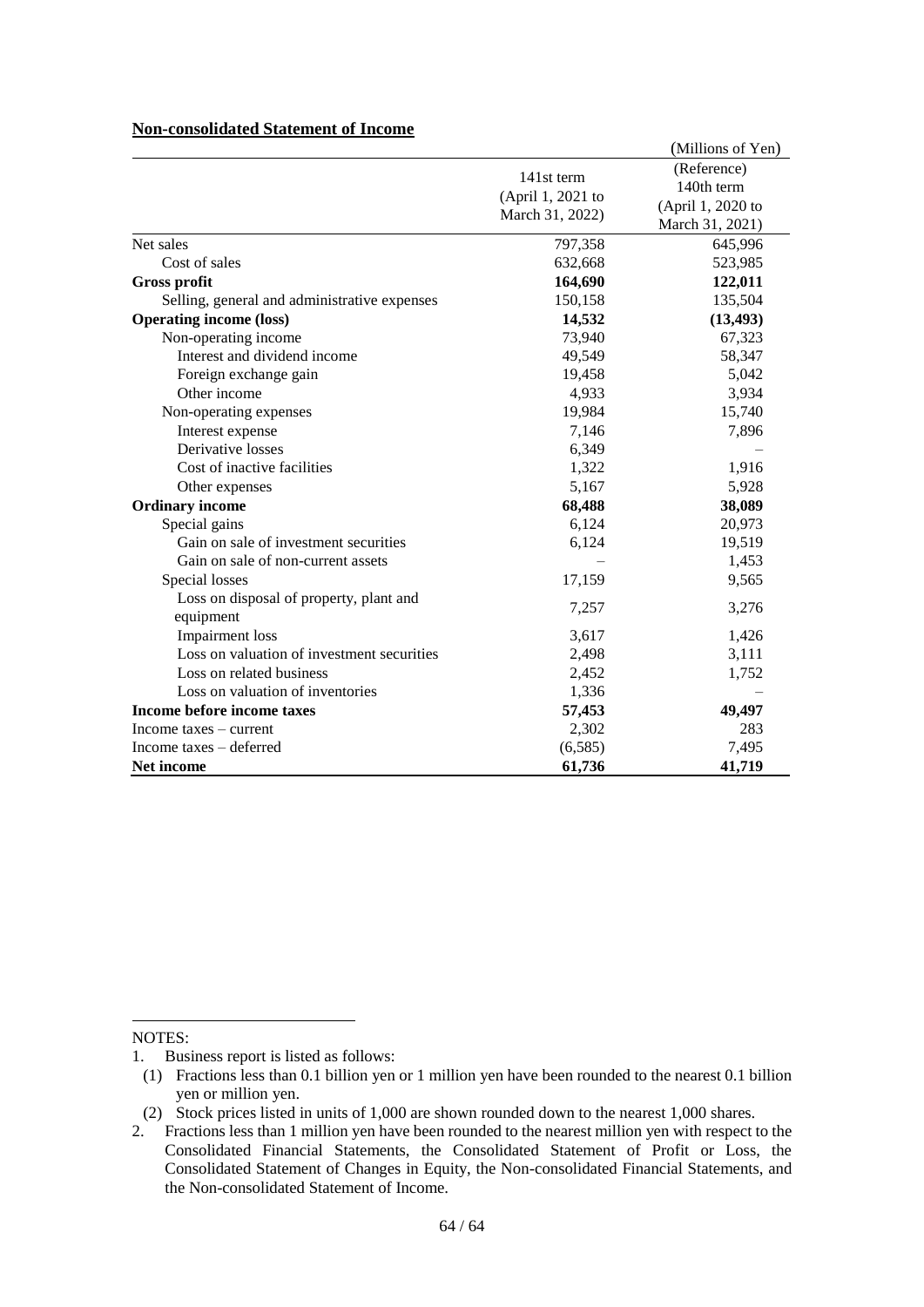## Non-consolidated Statement of Income

(Millions of Yen)

| | 141st term (April 1, 2021 to March 31, 2022) | (Reference) 140th term (April 1, 2020 to March 31, 2021) |
|---|---|---|
| Net sales | 797,358 | 645,996 |
| Cost of sales | 632,668 | 523,985 |
| **Gross profit** | **164,690** | **122,011** |
| Selling, general and administrative expenses | 150,158 | 135,504 |
| **Operating income (loss)** | **14,532** | **(13,493)** |
| Non-operating income | 73,940 | 67,323 |
| Interest and dividend income | 49,549 | 58,347 |
| Foreign exchange gain | 19,458 | 5,042 |
| Other income | 4,933 | 3,934 |
| Non-operating expenses | 19,984 | 15,740 |
| Interest expense | 7,146 | 7,896 |
| Derivative losses | 6,349 | – |
| Cost of inactive facilities | 1,322 | 1,916 |
| Other expenses | 5,167 | 5,928 |
| **Ordinary income** | **68,488** | **38,089** |
| Special gains | 6,124 | 20,973 |
| Gain on sale of investment securities | 6,124 | 19,519 |
| Gain on sale of non-current assets | – | 1,453 |
| Special losses | 17,159 | 9,565 |
| Loss on disposal of property, plant and equipment | 7,257 | 3,276 |
| Impairment loss | 3,617 | 1,426 |
| Loss on valuation of investment securities | 2,498 | 3,111 |
| Loss on related business | 2,452 | 1,752 |
| Loss on valuation of inventories | 1,336 | – |
| **Income before income taxes** | **57,453** | **49,497** |
| Income taxes – current | 2,302 | 283 |
| Income taxes – deferred | (6,585) | 7,495 |
| **Net income** | **61,736** | **41,719** |

NOTES:

1. Business report is listed as follows:
   (1) Fractions less than 0.1 billion yen or 1 million yen have been rounded to the nearest 0.1 billion yen or million yen.
   (2) Stock prices listed in units of 1,000 are shown rounded down to the nearest 1,000 shares.
2. Fractions less than 1 million yen have been rounded to the nearest million yen with respect to the Consolidated Financial Statements, the Consolidated Statement of Profit or Loss, the Consolidated Statement of Changes in Equity, the Non-consolidated Financial Statements, and the Non-consolidated Statement of Income.